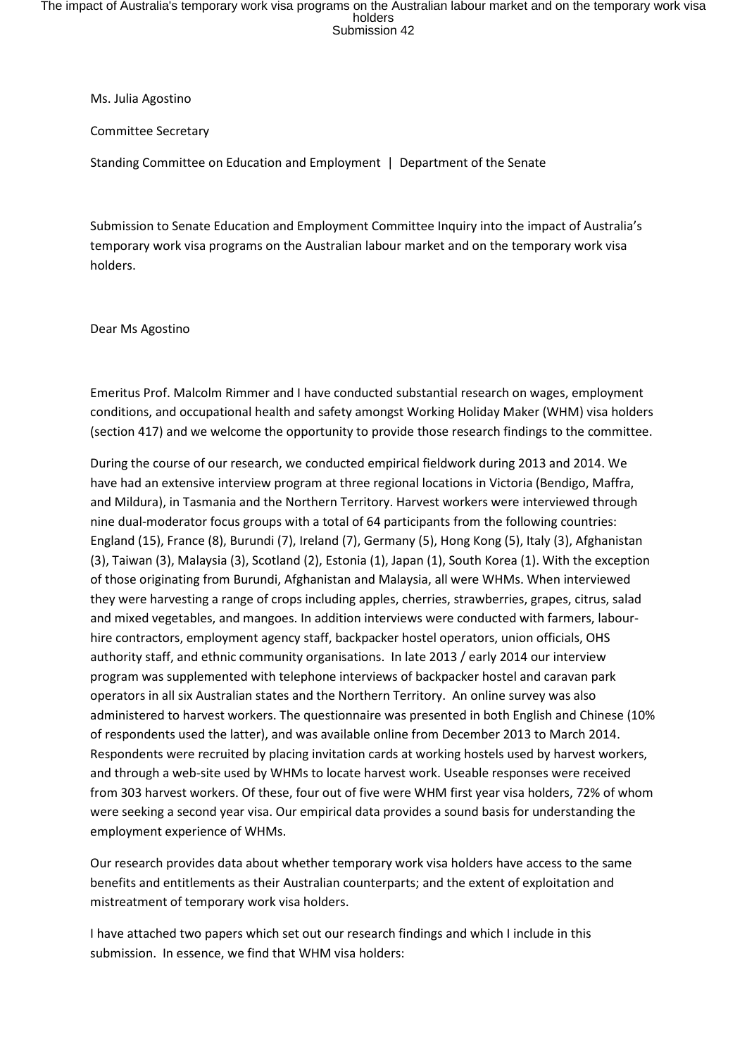Ms. Julia Agostino

Committee Secretary

Standing Committee on Education and Employment | Department of the Senate

Submission to Senate Education and Employment Committee Inquiry into the impact of Australia's temporary work visa programs on the Australian labour market and on the temporary work visa holders.

Dear Ms Agostino

Emeritus Prof. Malcolm Rimmer and I have conducted substantial research on wages, employment conditions, and occupational health and safety amongst Working Holiday Maker (WHM) visa holders (section 417) and we welcome the opportunity to provide those research findings to the committee.

During the course of our research, we conducted empirical fieldwork during 2013 and 2014. We have had an extensive interview program at three regional locations in Victoria (Bendigo, Maffra, and Mildura), in Tasmania and the Northern Territory. Harvest workers were interviewed through nine dual-moderator focus groups with a total of 64 participants from the following countries: England (15), France (8), Burundi (7), Ireland (7), Germany (5), Hong Kong (5), Italy (3), Afghanistan (3), Taiwan (3), Malaysia (3), Scotland (2), Estonia (1), Japan (1), South Korea (1). With the exception of those originating from Burundi, Afghanistan and Malaysia, all were WHMs. When interviewed they were harvesting a range of crops including apples, cherries, strawberries, grapes, citrus, salad and mixed vegetables, and mangoes. In addition interviews were conducted with farmers, labour-hire contractors, employment agency staff, backpacker hostel operators, union officials, OHS authority staff, and ethnic community organisations. In late 2013 / early 2014 our interview program was supplemented with telephone interviews of backpacker hostel and caravan park operators in all six Australian states and the Northern Territory. An online survey was also administered to harvest workers. The questionnaire was presented in both English and Chinese (10% of respondents used the latter), and was available online from December 2013 to March 2014. Respondents were recruited by placing invitation cards at working hostels used by harvest workers, and through a web-site used by WHMs to locate harvest work. Useable responses were received from 303 harvest workers. Of these, four out of five were WHM first year visa holders, 72% of whom were seeking a second year visa. Our empirical data provides a sound basis for understanding the employment experience of WHMs.

Our research provides data about whether temporary work visa holders have access to the same benefits and entitlements as their Australian counterparts; and the extent of exploitation and mistreatment of temporary work visa holders.

I have attached two papers which set out our research findings and which I include in this submission. In essence, we find that WHM visa holders: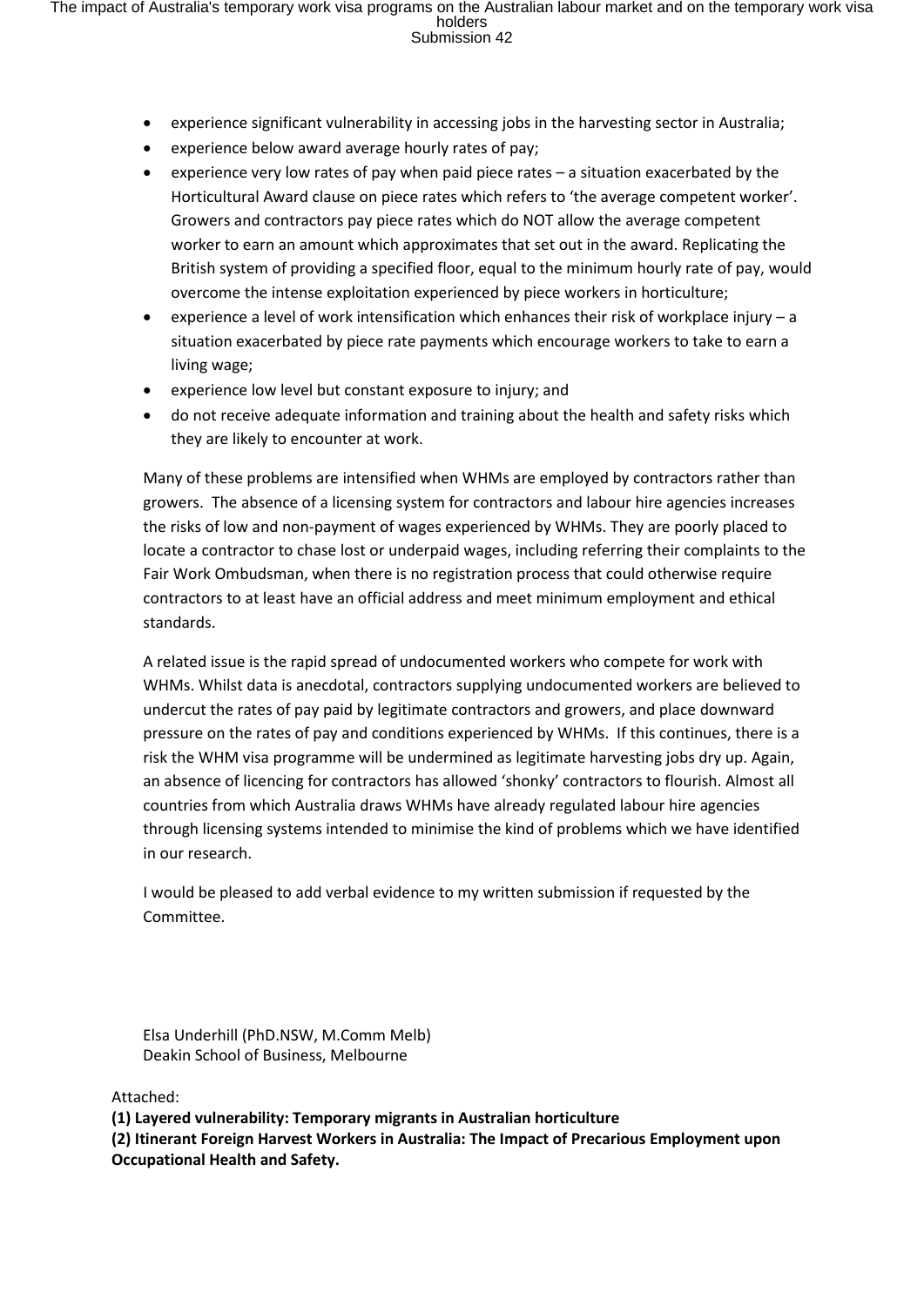- experience significant vulnerability in accessing jobs in the harvesting sector in Australia;
- experience below award average hourly rates of pay;
- experience very low rates of pay when paid piece rates – a situation exacerbated by the Horticultural Award clause on piece rates which refers to 'the average competent worker'. Growers and contractors pay piece rates which do NOT allow the average competent worker to earn an amount which approximates that set out in the award. Replicating the British system of providing a specified floor, equal to the minimum hourly rate of pay, would overcome the intense exploitation experienced by piece workers in horticulture;
- experience a level of work intensification which enhances their risk of workplace injury – a situation exacerbated by piece rate payments which encourage workers to take to earn a living wage;
- experience low level but constant exposure to injury; and
- do not receive adequate information and training about the health and safety risks which they are likely to encounter at work.

Many of these problems are intensified when WHMs are employed by contractors rather than growers. The absence of a licensing system for contractors and labour hire agencies increases the risks of low and non-payment of wages experienced by WHMs. They are poorly placed to locate a contractor to chase lost or underpaid wages, including referring their complaints to the Fair Work Ombudsman, when there is no registration process that could otherwise require contractors to at least have an official address and meet minimum employment and ethical standards.

A related issue is the rapid spread of undocumented workers who compete for work with WHMs. Whilst data is anecdotal, contractors supplying undocumented workers are believed to undercut the rates of pay paid by legitimate contractors and growers, and place downward pressure on the rates of pay and conditions experienced by WHMs. If this continues, there is a risk the WHM visa programme will be undermined as legitimate harvesting jobs dry up. Again, an absence of licencing for contractors has allowed 'shonky' contractors to flourish. Almost all countries from which Australia draws WHMs have already regulated labour hire agencies through licensing systems intended to minimise the kind of problems which we have identified in our research.

I would be pleased to add verbal evidence to my written submission if requested by the Committee.

Elsa Underhill (PhD.NSW, M.Comm Melb)
Deakin School of Business, Melbourne

Attached:

**(1) Layered vulnerability: Temporary migrants in Australian horticulture**

**(2) Itinerant Foreign Harvest Workers in Australia: The Impact of Precarious Employment upon Occupational Health and Safety.**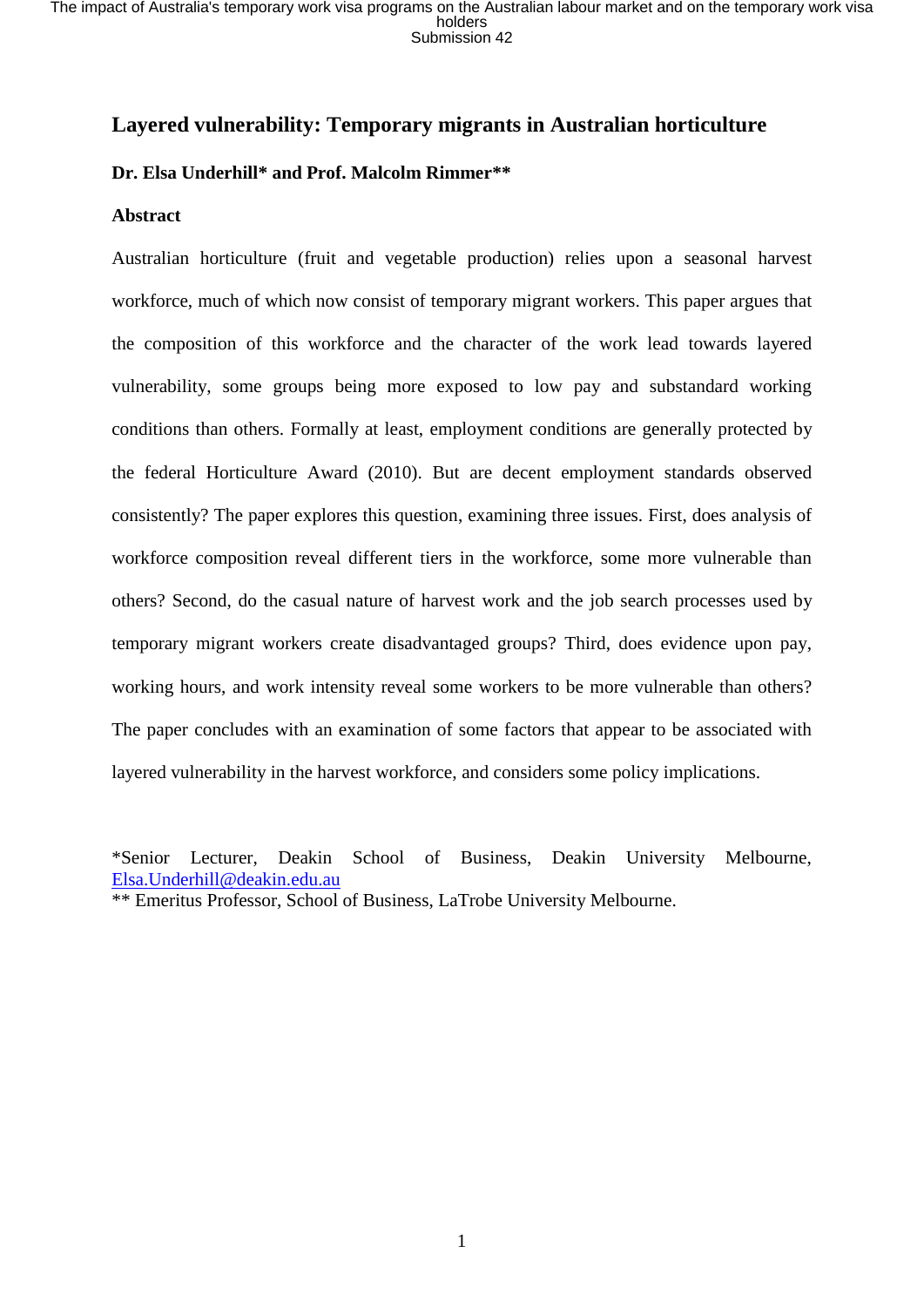# Layered vulnerability: Temporary migrants in Australian horticulture

**Dr. Elsa Underhill* and Prof. Malcolm Rimmer****

## Abstract

Australian horticulture (fruit and vegetable production) relies upon a seasonal harvest workforce, much of which now consist of temporary migrant workers. This paper argues that the composition of this workforce and the character of the work lead towards layered vulnerability, some groups being more exposed to low pay and substandard working conditions than others. Formally at least, employment conditions are generally protected by the federal Horticulture Award (2010). But are decent employment standards observed consistently? The paper explores this question, examining three issues. First, does analysis of workforce composition reveal different tiers in the workforce, some more vulnerable than others? Second, do the casual nature of harvest work and the job search processes used by temporary migrant workers create disadvantaged groups? Third, does evidence upon pay, working hours, and work intensity reveal some workers to be more vulnerable than others? The paper concludes with an examination of some factors that appear to be associated with layered vulnerability in the harvest workforce, and considers some policy implications.

*Senior Lecturer, Deakin School of Business, Deakin University Melbourne, Elsa.Underhill@deakin.edu.au

** Emeritus Professor, School of Business, LaTrobe University Melbourne.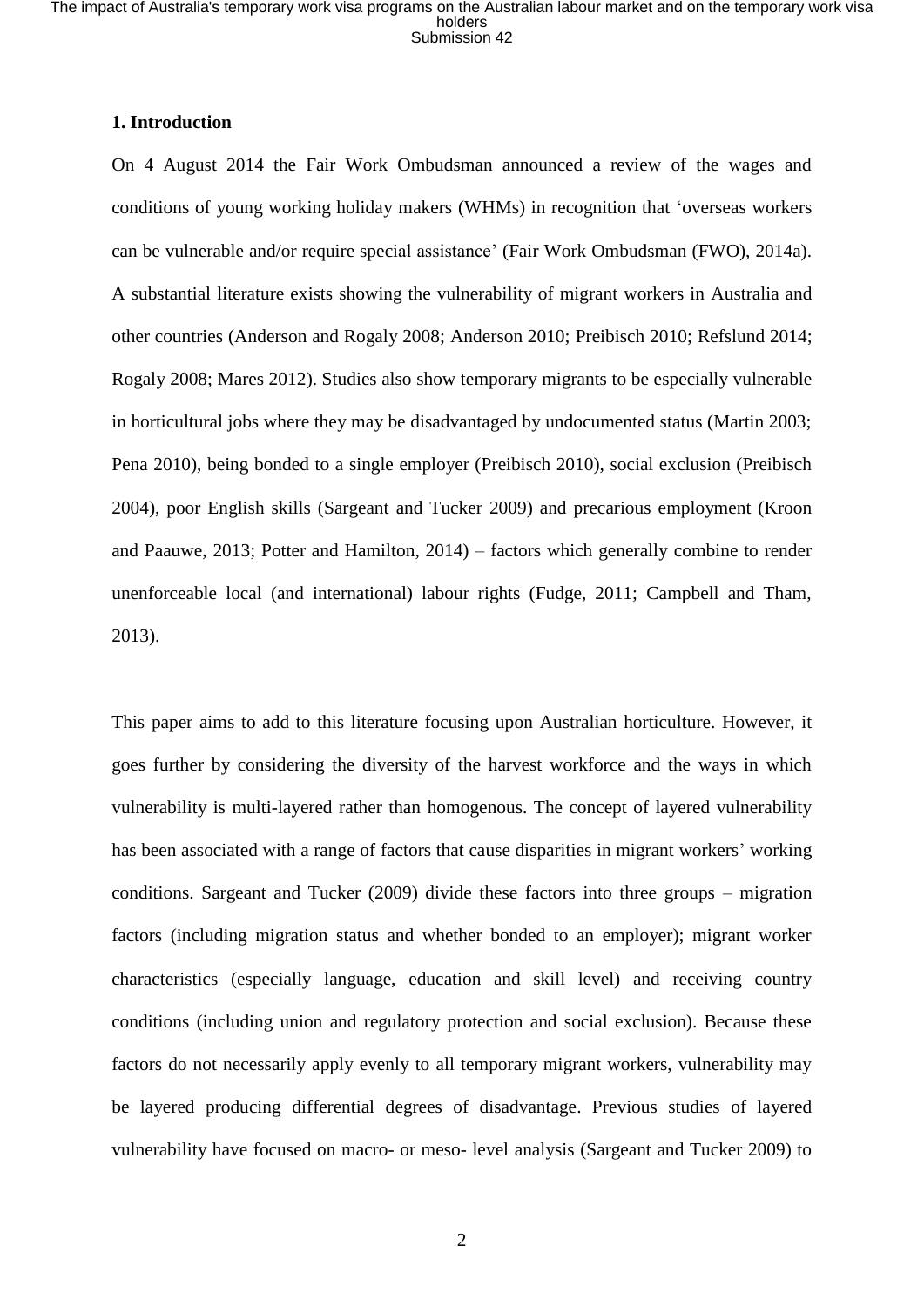**1. Introduction**

On 4 August 2014 the Fair Work Ombudsman announced a review of the wages and conditions of young working holiday makers (WHMs) in recognition that 'overseas workers can be vulnerable and/or require special assistance' (Fair Work Ombudsman (FWO), 2014a). A substantial literature exists showing the vulnerability of migrant workers in Australia and other countries (Anderson and Rogaly 2008; Anderson 2010; Preibisch 2010; Refslund 2014; Rogaly 2008; Mares 2012). Studies also show temporary migrants to be especially vulnerable in horticultural jobs where they may be disadvantaged by undocumented status (Martin 2003; Pena 2010), being bonded to a single employer (Preibisch 2010), social exclusion (Preibisch 2004), poor English skills (Sargeant and Tucker 2009) and precarious employment (Kroon and Paauwe, 2013; Potter and Hamilton, 2014) – factors which generally combine to render unenforceable local (and international) labour rights (Fudge, 2011; Campbell and Tham, 2013).

This paper aims to add to this literature focusing upon Australian horticulture. However, it goes further by considering the diversity of the harvest workforce and the ways in which vulnerability is multi-layered rather than homogenous. The concept of layered vulnerability has been associated with a range of factors that cause disparities in migrant workers' working conditions. Sargeant and Tucker (2009) divide these factors into three groups – migration factors (including migration status and whether bonded to an employer); migrant worker characteristics (especially language, education and skill level) and receiving country conditions (including union and regulatory protection and social exclusion). Because these factors do not necessarily apply evenly to all temporary migrant workers, vulnerability may be layered producing differential degrees of disadvantage. Previous studies of layered vulnerability have focused on macro- or meso- level analysis (Sargeant and Tucker 2009) to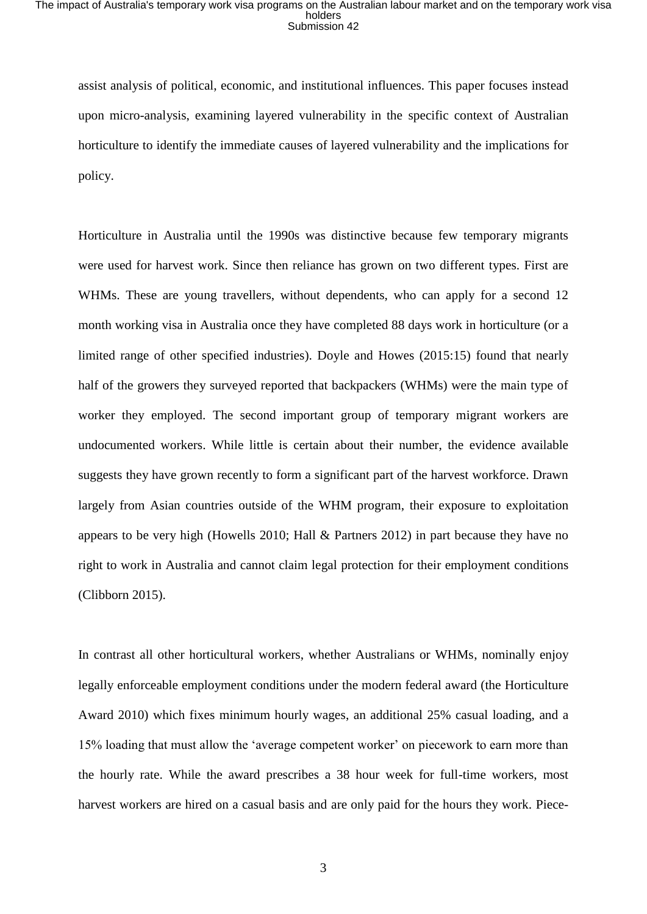assist analysis of political, economic, and institutional influences. This paper focuses instead upon micro-analysis, examining layered vulnerability in the specific context of Australian horticulture to identify the immediate causes of layered vulnerability and the implications for policy.

Horticulture in Australia until the 1990s was distinctive because few temporary migrants were used for harvest work. Since then reliance has grown on two different types. First are WHMs. These are young travellers, without dependents, who can apply for a second 12 month working visa in Australia once they have completed 88 days work in horticulture (or a limited range of other specified industries). Doyle and Howes (2015:15) found that nearly half of the growers they surveyed reported that backpackers (WHMs) were the main type of worker they employed. The second important group of temporary migrant workers are undocumented workers. While little is certain about their number, the evidence available suggests they have grown recently to form a significant part of the harvest workforce. Drawn largely from Asian countries outside of the WHM program, their exposure to exploitation appears to be very high (Howells 2010; Hall & Partners 2012) in part because they have no right to work in Australia and cannot claim legal protection for their employment conditions (Clibborn 2015).

In contrast all other horticultural workers, whether Australians or WHMs, nominally enjoy legally enforceable employment conditions under the modern federal award (the Horticulture Award 2010) which fixes minimum hourly wages, an additional 25% casual loading, and a 15% loading that must allow the 'average competent worker' on piecework to earn more than the hourly rate. While the award prescribes a 38 hour week for full-time workers, most harvest workers are hired on a casual basis and are only paid for the hours they work. Piece-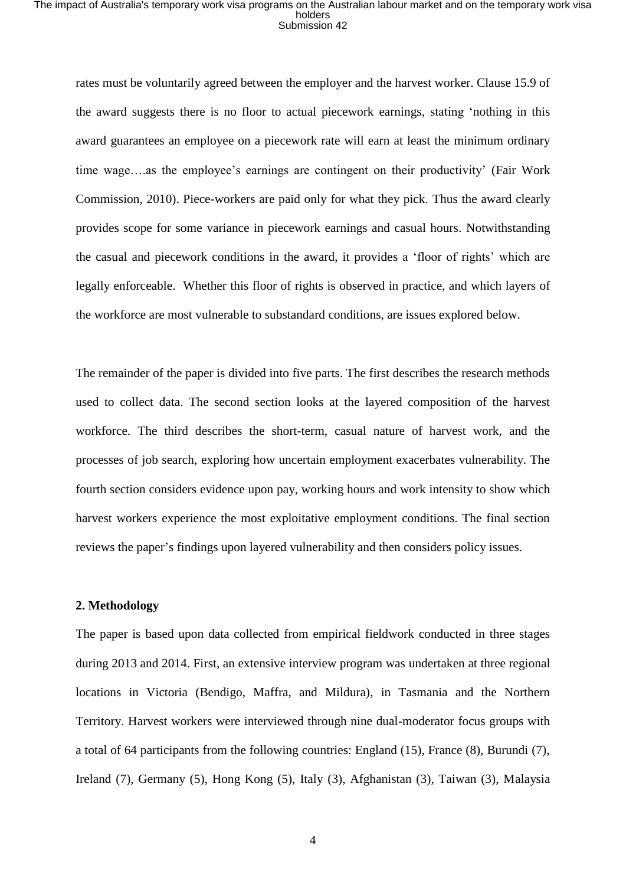rates must be voluntarily agreed between the employer and the harvest worker. Clause 15.9 of the award suggests there is no floor to actual piecework earnings, stating 'nothing in this award guarantees an employee on a piecework rate will earn at least the minimum ordinary time wage….as the employee's earnings are contingent on their productivity' (Fair Work Commission, 2010). Piece-workers are paid only for what they pick. Thus the award clearly provides scope for some variance in piecework earnings and casual hours. Notwithstanding the casual and piecework conditions in the award, it provides a 'floor of rights' which are legally enforceable. Whether this floor of rights is observed in practice, and which layers of the workforce are most vulnerable to substandard conditions, are issues explored below.

The remainder of the paper is divided into five parts. The first describes the research methods used to collect data. The second section looks at the layered composition of the harvest workforce. The third describes the short-term, casual nature of harvest work, and the processes of job search, exploring how uncertain employment exacerbates vulnerability. The fourth section considers evidence upon pay, working hours and work intensity to show which harvest workers experience the most exploitative employment conditions. The final section reviews the paper's findings upon layered vulnerability and then considers policy issues.

**2. Methodology**

The paper is based upon data collected from empirical fieldwork conducted in three stages during 2013 and 2014. First, an extensive interview program was undertaken at three regional locations in Victoria (Bendigo, Maffra, and Mildura), in Tasmania and the Northern Territory. Harvest workers were interviewed through nine dual-moderator focus groups with a total of 64 participants from the following countries: England (15), France (8), Burundi (7), Ireland (7), Germany (5), Hong Kong (5), Italy (3), Afghanistan (3), Taiwan (3), Malaysia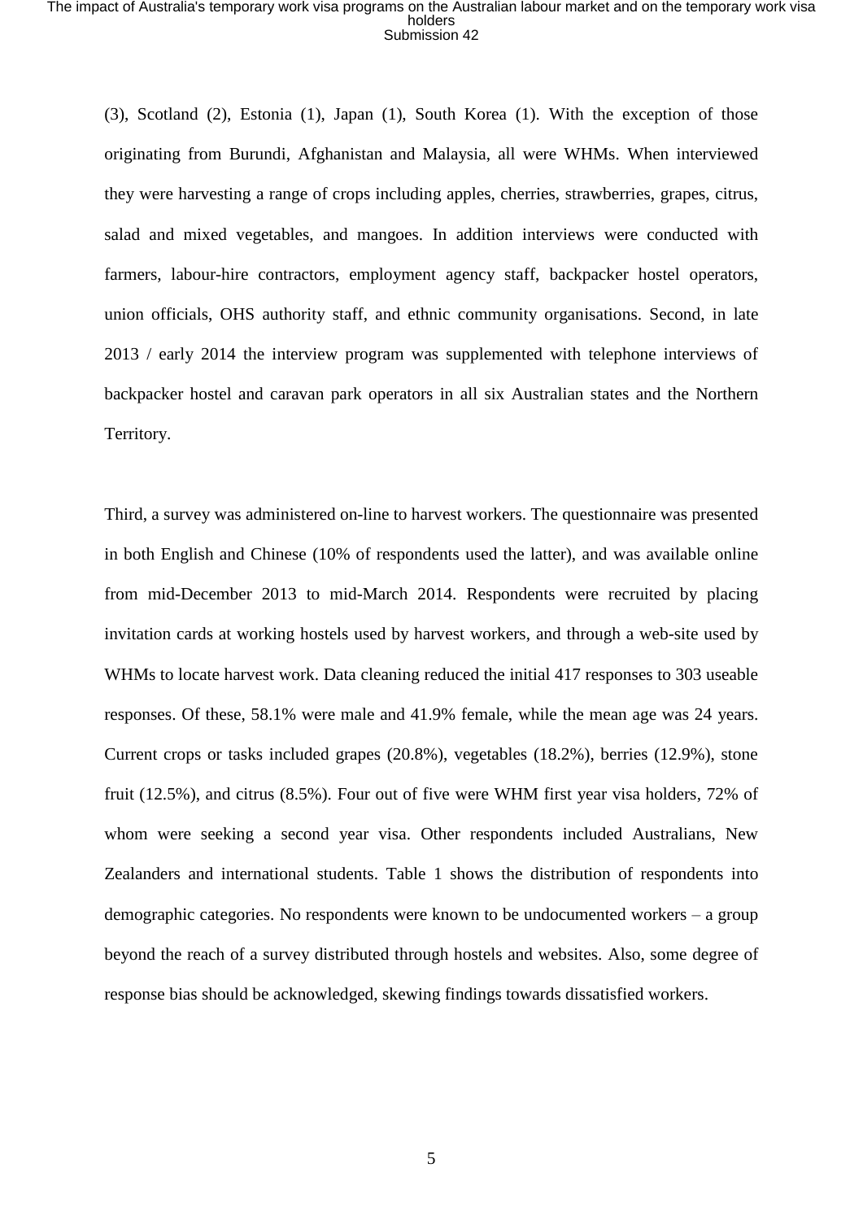(3), Scotland (2), Estonia (1), Japan (1), South Korea (1). With the exception of those originating from Burundi, Afghanistan and Malaysia, all were WHMs. When interviewed they were harvesting a range of crops including apples, cherries, strawberries, grapes, citrus, salad and mixed vegetables, and mangoes. In addition interviews were conducted with farmers, labour-hire contractors, employment agency staff, backpacker hostel operators, union officials, OHS authority staff, and ethnic community organisations. Second, in late 2013 / early 2014 the interview program was supplemented with telephone interviews of backpacker hostel and caravan park operators in all six Australian states and the Northern Territory.

Third, a survey was administered on-line to harvest workers. The questionnaire was presented in both English and Chinese (10% of respondents used the latter), and was available online from mid-December 2013 to mid-March 2014. Respondents were recruited by placing invitation cards at working hostels used by harvest workers, and through a web-site used by WHMs to locate harvest work. Data cleaning reduced the initial 417 responses to 303 useable responses. Of these, 58.1% were male and 41.9% female, while the mean age was 24 years. Current crops or tasks included grapes (20.8%), vegetables (18.2%), berries (12.9%), stone fruit (12.5%), and citrus (8.5%). Four out of five were WHM first year visa holders, 72% of whom were seeking a second year visa. Other respondents included Australians, New Zealanders and international students. Table 1 shows the distribution of respondents into demographic categories. No respondents were known to be undocumented workers – a group beyond the reach of a survey distributed through hostels and websites. Also, some degree of response bias should be acknowledged, skewing findings towards dissatisfied workers.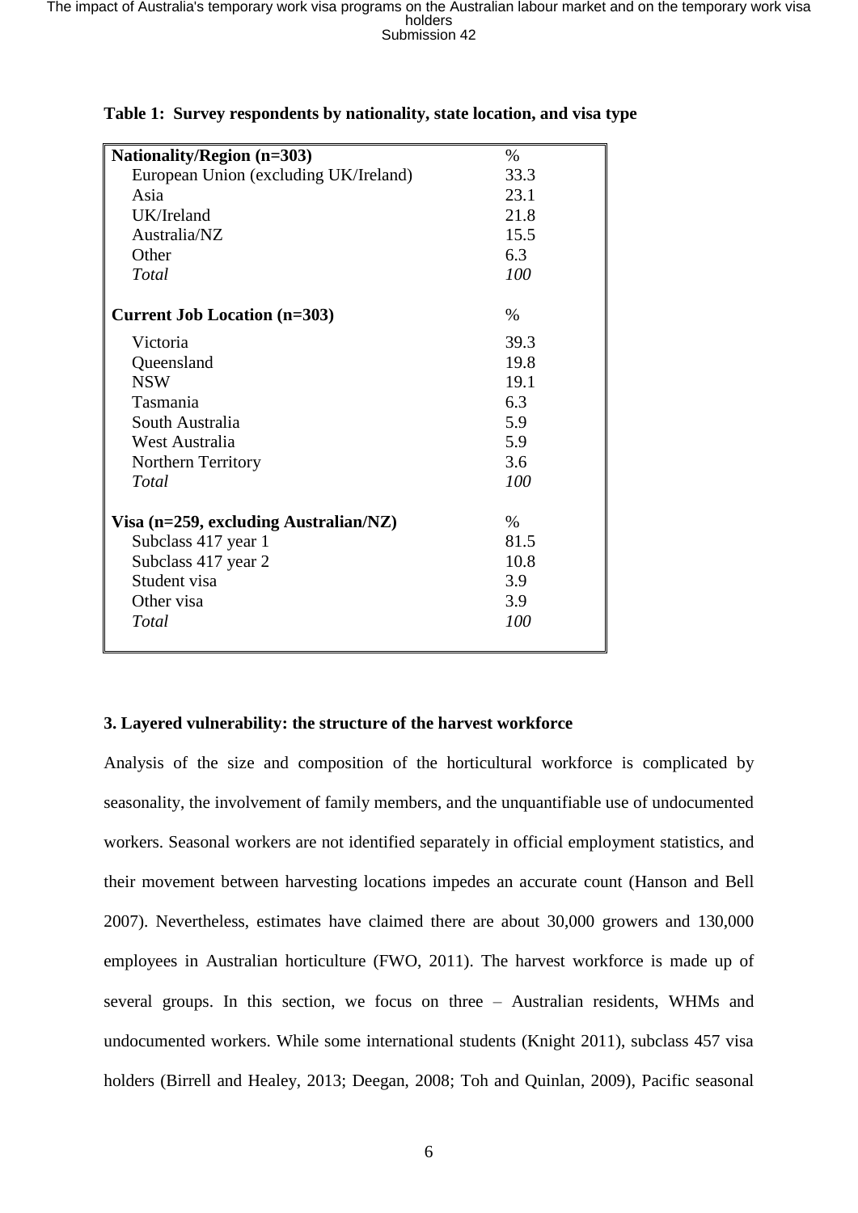**Table 1: Survey respondents by nationality, state location, and visa type**

| | |
|---|---|
| **Nationality/Region (n=303)** | % |
| European Union (excluding UK/Ireland) | 33.3 |
| Asia | 23.1 |
| UK/Ireland | 21.8 |
| Australia/NZ | 15.5 |
| Other | 6.3 |
| *Total* | *100* |
| **Current Job Location (n=303)** | % |
| Victoria | 39.3 |
| Queensland | 19.8 |
| NSW | 19.1 |
| Tasmania | 6.3 |
| South Australia | 5.9 |
| West Australia | 5.9 |
| Northern Territory | 3.6 |
| *Total* | *100* |
| **Visa (n=259, excluding Australian/NZ)** | % |
| Subclass 417 year 1 | 81.5 |
| Subclass 417 year 2 | 10.8 |
| Student visa | 3.9 |
| Other visa | 3.9 |
| *Total* | *100* |

### 3. Layered vulnerability: the structure of the harvest workforce

Analysis of the size and composition of the horticultural workforce is complicated by seasonality, the involvement of family members, and the unquantifiable use of undocumented workers. Seasonal workers are not identified separately in official employment statistics, and their movement between harvesting locations impedes an accurate count (Hanson and Bell 2007). Nevertheless, estimates have claimed there are about 30,000 growers and 130,000 employees in Australian horticulture (FWO, 2011). The harvest workforce is made up of several groups. In this section, we focus on three – Australian residents, WHMs and undocumented workers. While some international students (Knight 2011), subclass 457 visa holders (Birrell and Healey, 2013; Deegan, 2008; Toh and Quinlan, 2009), Pacific seasonal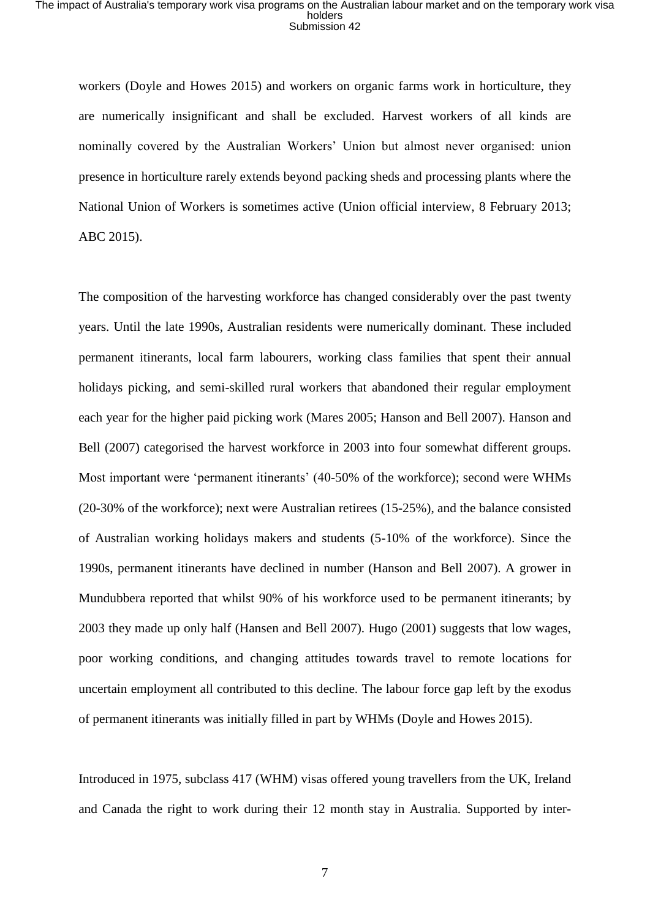workers (Doyle and Howes 2015) and workers on organic farms work in horticulture, they are numerically insignificant and shall be excluded. Harvest workers of all kinds are nominally covered by the Australian Workers' Union but almost never organised: union presence in horticulture rarely extends beyond packing sheds and processing plants where the National Union of Workers is sometimes active (Union official interview, 8 February 2013; ABC 2015).

The composition of the harvesting workforce has changed considerably over the past twenty years. Until the late 1990s, Australian residents were numerically dominant. These included permanent itinerants, local farm labourers, working class families that spent their annual holidays picking, and semi-skilled rural workers that abandoned their regular employment each year for the higher paid picking work (Mares 2005; Hanson and Bell 2007). Hanson and Bell (2007) categorised the harvest workforce in 2003 into four somewhat different groups. Most important were 'permanent itinerants' (40-50% of the workforce); second were WHMs (20-30% of the workforce); next were Australian retirees (15-25%), and the balance consisted of Australian working holidays makers and students (5-10% of the workforce). Since the 1990s, permanent itinerants have declined in number (Hanson and Bell 2007). A grower in Mundubbera reported that whilst 90% of his workforce used to be permanent itinerants; by 2003 they made up only half (Hansen and Bell 2007). Hugo (2001) suggests that low wages, poor working conditions, and changing attitudes towards travel to remote locations for uncertain employment all contributed to this decline. The labour force gap left by the exodus of permanent itinerants was initially filled in part by WHMs (Doyle and Howes 2015).

Introduced in 1975, subclass 417 (WHM) visas offered young travellers from the UK, Ireland and Canada the right to work during their 12 month stay in Australia. Supported by inter-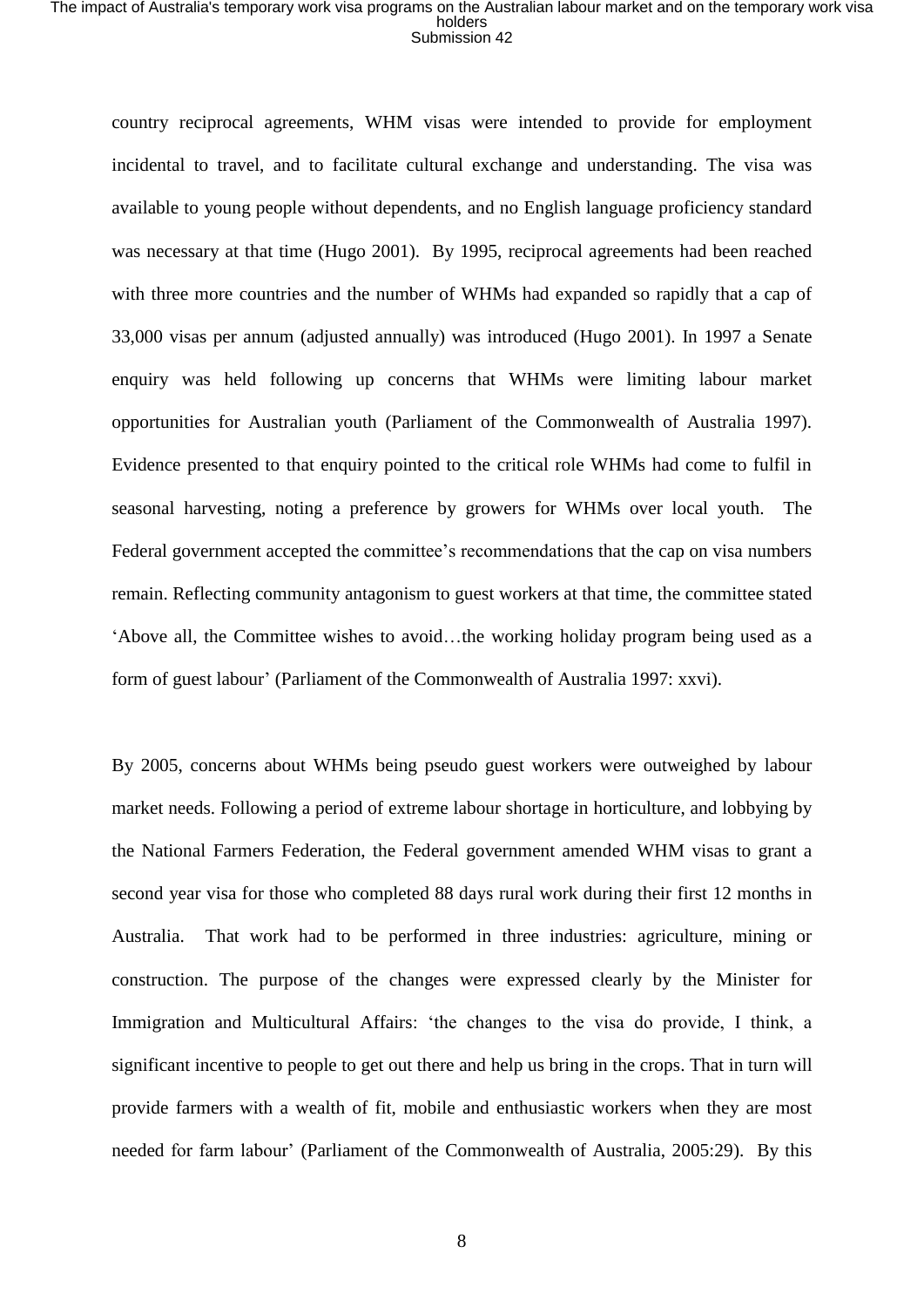country reciprocal agreements, WHM visas were intended to provide for employment incidental to travel, and to facilitate cultural exchange and understanding. The visa was available to young people without dependents, and no English language proficiency standard was necessary at that time (Hugo 2001). By 1995, reciprocal agreements had been reached with three more countries and the number of WHMs had expanded so rapidly that a cap of 33,000 visas per annum (adjusted annually) was introduced (Hugo 2001). In 1997 a Senate enquiry was held following up concerns that WHMs were limiting labour market opportunities for Australian youth (Parliament of the Commonwealth of Australia 1997). Evidence presented to that enquiry pointed to the critical role WHMs had come to fulfil in seasonal harvesting, noting a preference by growers for WHMs over local youth. The Federal government accepted the committee's recommendations that the cap on visa numbers remain. Reflecting community antagonism to guest workers at that time, the committee stated 'Above all, the Committee wishes to avoid…the working holiday program being used as a form of guest labour' (Parliament of the Commonwealth of Australia 1997: xxvi).

By 2005, concerns about WHMs being pseudo guest workers were outweighed by labour market needs. Following a period of extreme labour shortage in horticulture, and lobbying by the National Farmers Federation, the Federal government amended WHM visas to grant a second year visa for those who completed 88 days rural work during their first 12 months in Australia. That work had to be performed in three industries: agriculture, mining or construction. The purpose of the changes were expressed clearly by the Minister for Immigration and Multicultural Affairs: 'the changes to the visa do provide, I think, a significant incentive to people to get out there and help us bring in the crops. That in turn will provide farmers with a wealth of fit, mobile and enthusiastic workers when they are most needed for farm labour' (Parliament of the Commonwealth of Australia, 2005:29). By this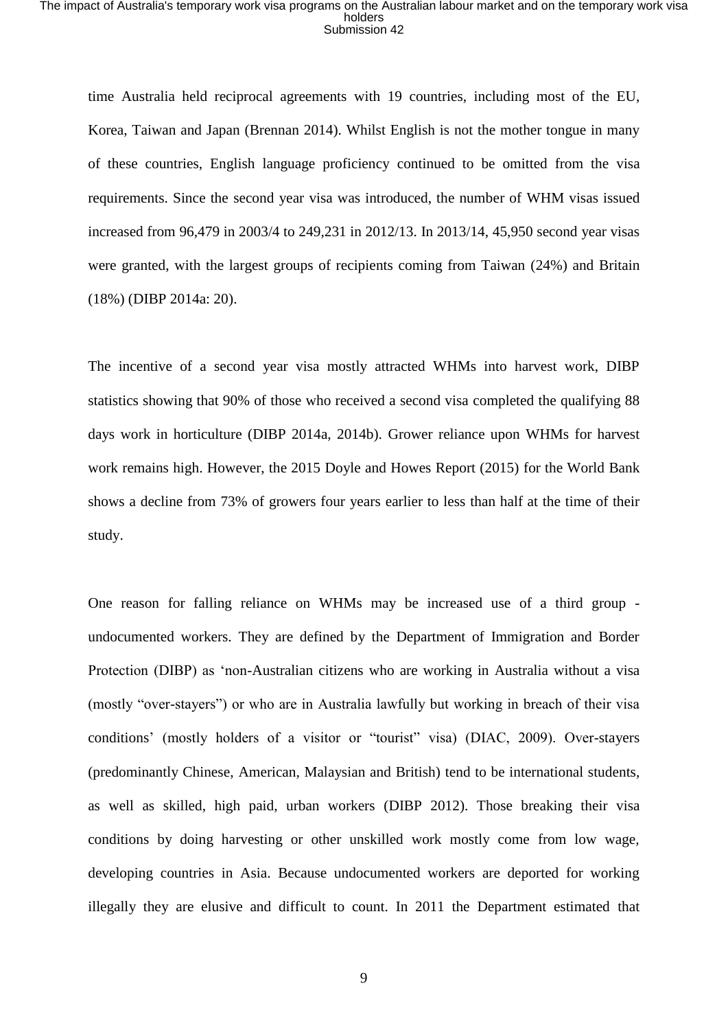time Australia held reciprocal agreements with 19 countries, including most of the EU, Korea, Taiwan and Japan (Brennan 2014). Whilst English is not the mother tongue in many of these countries, English language proficiency continued to be omitted from the visa requirements. Since the second year visa was introduced, the number of WHM visas issued increased from 96,479 in 2003/4 to 249,231 in 2012/13. In 2013/14, 45,950 second year visas were granted, with the largest groups of recipients coming from Taiwan (24%) and Britain (18%) (DIBP 2014a: 20).

The incentive of a second year visa mostly attracted WHMs into harvest work, DIBP statistics showing that 90% of those who received a second visa completed the qualifying 88 days work in horticulture (DIBP 2014a, 2014b). Grower reliance upon WHMs for harvest work remains high. However, the 2015 Doyle and Howes Report (2015) for the World Bank shows a decline from 73% of growers four years earlier to less than half at the time of their study.

One reason for falling reliance on WHMs may be increased use of a third group - undocumented workers. They are defined by the Department of Immigration and Border Protection (DIBP) as 'non-Australian citizens who are working in Australia without a visa (mostly "over-stayers") or who are in Australia lawfully but working in breach of their visa conditions' (mostly holders of a visitor or "tourist" visa) (DIAC, 2009). Over-stayers (predominantly Chinese, American, Malaysian and British) tend to be international students, as well as skilled, high paid, urban workers (DIBP 2012). Those breaking their visa conditions by doing harvesting or other unskilled work mostly come from low wage, developing countries in Asia. Because undocumented workers are deported for working illegally they are elusive and difficult to count. In 2011 the Department estimated that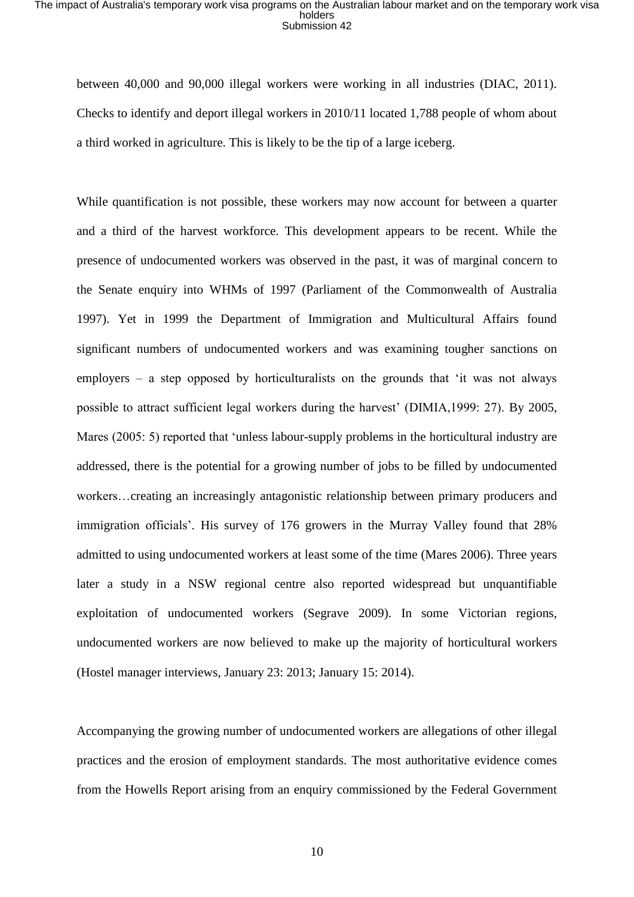between 40,000 and 90,000 illegal workers were working in all industries (DIAC, 2011). Checks to identify and deport illegal workers in 2010/11 located 1,788 people of whom about a third worked in agriculture. This is likely to be the tip of a large iceberg.

While quantification is not possible, these workers may now account for between a quarter and a third of the harvest workforce. This development appears to be recent. While the presence of undocumented workers was observed in the past, it was of marginal concern to the Senate enquiry into WHMs of 1997 (Parliament of the Commonwealth of Australia 1997). Yet in 1999 the Department of Immigration and Multicultural Affairs found significant numbers of undocumented workers and was examining tougher sanctions on employers – a step opposed by horticulturalists on the grounds that 'it was not always possible to attract sufficient legal workers during the harvest' (DIMIA,1999: 27). By 2005, Mares (2005: 5) reported that 'unless labour-supply problems in the horticultural industry are addressed, there is the potential for a growing number of jobs to be filled by undocumented workers…creating an increasingly antagonistic relationship between primary producers and immigration officials'. His survey of 176 growers in the Murray Valley found that 28% admitted to using undocumented workers at least some of the time (Mares 2006). Three years later a study in a NSW regional centre also reported widespread but unquantifiable exploitation of undocumented workers (Segrave 2009). In some Victorian regions, undocumented workers are now believed to make up the majority of horticultural workers (Hostel manager interviews, January 23: 2013; January 15: 2014).

Accompanying the growing number of undocumented workers are allegations of other illegal practices and the erosion of employment standards. The most authoritative evidence comes from the Howells Report arising from an enquiry commissioned by the Federal Government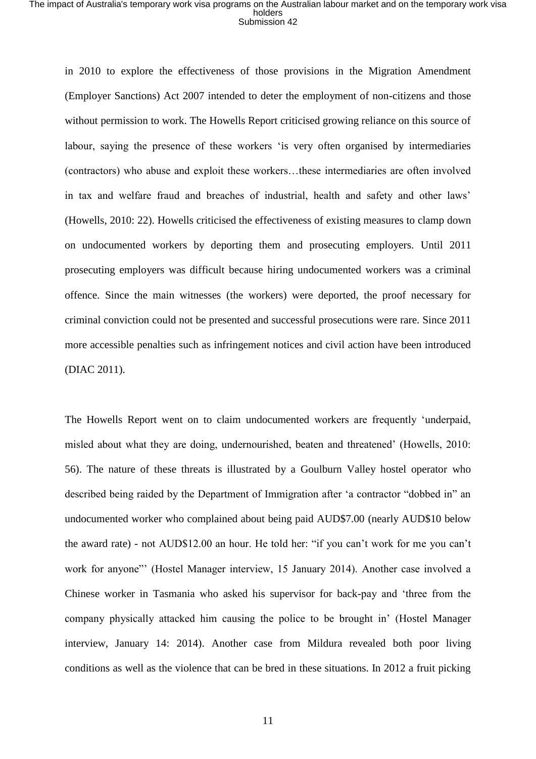in 2010 to explore the effectiveness of those provisions in the Migration Amendment (Employer Sanctions) Act 2007 intended to deter the employment of non-citizens and those without permission to work. The Howells Report criticised growing reliance on this source of labour, saying the presence of these workers 'is very often organised by intermediaries (contractors) who abuse and exploit these workers…these intermediaries are often involved in tax and welfare fraud and breaches of industrial, health and safety and other laws' (Howells, 2010: 22). Howells criticised the effectiveness of existing measures to clamp down on undocumented workers by deporting them and prosecuting employers. Until 2011 prosecuting employers was difficult because hiring undocumented workers was a criminal offence. Since the main witnesses (the workers) were deported, the proof necessary for criminal conviction could not be presented and successful prosecutions were rare. Since 2011 more accessible penalties such as infringement notices and civil action have been introduced (DIAC 2011).

The Howells Report went on to claim undocumented workers are frequently 'underpaid, misled about what they are doing, undernourished, beaten and threatened' (Howells, 2010: 56). The nature of these threats is illustrated by a Goulburn Valley hostel operator who described being raided by the Department of Immigration after 'a contractor "dobbed in" an undocumented worker who complained about being paid AUD$7.00 (nearly AUD$10 below the award rate) - not AUD$12.00 an hour. He told her: "if you can't work for me you can't work for anyone"' (Hostel Manager interview, 15 January 2014). Another case involved a Chinese worker in Tasmania who asked his supervisor for back-pay and 'three from the company physically attacked him causing the police to be brought in' (Hostel Manager interview, January 14: 2014). Another case from Mildura revealed both poor living conditions as well as the violence that can be bred in these situations. In 2012 a fruit picking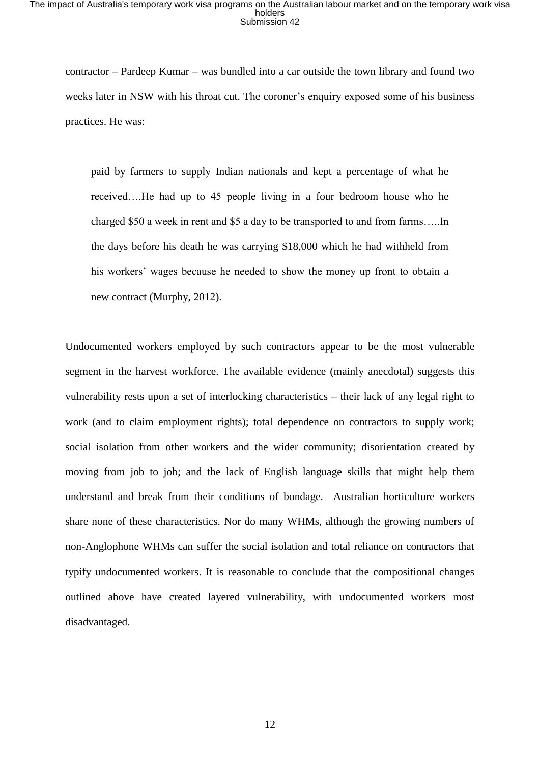contractor – Pardeep Kumar – was bundled into a car outside the town library and found two weeks later in NSW with his throat cut. The coroner's enquiry exposed some of his business practices. He was:

> paid by farmers to supply Indian nationals and kept a percentage of what he received….He had up to 45 people living in a four bedroom house who he charged $50 a week in rent and $5 a day to be transported to and from farms…..In the days before his death he was carrying $18,000 which he had withheld from his workers' wages because he needed to show the money up front to obtain a new contract (Murphy, 2012).

Undocumented workers employed by such contractors appear to be the most vulnerable segment in the harvest workforce. The available evidence (mainly anecdotal) suggests this vulnerability rests upon a set of interlocking characteristics – their lack of any legal right to work (and to claim employment rights); total dependence on contractors to supply work; social isolation from other workers and the wider community; disorientation created by moving from job to job; and the lack of English language skills that might help them understand and break from their conditions of bondage. Australian horticulture workers share none of these characteristics. Nor do many WHMs, although the growing numbers of non-Anglophone WHMs can suffer the social isolation and total reliance on contractors that typify undocumented workers. It is reasonable to conclude that the compositional changes outlined above have created layered vulnerability, with undocumented workers most disadvantaged.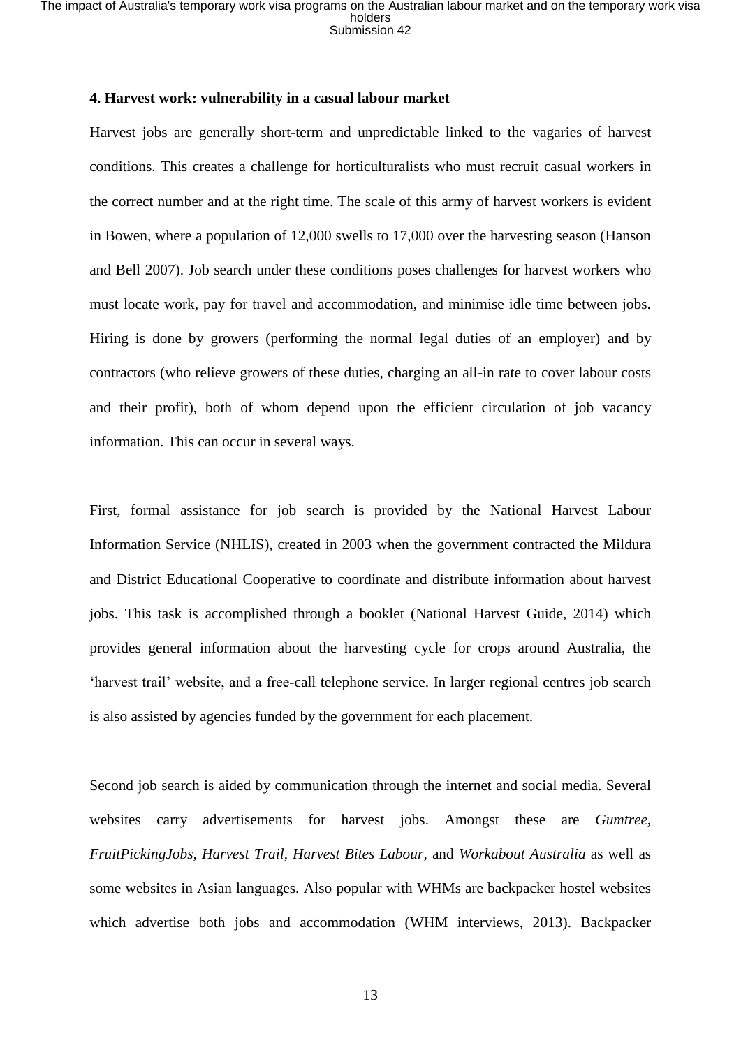**4. Harvest work: vulnerability in a casual labour market**

Harvest jobs are generally short-term and unpredictable linked to the vagaries of harvest conditions. This creates a challenge for horticulturalists who must recruit casual workers in the correct number and at the right time. The scale of this army of harvest workers is evident in Bowen, where a population of 12,000 swells to 17,000 over the harvesting season (Hanson and Bell 2007). Job search under these conditions poses challenges for harvest workers who must locate work, pay for travel and accommodation, and minimise idle time between jobs. Hiring is done by growers (performing the normal legal duties of an employer) and by contractors (who relieve growers of these duties, charging an all-in rate to cover labour costs and their profit), both of whom depend upon the efficient circulation of job vacancy information. This can occur in several ways.

First, formal assistance for job search is provided by the National Harvest Labour Information Service (NHLIS), created in 2003 when the government contracted the Mildura and District Educational Cooperative to coordinate and distribute information about harvest jobs. This task is accomplished through a booklet (National Harvest Guide, 2014) which provides general information about the harvesting cycle for crops around Australia, the 'harvest trail' website, and a free-call telephone service. In larger regional centres job search is also assisted by agencies funded by the government for each placement.

Second job search is aided by communication through the internet and social media. Several websites carry advertisements for harvest jobs. Amongst these are *Gumtree*, *FruitPickingJobs*, *Harvest Trail*, *Harvest Bites Labour*, and *Workabout Australia* as well as some websites in Asian languages. Also popular with WHMs are backpacker hostel websites which advertise both jobs and accommodation (WHM interviews, 2013). Backpacker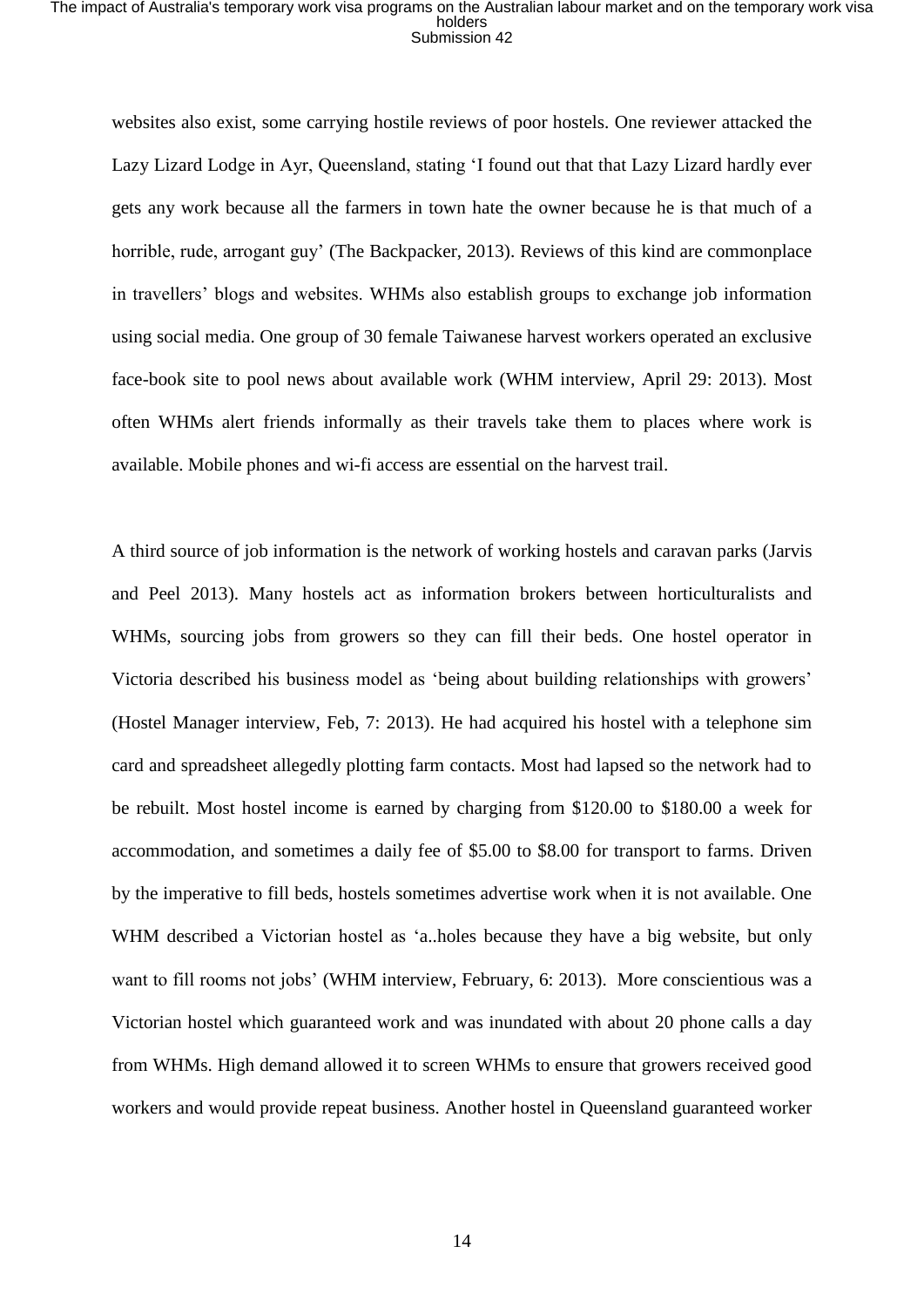websites also exist, some carrying hostile reviews of poor hostels. One reviewer attacked the Lazy Lizard Lodge in Ayr, Queensland, stating 'I found out that that Lazy Lizard hardly ever gets any work because all the farmers in town hate the owner because he is that much of a horrible, rude, arrogant guy' (The Backpacker, 2013). Reviews of this kind are commonplace in travellers' blogs and websites. WHMs also establish groups to exchange job information using social media. One group of 30 female Taiwanese harvest workers operated an exclusive face-book site to pool news about available work (WHM interview, April 29: 2013). Most often WHMs alert friends informally as their travels take them to places where work is available. Mobile phones and wi-fi access are essential on the harvest trail.

A third source of job information is the network of working hostels and caravan parks (Jarvis and Peel 2013). Many hostels act as information brokers between horticulturalists and WHMs, sourcing jobs from growers so they can fill their beds. One hostel operator in Victoria described his business model as 'being about building relationships with growers' (Hostel Manager interview, Feb, 7: 2013). He had acquired his hostel with a telephone sim card and spreadsheet allegedly plotting farm contacts. Most had lapsed so the network had to be rebuilt. Most hostel income is earned by charging from $120.00 to $180.00 a week for accommodation, and sometimes a daily fee of $5.00 to $8.00 for transport to farms. Driven by the imperative to fill beds, hostels sometimes advertise work when it is not available. One WHM described a Victorian hostel as 'a..holes because they have a big website, but only want to fill rooms not jobs' (WHM interview, February, 6: 2013). More conscientious was a Victorian hostel which guaranteed work and was inundated with about 20 phone calls a day from WHMs. High demand allowed it to screen WHMs to ensure that growers received good workers and would provide repeat business. Another hostel in Queensland guaranteed worker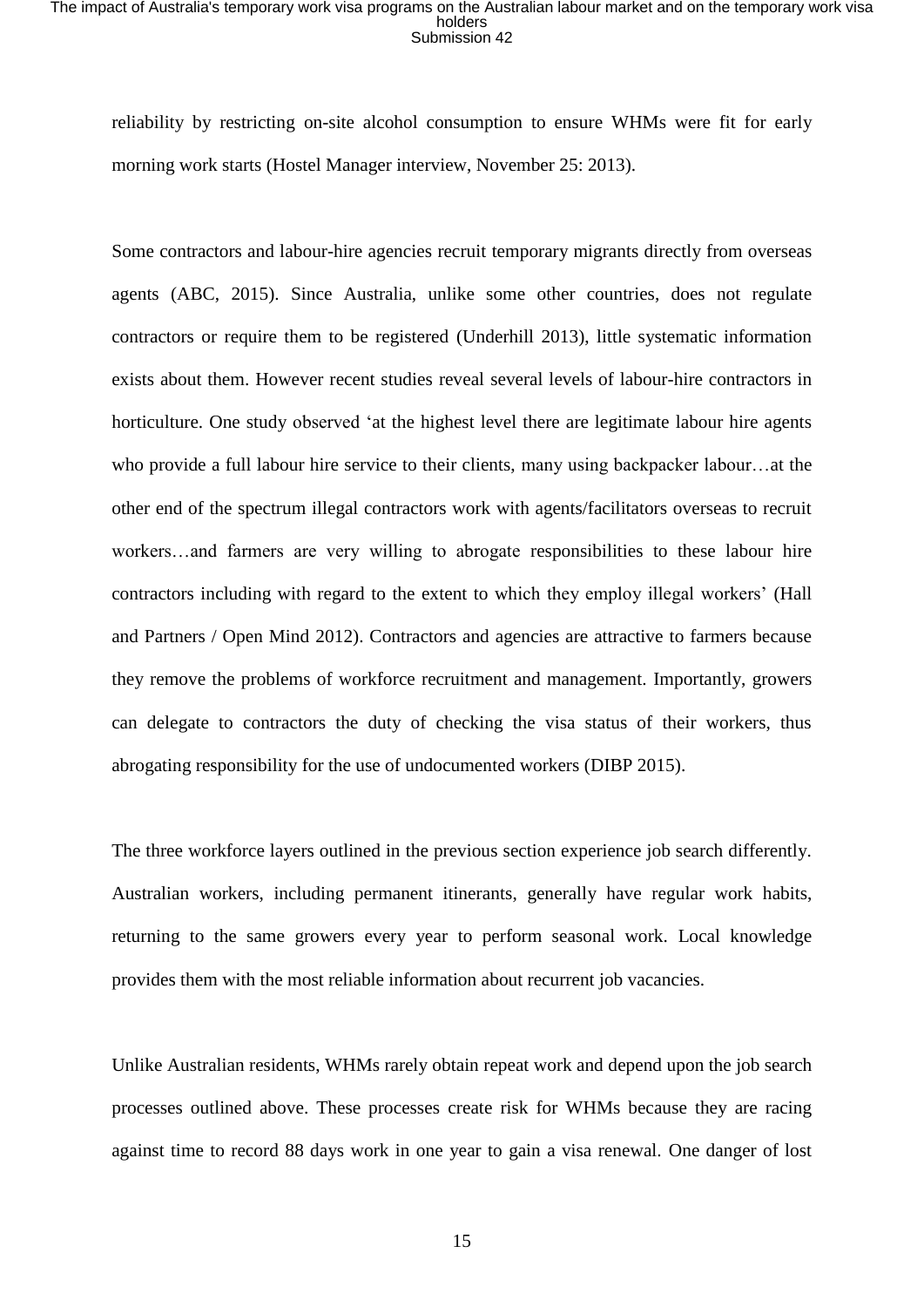reliability by restricting on-site alcohol consumption to ensure WHMs were fit for early morning work starts (Hostel Manager interview, November 25: 2013).

Some contractors and labour-hire agencies recruit temporary migrants directly from overseas agents (ABC, 2015). Since Australia, unlike some other countries, does not regulate contractors or require them to be registered (Underhill 2013), little systematic information exists about them. However recent studies reveal several levels of labour-hire contractors in horticulture. One study observed 'at the highest level there are legitimate labour hire agents who provide a full labour hire service to their clients, many using backpacker labour…at the other end of the spectrum illegal contractors work with agents/facilitators overseas to recruit workers…and farmers are very willing to abrogate responsibilities to these labour hire contractors including with regard to the extent to which they employ illegal workers' (Hall and Partners / Open Mind 2012). Contractors and agencies are attractive to farmers because they remove the problems of workforce recruitment and management. Importantly, growers can delegate to contractors the duty of checking the visa status of their workers, thus abrogating responsibility for the use of undocumented workers (DIBP 2015).

The three workforce layers outlined in the previous section experience job search differently. Australian workers, including permanent itinerants, generally have regular work habits, returning to the same growers every year to perform seasonal work. Local knowledge provides them with the most reliable information about recurrent job vacancies.

Unlike Australian residents, WHMs rarely obtain repeat work and depend upon the job search processes outlined above. These processes create risk for WHMs because they are racing against time to record 88 days work in one year to gain a visa renewal. One danger of lost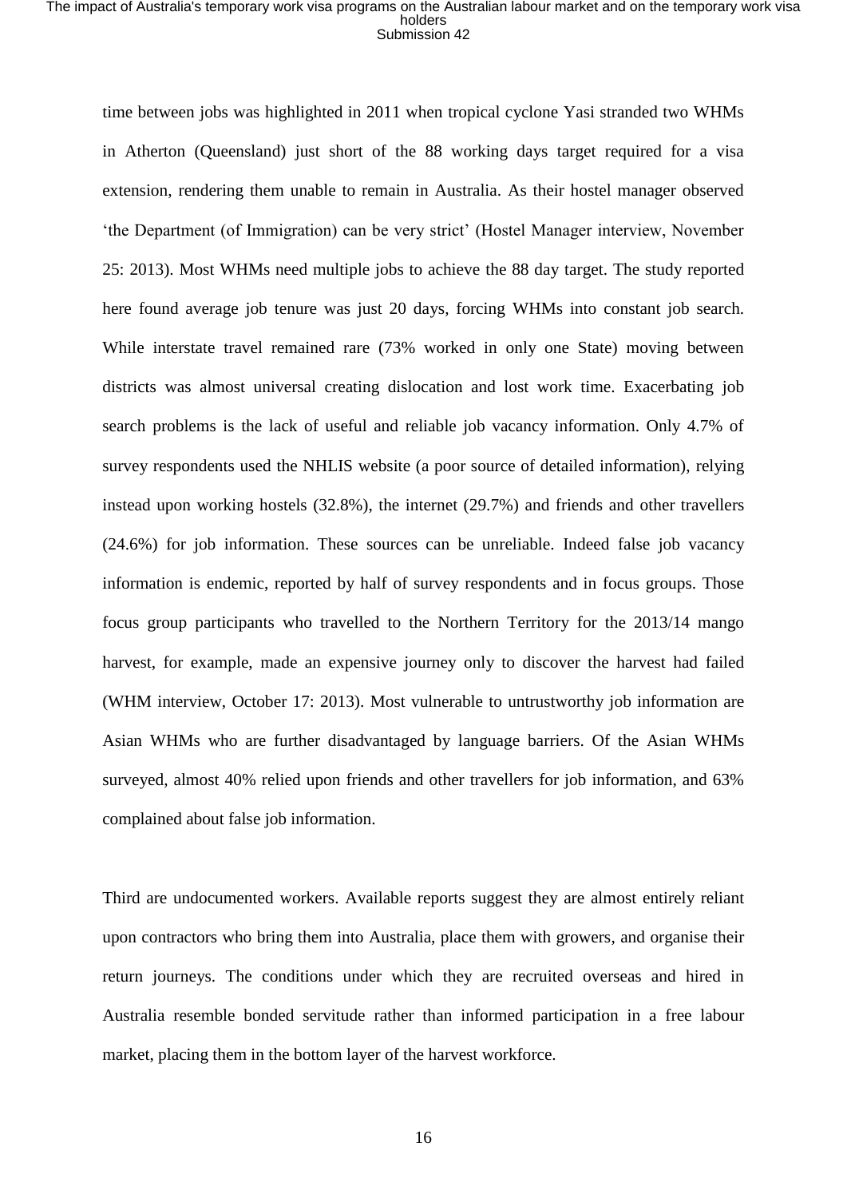time between jobs was highlighted in 2011 when tropical cyclone Yasi stranded two WHMs in Atherton (Queensland) just short of the 88 working days target required for a visa extension, rendering them unable to remain in Australia. As their hostel manager observed 'the Department (of Immigration) can be very strict' (Hostel Manager interview, November 25: 2013). Most WHMs need multiple jobs to achieve the 88 day target. The study reported here found average job tenure was just 20 days, forcing WHMs into constant job search. While interstate travel remained rare (73% worked in only one State) moving between districts was almost universal creating dislocation and lost work time. Exacerbating job search problems is the lack of useful and reliable job vacancy information. Only 4.7% of survey respondents used the NHLIS website (a poor source of detailed information), relying instead upon working hostels (32.8%), the internet (29.7%) and friends and other travellers (24.6%) for job information. These sources can be unreliable. Indeed false job vacancy information is endemic, reported by half of survey respondents and in focus groups. Those focus group participants who travelled to the Northern Territory for the 2013/14 mango harvest, for example, made an expensive journey only to discover the harvest had failed (WHM interview, October 17: 2013). Most vulnerable to untrustworthy job information are Asian WHMs who are further disadvantaged by language barriers. Of the Asian WHMs surveyed, almost 40% relied upon friends and other travellers for job information, and 63% complained about false job information.

Third are undocumented workers. Available reports suggest they are almost entirely reliant upon contractors who bring them into Australia, place them with growers, and organise their return journeys. The conditions under which they are recruited overseas and hired in Australia resemble bonded servitude rather than informed participation in a free labour market, placing them in the bottom layer of the harvest workforce.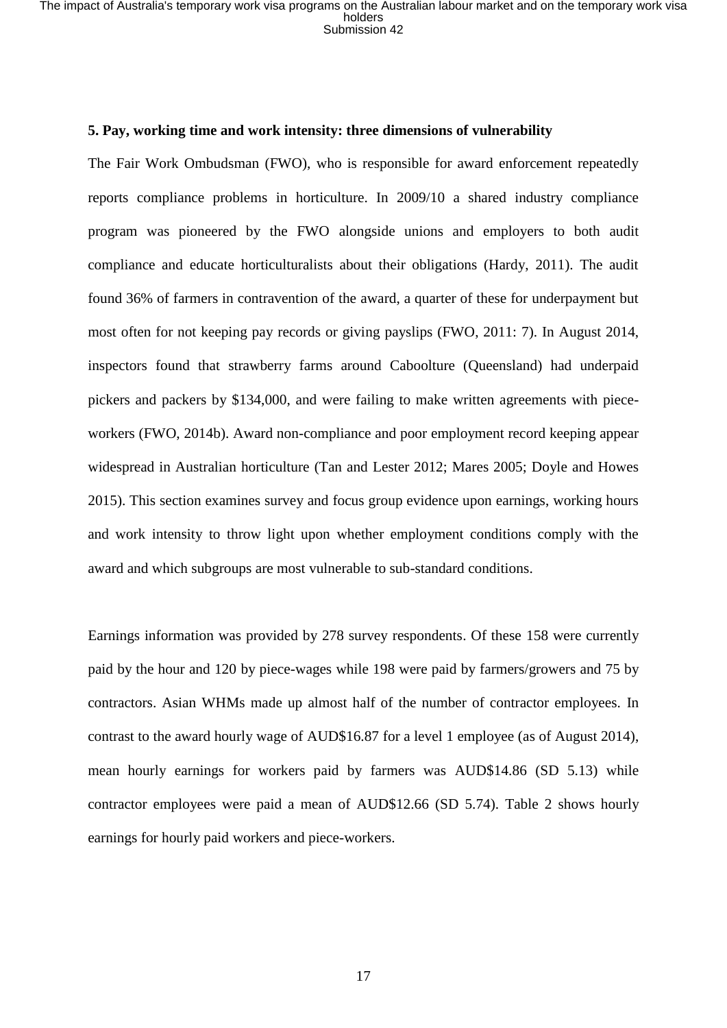### 5. Pay, working time and work intensity: three dimensions of vulnerability

The Fair Work Ombudsman (FWO), who is responsible for award enforcement repeatedly reports compliance problems in horticulture. In 2009/10 a shared industry compliance program was pioneered by the FWO alongside unions and employers to both audit compliance and educate horticulturalists about their obligations (Hardy, 2011). The audit found 36% of farmers in contravention of the award, a quarter of these for underpayment but most often for not keeping pay records or giving payslips (FWO, 2011: 7). In August 2014, inspectors found that strawberry farms around Caboolture (Queensland) had underpaid pickers and packers by $134,000, and were failing to make written agreements with piece-workers (FWO, 2014b). Award non-compliance and poor employment record keeping appear widespread in Australian horticulture (Tan and Lester 2012; Mares 2005; Doyle and Howes 2015). This section examines survey and focus group evidence upon earnings, working hours and work intensity to throw light upon whether employment conditions comply with the award and which subgroups are most vulnerable to sub-standard conditions.

Earnings information was provided by 278 survey respondents. Of these 158 were currently paid by the hour and 120 by piece-wages while 198 were paid by farmers/growers and 75 by contractors. Asian WHMs made up almost half of the number of contractor employees. In contrast to the award hourly wage of AUD$16.87 for a level 1 employee (as of August 2014), mean hourly earnings for workers paid by farmers was AUD$14.86 (SD 5.13) while contractor employees were paid a mean of AUD$12.66 (SD 5.74). Table 2 shows hourly earnings for hourly paid workers and piece-workers.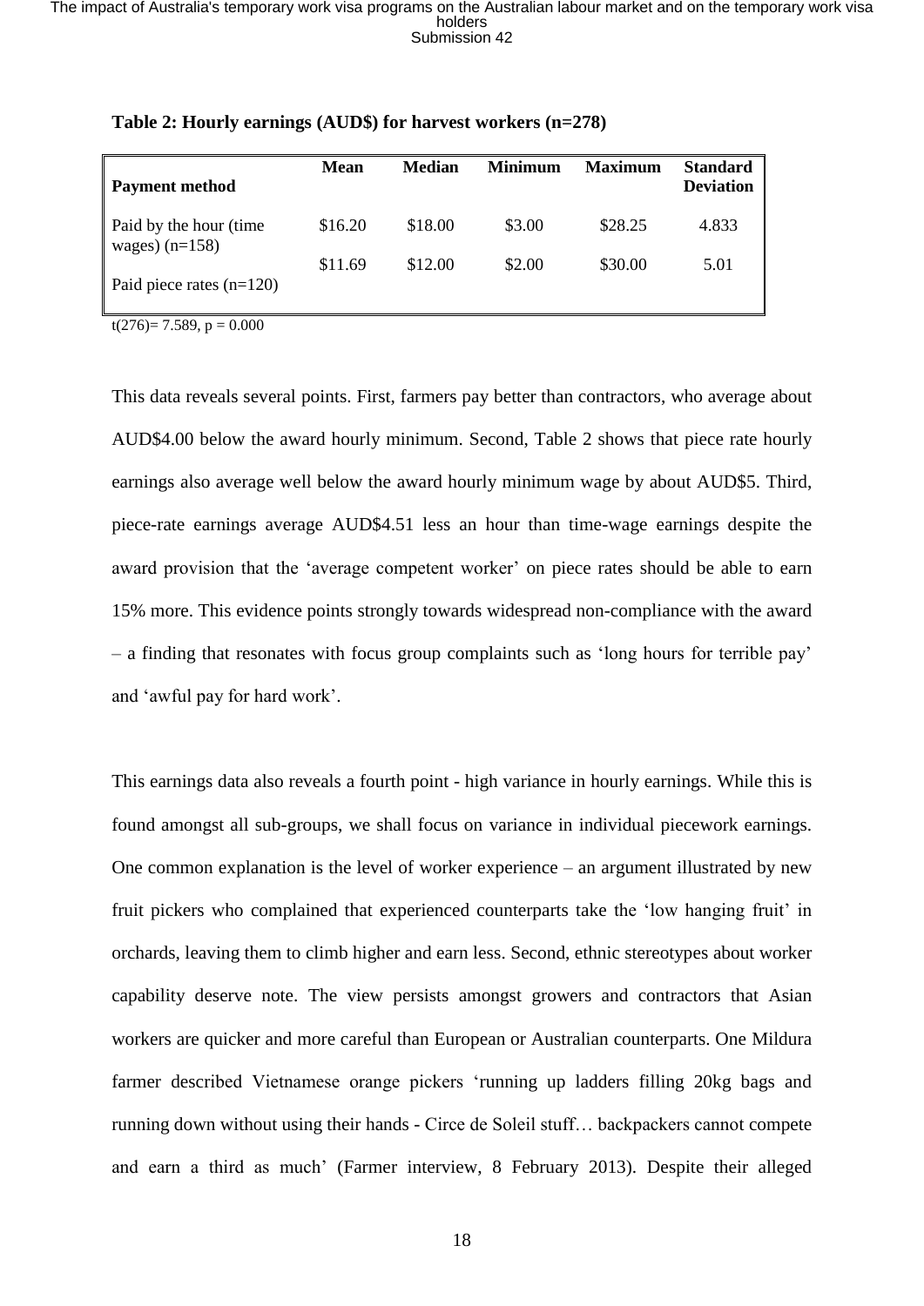**Table 2: Hourly earnings (AUD$) for harvest workers (n=278)**

| Payment method | Mean | Median | Minimum | Maximum | Standard Deviation |
|---|---|---|---|---|---|
| Paid by the hour (time wages) (n=158) | \$16.20 | \$18.00 | \$3.00 | \$28.25 | 4.833 |
| Paid piece rates (n=120) | \$11.69 | \$12.00 | \$2.00 | \$30.00 | 5.01 |

$t(276) = 7.589$, $p = 0.000$

This data reveals several points. First, farmers pay better than contractors, who average about AUD\$4.00 below the award hourly minimum. Second, Table 2 shows that piece rate hourly earnings also average well below the award hourly minimum wage by about AUD\$5. Third, piece-rate earnings average AUD\$4.51 less an hour than time-wage earnings despite the award provision that the 'average competent worker' on piece rates should be able to earn 15% more. This evidence points strongly towards widespread non-compliance with the award – a finding that resonates with focus group complaints such as 'long hours for terrible pay' and 'awful pay for hard work'.

This earnings data also reveals a fourth point - high variance in hourly earnings. While this is found amongst all sub-groups, we shall focus on variance in individual piecework earnings. One common explanation is the level of worker experience – an argument illustrated by new fruit pickers who complained that experienced counterparts take the 'low hanging fruit' in orchards, leaving them to climb higher and earn less. Second, ethnic stereotypes about worker capability deserve note. The view persists amongst growers and contractors that Asian workers are quicker and more careful than European or Australian counterparts. One Mildura farmer described Vietnamese orange pickers 'running up ladders filling 20kg bags and running down without using their hands - Circe de Soleil stuff… backpackers cannot compete and earn a third as much' (Farmer interview, 8 February 2013). Despite their alleged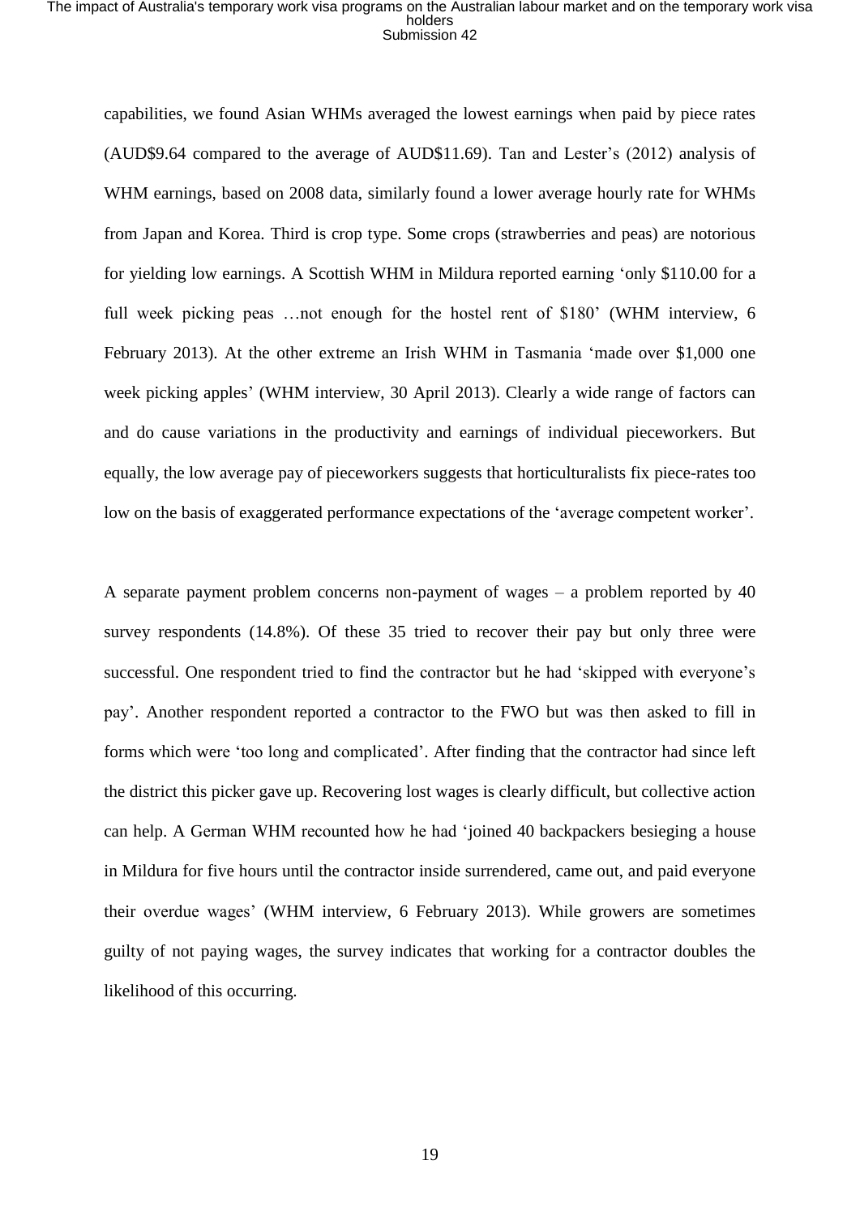capabilities, we found Asian WHMs averaged the lowest earnings when paid by piece rates (AUD$9.64 compared to the average of AUD$11.69). Tan and Lester's (2012) analysis of WHM earnings, based on 2008 data, similarly found a lower average hourly rate for WHMs from Japan and Korea. Third is crop type. Some crops (strawberries and peas) are notorious for yielding low earnings. A Scottish WHM in Mildura reported earning 'only $110.00 for a full week picking peas …not enough for the hostel rent of $180' (WHM interview, 6 February 2013). At the other extreme an Irish WHM in Tasmania 'made over $1,000 one week picking apples' (WHM interview, 30 April 2013). Clearly a wide range of factors can and do cause variations in the productivity and earnings of individual pieceworkers. But equally, the low average pay of pieceworkers suggests that horticulturalists fix piece-rates too low on the basis of exaggerated performance expectations of the 'average competent worker'.

A separate payment problem concerns non-payment of wages – a problem reported by 40 survey respondents (14.8%). Of these 35 tried to recover their pay but only three were successful. One respondent tried to find the contractor but he had 'skipped with everyone's pay'. Another respondent reported a contractor to the FWO but was then asked to fill in forms which were 'too long and complicated'. After finding that the contractor had since left the district this picker gave up. Recovering lost wages is clearly difficult, but collective action can help. A German WHM recounted how he had 'joined 40 backpackers besieging a house in Mildura for five hours until the contractor inside surrendered, came out, and paid everyone their overdue wages' (WHM interview, 6 February 2013). While growers are sometimes guilty of not paying wages, the survey indicates that working for a contractor doubles the likelihood of this occurring.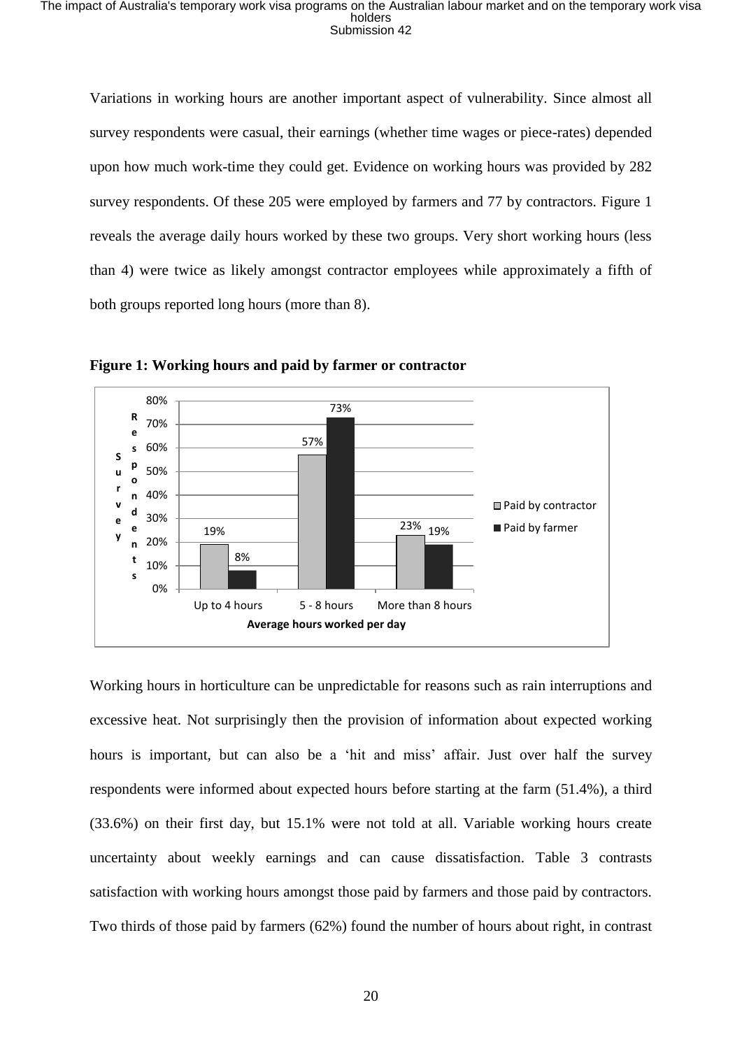Variations in working hours are another important aspect of vulnerability. Since almost all survey respondents were casual, their earnings (whether time wages or piece-rates) depended upon how much work-time they could get. Evidence on working hours was provided by 282 survey respondents. Of these 205 were employed by farmers and 77 by contractors. Figure 1 reveals the average daily hours worked by these two groups. Very short working hours (less than 4) were twice as likely amongst contractor employees while approximately a fifth of both groups reported long hours (more than 8).

**Figure 1: Working hours and paid by farmer or contractor**

Survey Respondents

80%
70%
60%
50%
40%
30%
20%
10%
0%

19%
8%
57%
73%
23%
19%

Up to 4 hours
5 - 8 hours
More than 8 hours

Average hours worked per day

Paid by contractor
Paid by farmer

Working hours in horticulture can be unpredictable for reasons such as rain interruptions and excessive heat. Not surprisingly then the provision of information about expected working hours is important, but can also be a 'hit and miss' affair. Just over half the survey respondents were informed about expected hours before starting at the farm (51.4%), a third (33.6%) on their first day, but 15.1% were not told at all. Variable working hours create uncertainty about weekly earnings and can cause dissatisfaction. Table 3 contrasts satisfaction with working hours amongst those paid by farmers and those paid by contractors. Two thirds of those paid by farmers (62%) found the number of hours about right, in contrast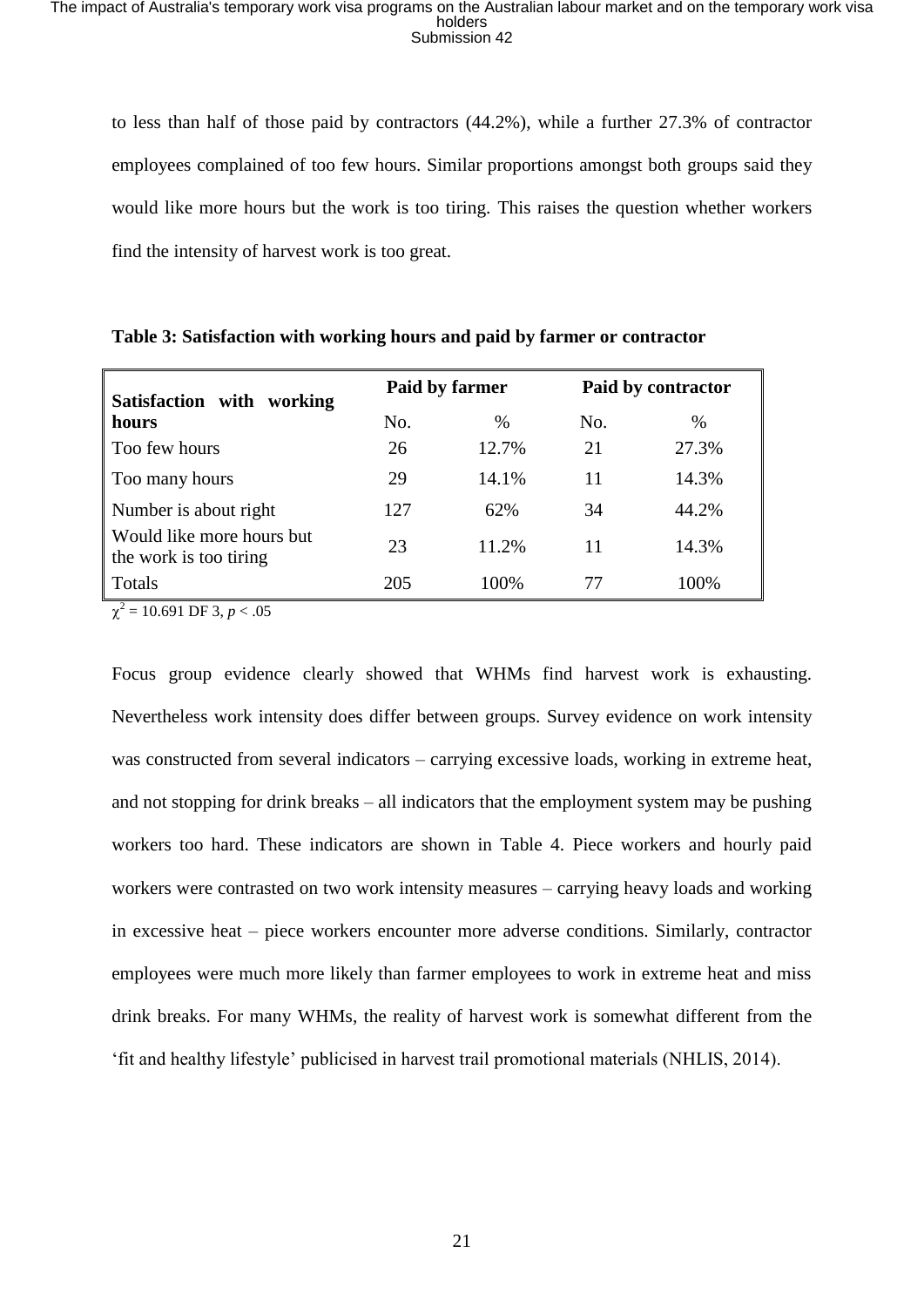to less than half of those paid by contractors (44.2%), while a further 27.3% of contractor employees complained of too few hours. Similar proportions amongst both groups said they would like more hours but the work is too tiring. This raises the question whether workers find the intensity of harvest work is too great.

**Table 3: Satisfaction with working hours and paid by farmer or contractor**

| Satisfaction with working hours | Paid by farmer | | Paid by contractor | |
|---|---|---|---|---|
| | No. | % | No. | % |
| Too few hours | 26 | 12.7% | 21 | 27.3% |
| Too many hours | 29 | 14.1% | 11 | 14.3% |
| Number is about right | 127 | 62% | 34 | 44.2% |
| Would like more hours but the work is too tiring | 23 | 11.2% | 11 | 14.3% |
| Totals | 205 | 100% | 77 | 100% |

$\chi^2 = 10.691$ DF 3, $p < .05$

Focus group evidence clearly showed that WHMs find harvest work is exhausting. Nevertheless work intensity does differ between groups. Survey evidence on work intensity was constructed from several indicators – carrying excessive loads, working in extreme heat, and not stopping for drink breaks – all indicators that the employment system may be pushing workers too hard. These indicators are shown in Table 4. Piece workers and hourly paid workers were contrasted on two work intensity measures – carrying heavy loads and working in excessive heat – piece workers encounter more adverse conditions. Similarly, contractor employees were much more likely than farmer employees to work in extreme heat and miss drink breaks. For many WHMs, the reality of harvest work is somewhat different from the 'fit and healthy lifestyle' publicised in harvest trail promotional materials (NHLIS, 2014).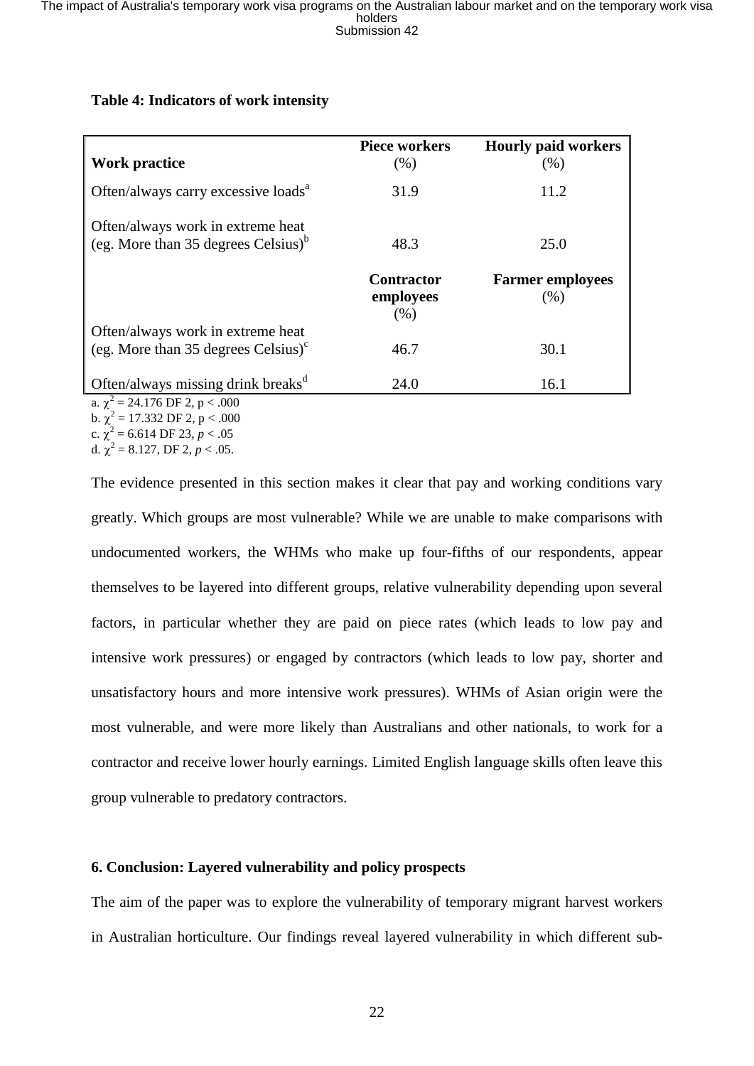**Table 4: Indicators of work intensity**

| Work practice | Piece workers (%) | Hourly paid workers (%) |
|---|---|---|
| Often/always carry excessive loads[a] | 31.9 | 11.2 |
| Often/always work in extreme heat (eg. More than 35 degrees Celsius)[b] | 48.3 | 25.0 |
| | **Contractor employees** (%) | **Farmer employees** (%) |
| Often/always work in extreme heat (eg. More than 35 degrees Celsius)[c] | 46.7 | 30.1 |
| Often/always missing drink breaks[d] | 24.0 | 16.1 |

a. $\chi^2 = 24.176$ DF 2, $p < .000$
b. $\chi^2 = 17.332$ DF 2, $p < .000$
c. $\chi^2 = 6.614$ DF 23, $p < .05$
d. $\chi^2 = 8.127$, DF 2, $p < .05$.

The evidence presented in this section makes it clear that pay and working conditions vary greatly. Which groups are most vulnerable? While we are unable to make comparisons with undocumented workers, the WHMs who make up four-fifths of our respondents, appear themselves to be layered into different groups, relative vulnerability depending upon several factors, in particular whether they are paid on piece rates (which leads to low pay and intensive work pressures) or engaged by contractors (which leads to low pay, shorter and unsatisfactory hours and more intensive work pressures). WHMs of Asian origin were the most vulnerable, and were more likely than Australians and other nationals, to work for a contractor and receive lower hourly earnings. Limited English language skills often leave this group vulnerable to predatory contractors.

### 6. Conclusion: Layered vulnerability and policy prospects

The aim of the paper was to explore the vulnerability of temporary migrant harvest workers in Australian horticulture. Our findings reveal layered vulnerability in which different sub-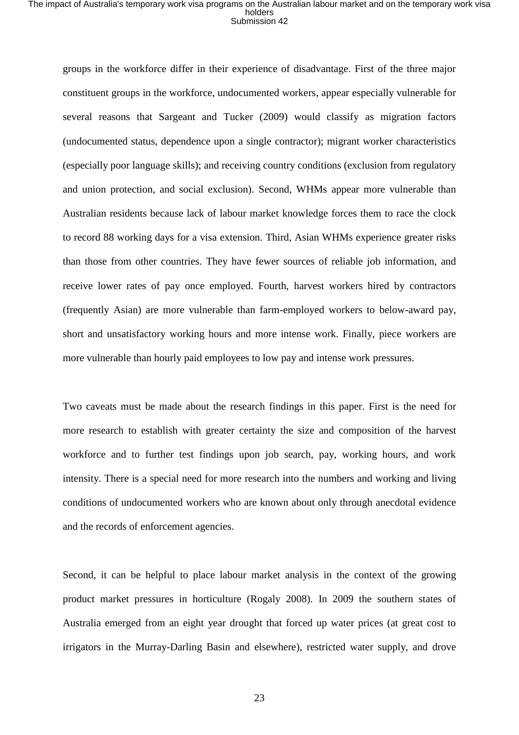groups in the workforce differ in their experience of disadvantage. First of the three major constituent groups in the workforce, undocumented workers, appear especially vulnerable for several reasons that Sargeant and Tucker (2009) would classify as migration factors (undocumented status, dependence upon a single contractor); migrant worker characteristics (especially poor language skills); and receiving country conditions (exclusion from regulatory and union protection, and social exclusion). Second, WHMs appear more vulnerable than Australian residents because lack of labour market knowledge forces them to race the clock to record 88 working days for a visa extension. Third, Asian WHMs experience greater risks than those from other countries. They have fewer sources of reliable job information, and receive lower rates of pay once employed. Fourth, harvest workers hired by contractors (frequently Asian) are more vulnerable than farm-employed workers to below-award pay, short and unsatisfactory working hours and more intense work. Finally, piece workers are more vulnerable than hourly paid employees to low pay and intense work pressures.

Two caveats must be made about the research findings in this paper. First is the need for more research to establish with greater certainty the size and composition of the harvest workforce and to further test findings upon job search, pay, working hours, and work intensity. There is a special need for more research into the numbers and working and living conditions of undocumented workers who are known about only through anecdotal evidence and the records of enforcement agencies.

Second, it can be helpful to place labour market analysis in the context of the growing product market pressures in horticulture (Rogaly 2008). In 2009 the southern states of Australia emerged from an eight year drought that forced up water prices (at great cost to irrigators in the Murray-Darling Basin and elsewhere), restricted water supply, and drove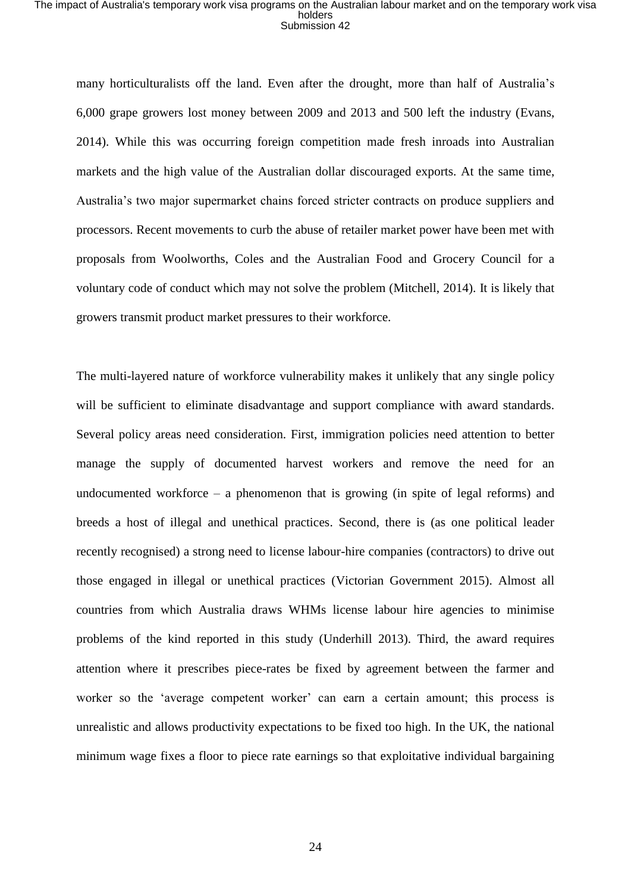many horticulturalists off the land. Even after the drought, more than half of Australia's 6,000 grape growers lost money between 2009 and 2013 and 500 left the industry (Evans, 2014). While this was occurring foreign competition made fresh inroads into Australian markets and the high value of the Australian dollar discouraged exports. At the same time, Australia's two major supermarket chains forced stricter contracts on produce suppliers and processors. Recent movements to curb the abuse of retailer market power have been met with proposals from Woolworths, Coles and the Australian Food and Grocery Council for a voluntary code of conduct which may not solve the problem (Mitchell, 2014). It is likely that growers transmit product market pressures to their workforce.

The multi-layered nature of workforce vulnerability makes it unlikely that any single policy will be sufficient to eliminate disadvantage and support compliance with award standards. Several policy areas need consideration. First, immigration policies need attention to better manage the supply of documented harvest workers and remove the need for an undocumented workforce – a phenomenon that is growing (in spite of legal reforms) and breeds a host of illegal and unethical practices. Second, there is (as one political leader recently recognised) a strong need to license labour-hire companies (contractors) to drive out those engaged in illegal or unethical practices (Victorian Government 2015). Almost all countries from which Australia draws WHMs license labour hire agencies to minimise problems of the kind reported in this study (Underhill 2013). Third, the award requires attention where it prescribes piece-rates be fixed by agreement between the farmer and worker so the 'average competent worker' can earn a certain amount; this process is unrealistic and allows productivity expectations to be fixed too high. In the UK, the national minimum wage fixes a floor to piece rate earnings so that exploitative individual bargaining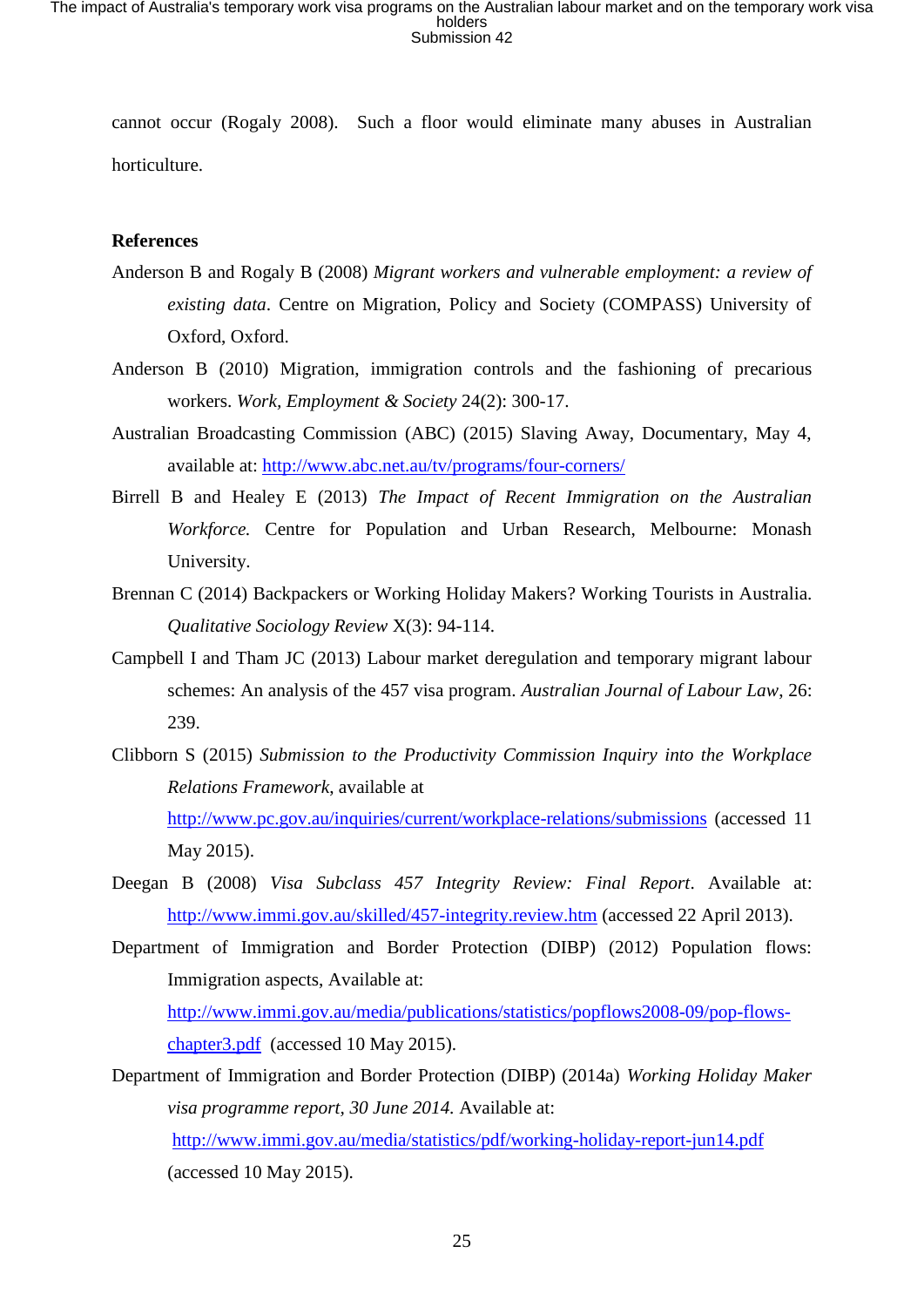cannot occur (Rogaly 2008). Such a floor would eliminate many abuses in Australian horticulture.

**References**

Anderson B and Rogaly B (2008) *Migrant workers and vulnerable employment: a review of existing data*. Centre on Migration, Policy and Society (COMPASS) University of Oxford, Oxford.

Anderson B (2010) Migration, immigration controls and the fashioning of precarious workers. *Work, Employment & Society* 24(2): 300-17.

Australian Broadcasting Commission (ABC) (2015) Slaving Away, Documentary, May 4, available at: http://www.abc.net.au/tv/programs/four-corners/

Birrell B and Healey E (2013) *The Impact of Recent Immigration on the Australian Workforce.* Centre for Population and Urban Research, Melbourne: Monash University.

Brennan C (2014) Backpackers or Working Holiday Makers? Working Tourists in Australia. *Qualitative Sociology Review* X(3): 94-114.

Campbell I and Tham JC (2013) Labour market deregulation and temporary migrant labour schemes: An analysis of the 457 visa program. *Australian Journal of Labour Law*, 26: 239.

Clibborn S (2015) *Submission to the Productivity Commission Inquiry into the Workplace Relations Framework*, available at http://www.pc.gov.au/inquiries/current/workplace-relations/submissions (accessed 11 May 2015).

Deegan B (2008) *Visa Subclass 457 Integrity Review: Final Report*. Available at: http://www.immi.gov.au/skilled/457-integrity.review.htm (accessed 22 April 2013).

Department of Immigration and Border Protection (DIBP) (2012) Population flows: Immigration aspects, Available at: http://www.immi.gov.au/media/publications/statistics/popflows2008-09/pop-flows-chapter3.pdf (accessed 10 May 2015).

Department of Immigration and Border Protection (DIBP) (2014a) *Working Holiday Maker visa programme report, 30 June 2014.* Available at: http://www.immi.gov.au/media/statistics/pdf/working-holiday-report-jun14.pdf (accessed 10 May 2015).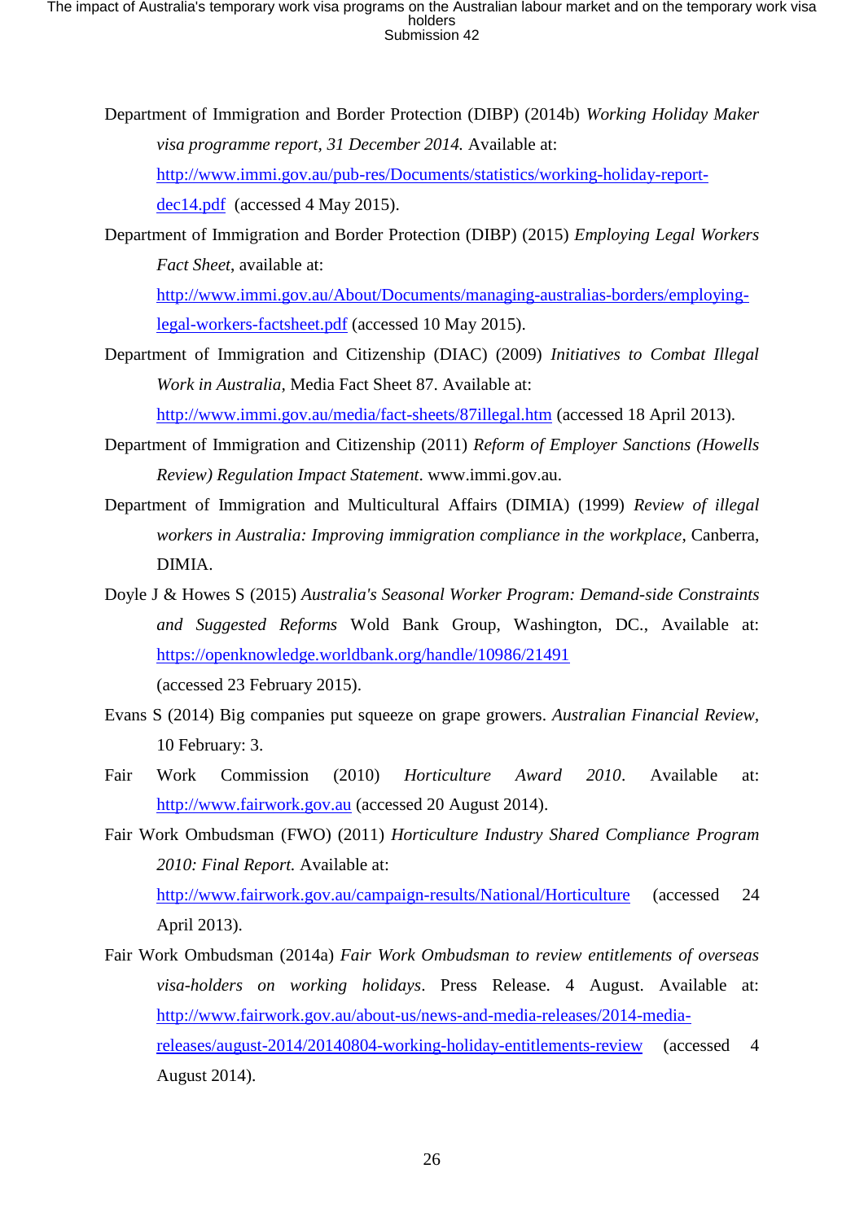Department of Immigration and Border Protection (DIBP) (2014b) *Working Holiday Maker visa programme report, 31 December 2014.* Available at: http://www.immi.gov.au/pub-res/Documents/statistics/working-holiday-report-dec14.pdf (accessed 4 May 2015).

Department of Immigration and Border Protection (DIBP) (2015) *Employing Legal Workers Fact Sheet*, available at: http://www.immi.gov.au/About/Documents/managing-australias-borders/employing-legal-workers-factsheet.pdf (accessed 10 May 2015).

Department of Immigration and Citizenship (DIAC) (2009) *Initiatives to Combat Illegal Work in Australia,* Media Fact Sheet 87. Available at: http://www.immi.gov.au/media/fact-sheets/87illegal.htm (accessed 18 April 2013).

Department of Immigration and Citizenship (2011) *Reform of Employer Sanctions (Howells Review) Regulation Impact Statement*. www.immi.gov.au.

Department of Immigration and Multicultural Affairs (DIMIA) (1999) *Review of illegal workers in Australia: Improving immigration compliance in the workplace*, Canberra, DIMIA.

Doyle J & Howes S (2015) *Australia's Seasonal Worker Program: Demand-side Constraints and Suggested Reforms* Wold Bank Group, Washington, DC., Available at: https://openknowledge.worldbank.org/handle/10986/21491 (accessed 23 February 2015).

Evans S (2014) Big companies put squeeze on grape growers. *Australian Financial Review*, 10 February: 3.

Fair Work Commission (2010) *Horticulture Award 2010*. Available at: http://www.fairwork.gov.au (accessed 20 August 2014).

Fair Work Ombudsman (FWO) (2011) *Horticulture Industry Shared Compliance Program 2010: Final Report.* Available at: http://www.fairwork.gov.au/campaign-results/National/Horticulture (accessed 24 April 2013).

Fair Work Ombudsman (2014a) *Fair Work Ombudsman to review entitlements of overseas visa-holders on working holidays*. Press Release. 4 August. Available at: http://www.fairwork.gov.au/about-us/news-and-media-releases/2014-media-releases/august-2014/20140804-working-holiday-entitlements-review (accessed 4 August 2014).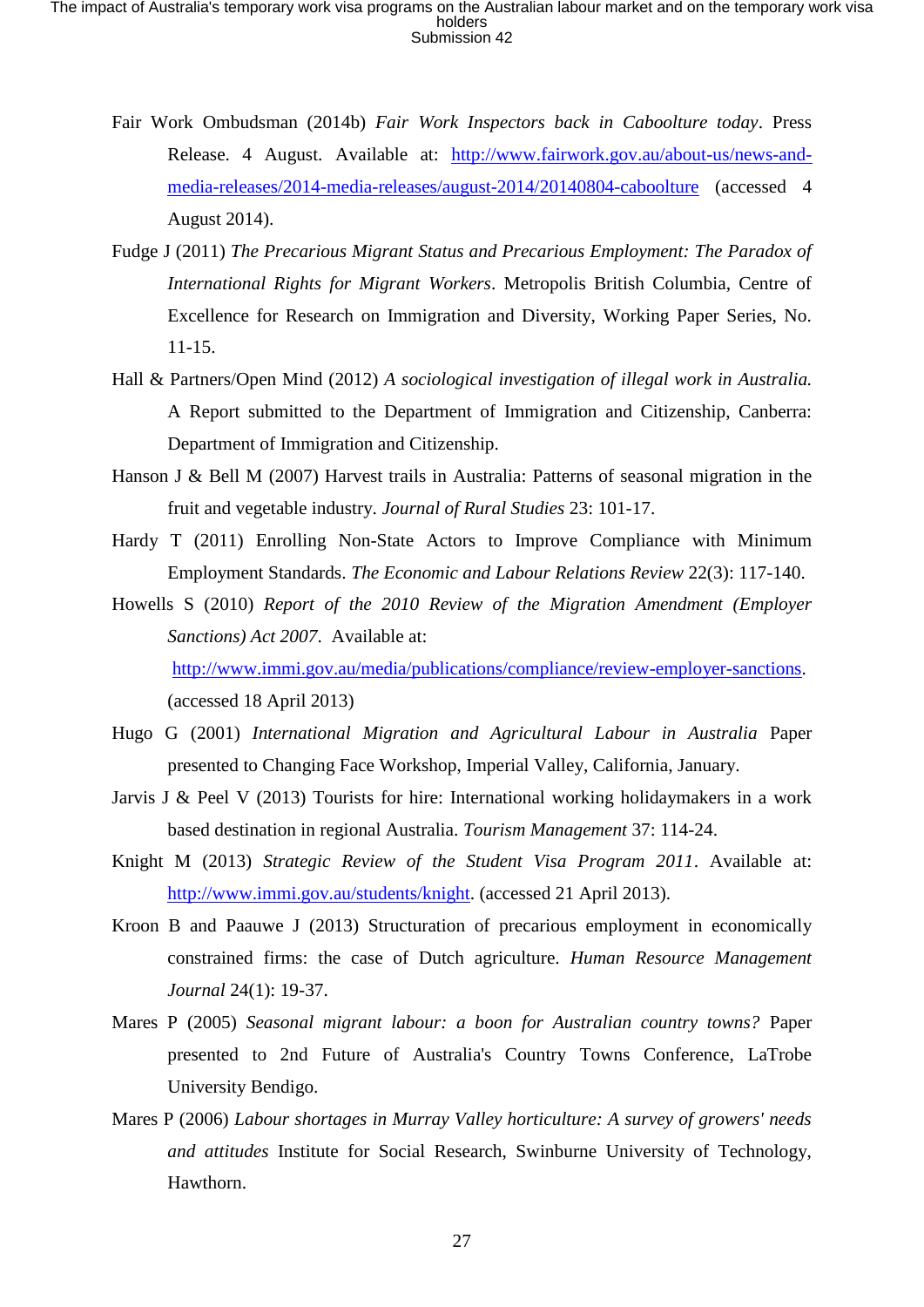Fair Work Ombudsman (2014b) *Fair Work Inspectors back in Caboolture today*. Press Release. 4 August. Available at: http://www.fairwork.gov.au/about-us/news-and-media-releases/2014-media-releases/august-2014/20140804-caboolture (accessed 4 August 2014).

Fudge J (2011) *The Precarious Migrant Status and Precarious Employment: The Paradox of International Rights for Migrant Workers*. Metropolis British Columbia, Centre of Excellence for Research on Immigration and Diversity, Working Paper Series, No. 11-15.

Hall & Partners/Open Mind (2012) *A sociological investigation of illegal work in Australia.* A Report submitted to the Department of Immigration and Citizenship, Canberra: Department of Immigration and Citizenship.

Hanson J & Bell M (2007) Harvest trails in Australia: Patterns of seasonal migration in the fruit and vegetable industry. *Journal of Rural Studies* 23: 101-17.

Hardy T (2011) Enrolling Non-State Actors to Improve Compliance with Minimum Employment Standards. *The Economic and Labour Relations Review* 22(3): 117-140.

Howells S (2010) *Report of the 2010 Review of the Migration Amendment (Employer Sanctions) Act 2007*. Available at: http://www.immi.gov.au/media/publications/compliance/review-employer-sanctions. (accessed 18 April 2013)

Hugo G (2001) *International Migration and Agricultural Labour in Australia* Paper presented to Changing Face Workshop, Imperial Valley, California, January.

Jarvis J & Peel V (2013) Tourists for hire: International working holidaymakers in a work based destination in regional Australia. *Tourism Management* 37: 114-24.

Knight M (2013) *Strategic Review of the Student Visa Program 2011*. Available at: http://www.immi.gov.au/students/knight. (accessed 21 April 2013).

Kroon B and Paauwe J (2013) Structuration of precarious employment in economically constrained firms: the case of Dutch agriculture. *Human Resource Management Journal* 24(1): 19-37.

Mares P (2005) *Seasonal migrant labour: a boon for Australian country towns?* Paper presented to 2nd Future of Australia's Country Towns Conference, LaTrobe University Bendigo.

Mares P (2006) *Labour shortages in Murray Valley horticulture: A survey of growers' needs and attitudes* Institute for Social Research, Swinburne University of Technology, Hawthorn.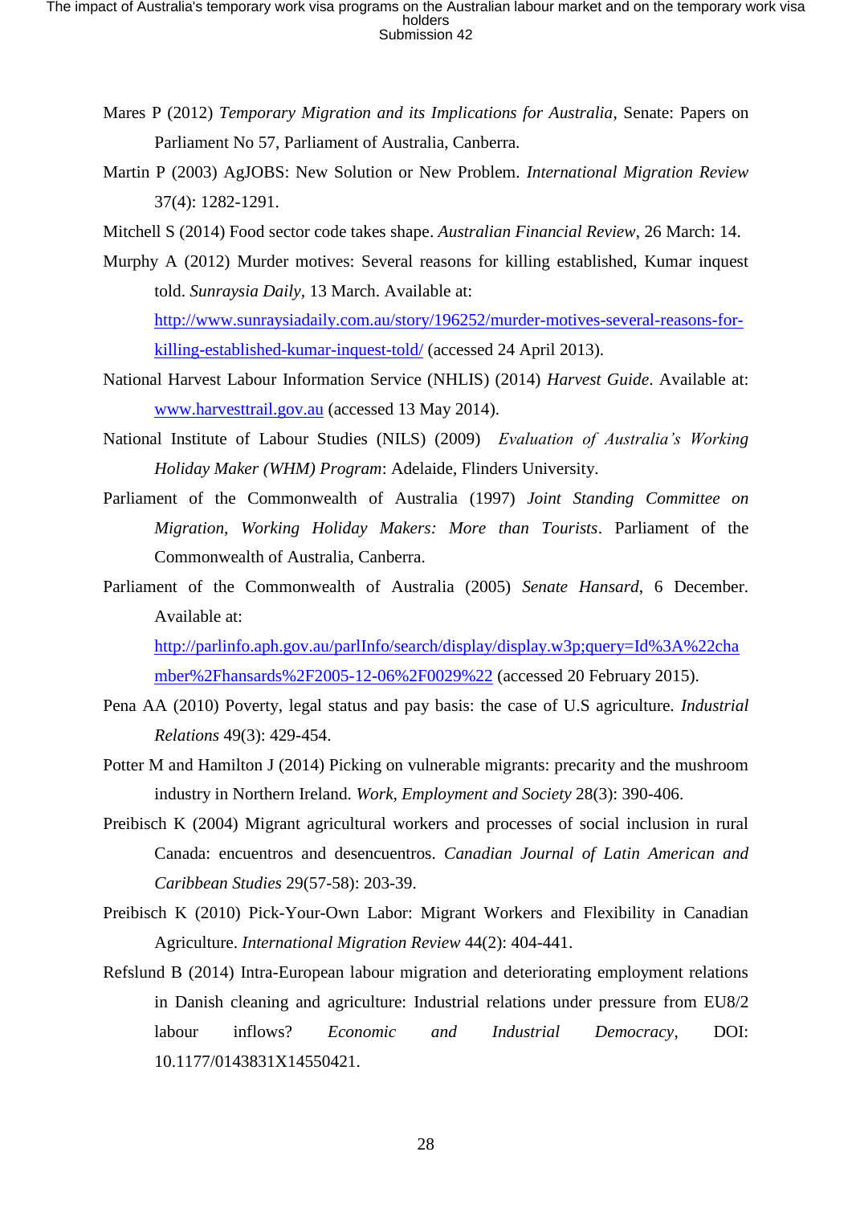Mares P (2012) *Temporary Migration and its Implications for Australia*, Senate: Papers on Parliament No 57, Parliament of Australia, Canberra.

Martin P (2003) AgJOBS: New Solution or New Problem. *International Migration Review* 37(4): 1282-1291.

Mitchell S (2014) Food sector code takes shape. *Australian Financial Review*, 26 March: 14.

Murphy A (2012) Murder motives: Several reasons for killing established, Kumar inquest told. *Sunraysia Daily*, 13 March. Available at: http://www.sunraysiadaily.com.au/story/196252/murder-motives-several-reasons-for-killing-established-kumar-inquest-told/ (accessed 24 April 2013).

National Harvest Labour Information Service (NHLIS) (2014) *Harvest Guide*. Available at: www.harvesttrail.gov.au (accessed 13 May 2014).

National Institute of Labour Studies (NILS) (2009) *Evaluation of Australia's Working Holiday Maker (WHM) Program*: Adelaide, Flinders University.

Parliament of the Commonwealth of Australia (1997) *Joint Standing Committee on Migration, Working Holiday Makers: More than Tourists*. Parliament of the Commonwealth of Australia, Canberra.

Parliament of the Commonwealth of Australia (2005) *Senate Hansard*, 6 December. Available at: http://parlinfo.aph.gov.au/parlInfo/search/display/display.w3p;query=Id%3A%22chamber%2Fhansards%2F2005-12-06%2F0029%22 (accessed 20 February 2015).

Pena AA (2010) Poverty, legal status and pay basis: the case of U.S agriculture. *Industrial Relations* 49(3): 429-454.

Potter M and Hamilton J (2014) Picking on vulnerable migrants: precarity and the mushroom industry in Northern Ireland. *Work, Employment and Society* 28(3): 390-406.

Preibisch K (2004) Migrant agricultural workers and processes of social inclusion in rural Canada: encuentros and desencuentros. *Canadian Journal of Latin American and Caribbean Studies* 29(57-58): 203-39.

Preibisch K (2010) Pick-Your-Own Labor: Migrant Workers and Flexibility in Canadian Agriculture. *International Migration Review* 44(2): 404-441.

Refslund B (2014) Intra-European labour migration and deteriorating employment relations in Danish cleaning and agriculture: Industrial relations under pressure from EU8/2 labour inflows? *Economic and Industrial Democracy*, DOI: 10.1177/0143831X14550421.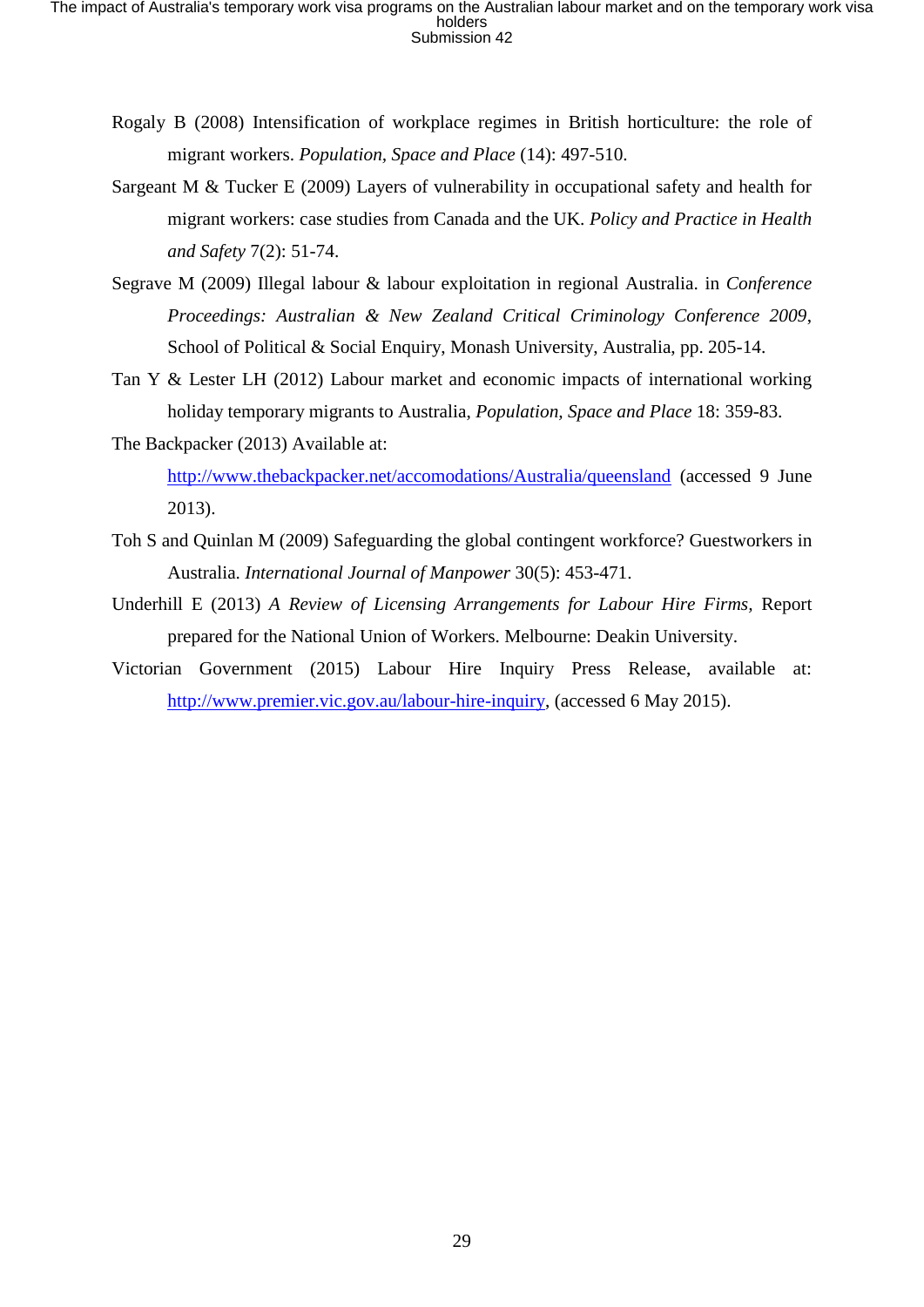Rogaly B (2008) Intensification of workplace regimes in British horticulture: the role of migrant workers. *Population, Space and Place* (14): 497-510.

Sargeant M & Tucker E (2009) Layers of vulnerability in occupational safety and health for migrant workers: case studies from Canada and the UK. *Policy and Practice in Health and Safety* 7(2): 51-74.

Segrave M (2009) Illegal labour & labour exploitation in regional Australia. in *Conference Proceedings: Australian & New Zealand Critical Criminology Conference 2009*, School of Political & Social Enquiry, Monash University, Australia, pp. 205-14.

Tan Y & Lester LH (2012) Labour market and economic impacts of international working holiday temporary migrants to Australia, *Population, Space and Place* 18: 359-83.

The Backpacker (2013) Available at: http://www.thebackpacker.net/accomodations/Australia/queensland (accessed 9 June 2013).

Toh S and Quinlan M (2009) Safeguarding the global contingent workforce? Guestworkers in Australia. *International Journal of Manpower* 30(5): 453-471.

Underhill E (2013) *A Review of Licensing Arrangements for Labour Hire Firms*, Report prepared for the National Union of Workers. Melbourne: Deakin University.

Victorian Government (2015) Labour Hire Inquiry Press Release, available at: http://www.premier.vic.gov.au/labour-hire-inquiry, (accessed 6 May 2015).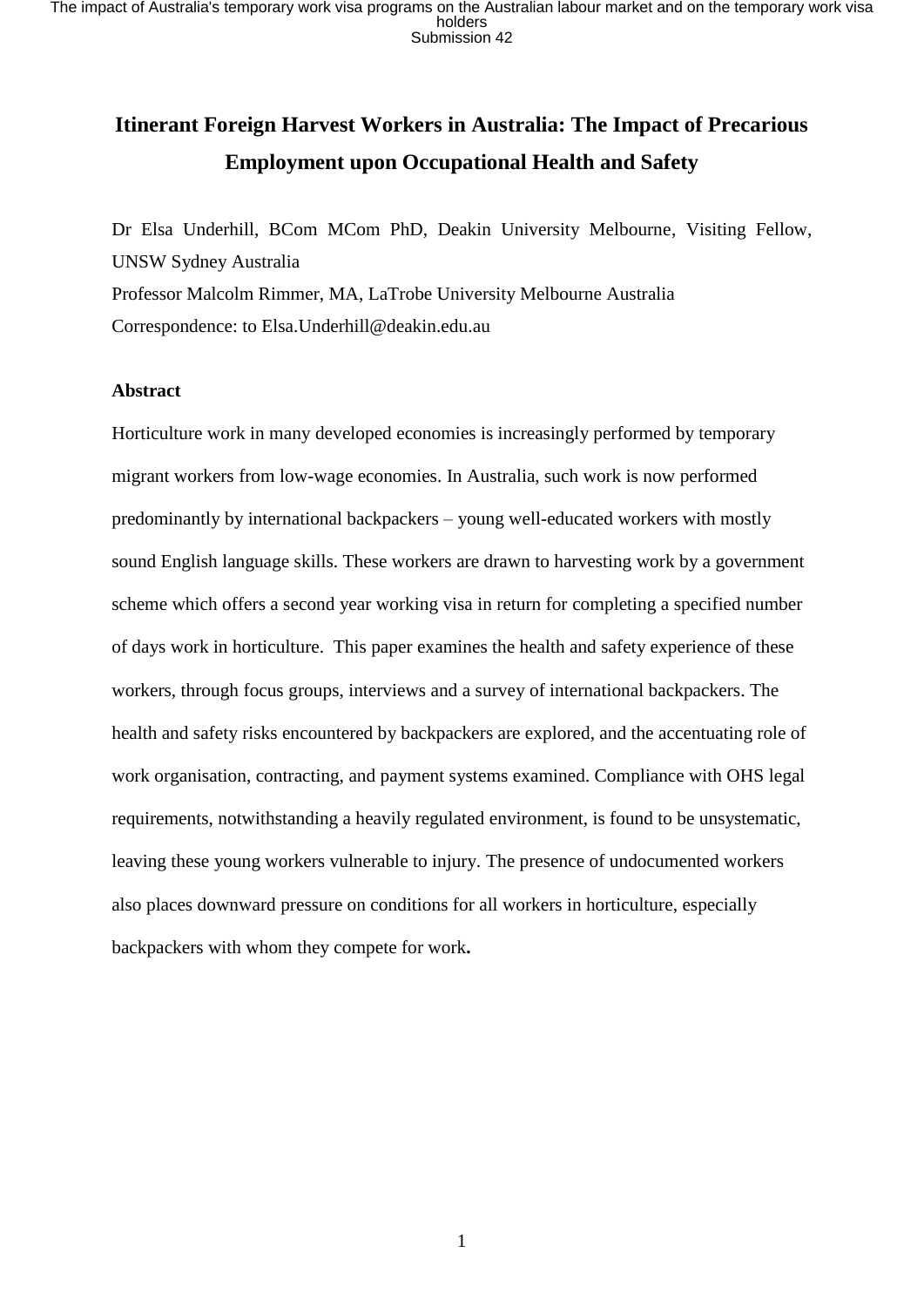# Itinerant Foreign Harvest Workers in Australia: The Impact of Precarious Employment upon Occupational Health and Safety

Dr Elsa Underhill, BCom MCom PhD, Deakin University Melbourne, Visiting Fellow, UNSW Sydney Australia

Professor Malcolm Rimmer, MA, LaTrobe University Melbourne Australia

Correspondence: to Elsa.Underhill@deakin.edu.au

**Abstract**

Horticulture work in many developed economies is increasingly performed by temporary migrant workers from low-wage economies. In Australia, such work is now performed predominantly by international backpackers – young well-educated workers with mostly sound English language skills. These workers are drawn to harvesting work by a government scheme which offers a second year working visa in return for completing a specified number of days work in horticulture. This paper examines the health and safety experience of these workers, through focus groups, interviews and a survey of international backpackers. The health and safety risks encountered by backpackers are explored, and the accentuating role of work organisation, contracting, and payment systems examined. Compliance with OHS legal requirements, notwithstanding a heavily regulated environment, is found to be unsystematic, leaving these young workers vulnerable to injury. The presence of undocumented workers also places downward pressure on conditions for all workers in horticulture, especially backpackers with whom they compete for work**.**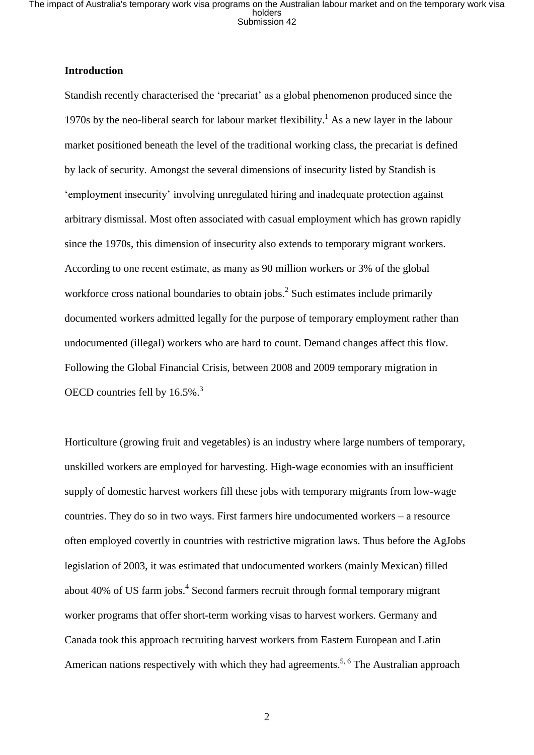**Introduction**

Standish recently characterised the 'precariat' as a global phenomenon produced since the 1970s by the neo-liberal search for labour market flexibility.[1] As a new layer in the labour market positioned beneath the level of the traditional working class, the precariat is defined by lack of security. Amongst the several dimensions of insecurity listed by Standish is 'employment insecurity' involving unregulated hiring and inadequate protection against arbitrary dismissal. Most often associated with casual employment which has grown rapidly since the 1970s, this dimension of insecurity also extends to temporary migrant workers. According to one recent estimate, as many as 90 million workers or 3% of the global workforce cross national boundaries to obtain jobs.[2] Such estimates include primarily documented workers admitted legally for the purpose of temporary employment rather than undocumented (illegal) workers who are hard to count. Demand changes affect this flow. Following the Global Financial Crisis, between 2008 and 2009 temporary migration in OECD countries fell by 16.5%.[3]

Horticulture (growing fruit and vegetables) is an industry where large numbers of temporary, unskilled workers are employed for harvesting. High-wage economies with an insufficient supply of domestic harvest workers fill these jobs with temporary migrants from low-wage countries. They do so in two ways. First farmers hire undocumented workers – a resource often employed covertly in countries with restrictive migration laws. Thus before the AgJobs legislation of 2003, it was estimated that undocumented workers (mainly Mexican) filled about 40% of US farm jobs.[4] Second farmers recruit through formal temporary migrant worker programs that offer short-term working visas to harvest workers. Germany and Canada took this approach recruiting harvest workers from Eastern European and Latin American nations respectively with which they had agreements.[5, 6] The Australian approach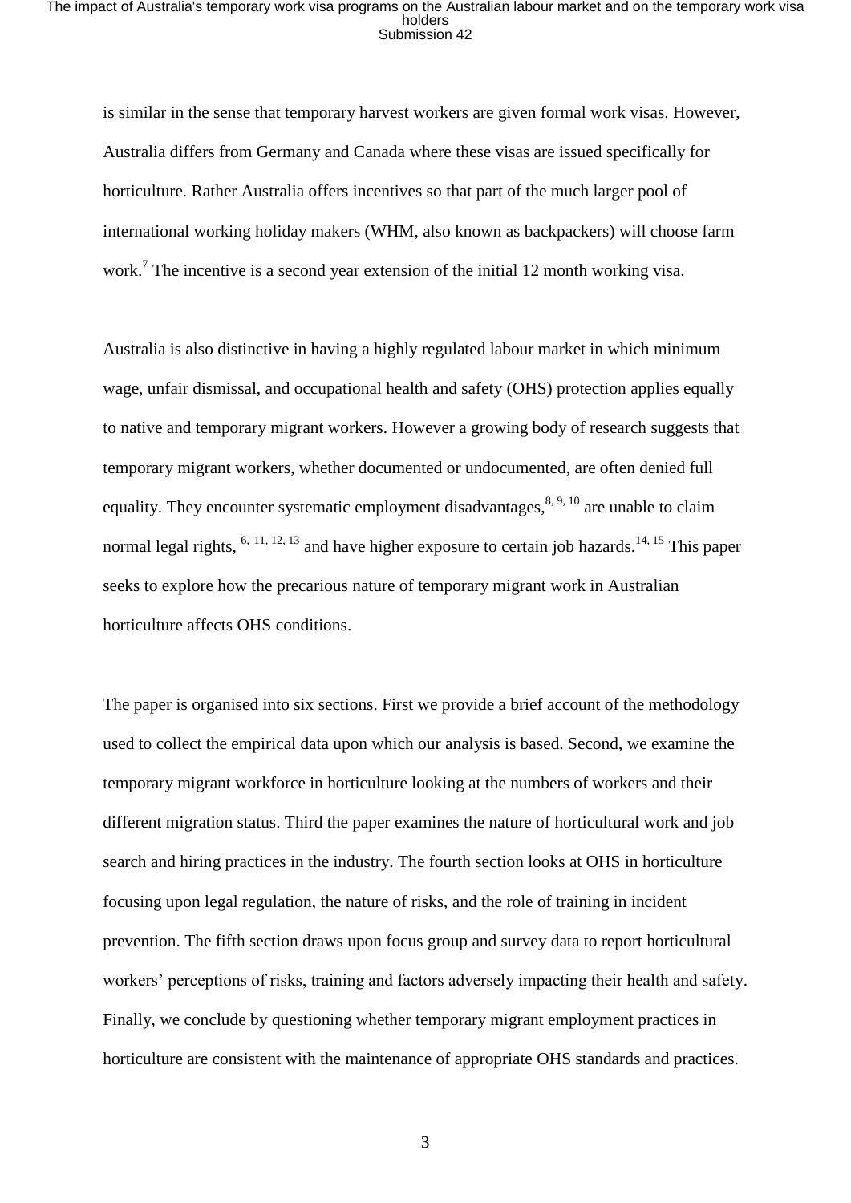is similar in the sense that temporary harvest workers are given formal work visas. However, Australia differs from Germany and Canada where these visas are issued specifically for horticulture. Rather Australia offers incentives so that part of the much larger pool of international working holiday makers (WHM, also known as backpackers) will choose farm work.[7] The incentive is a second year extension of the initial 12 month working visa.

Australia is also distinctive in having a highly regulated labour market in which minimum wage, unfair dismissal, and occupational health and safety (OHS) protection applies equally to native and temporary migrant workers. However a growing body of research suggests that temporary migrant workers, whether documented or undocumented, are often denied full equality. They encounter systematic employment disadvantages,[8, 9, 10] are unable to claim normal legal rights, [6, 11, 12, 13] and have higher exposure to certain job hazards.[14, 15] This paper seeks to explore how the precarious nature of temporary migrant work in Australian horticulture affects OHS conditions.

The paper is organised into six sections. First we provide a brief account of the methodology used to collect the empirical data upon which our analysis is based. Second, we examine the temporary migrant workforce in horticulture looking at the numbers of workers and their different migration status. Third the paper examines the nature of horticultural work and job search and hiring practices in the industry. The fourth section looks at OHS in horticulture focusing upon legal regulation, the nature of risks, and the role of training in incident prevention. The fifth section draws upon focus group and survey data to report horticultural workers' perceptions of risks, training and factors adversely impacting their health and safety. Finally, we conclude by questioning whether temporary migrant employment practices in horticulture are consistent with the maintenance of appropriate OHS standards and practices.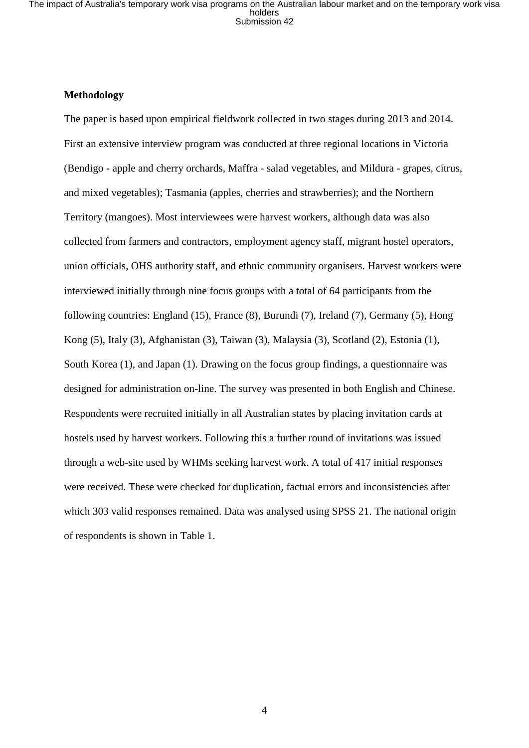**Methodology**

The paper is based upon empirical fieldwork collected in two stages during 2013 and 2014. First an extensive interview program was conducted at three regional locations in Victoria (Bendigo - apple and cherry orchards, Maffra - salad vegetables, and Mildura - grapes, citrus, and mixed vegetables); Tasmania (apples, cherries and strawberries); and the Northern Territory (mangoes). Most interviewees were harvest workers, although data was also collected from farmers and contractors, employment agency staff, migrant hostel operators, union officials, OHS authority staff, and ethnic community organisers. Harvest workers were interviewed initially through nine focus groups with a total of 64 participants from the following countries: England (15), France (8), Burundi (7), Ireland (7), Germany (5), Hong Kong (5), Italy (3), Afghanistan (3), Taiwan (3), Malaysia (3), Scotland (2), Estonia (1), South Korea (1), and Japan (1). Drawing on the focus group findings, a questionnaire was designed for administration on-line. The survey was presented in both English and Chinese. Respondents were recruited initially in all Australian states by placing invitation cards at hostels used by harvest workers. Following this a further round of invitations was issued through a web-site used by WHMs seeking harvest work. A total of 417 initial responses were received. These were checked for duplication, factual errors and inconsistencies after which 303 valid responses remained. Data was analysed using SPSS 21. The national origin of respondents is shown in Table 1.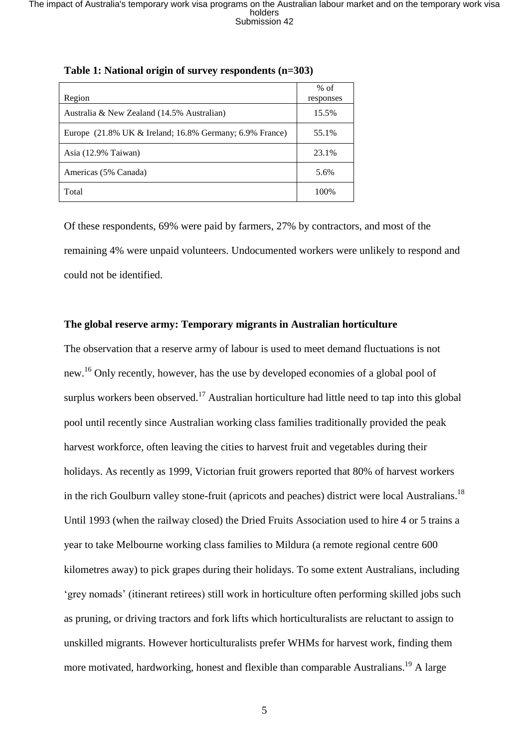**Table 1: National origin of survey respondents (n=303)**

| Region | % of responses |
|---|---|
| Australia & New Zealand (14.5% Australian) | 15.5% |
| Europe (21.8% UK & Ireland; 16.8% Germany; 6.9% France) | 55.1% |
| Asia (12.9% Taiwan) | 23.1% |
| Americas (5% Canada) | 5.6% |
| Total | 100% |

Of these respondents, 69% were paid by farmers, 27% by contractors, and most of the remaining 4% were unpaid volunteers. Undocumented workers were unlikely to respond and could not be identified.

**The global reserve army: Temporary migrants in Australian horticulture**

The observation that a reserve army of labour is used to meet demand fluctuations is not new.[16] Only recently, however, has the use by developed economies of a global pool of surplus workers been observed.[17] Australian horticulture had little need to tap into this global pool until recently since Australian working class families traditionally provided the peak harvest workforce, often leaving the cities to harvest fruit and vegetables during their holidays. As recently as 1999, Victorian fruit growers reported that 80% of harvest workers in the rich Goulburn valley stone-fruit (apricots and peaches) district were local Australians.[18] Until 1993 (when the railway closed) the Dried Fruits Association used to hire 4 or 5 trains a year to take Melbourne working class families to Mildura (a remote regional centre 600 kilometres away) to pick grapes during their holidays. To some extent Australians, including 'grey nomads' (itinerant retirees) still work in horticulture often performing skilled jobs such as pruning, or driving tractors and fork lifts which horticulturalists are reluctant to assign to unskilled migrants. However horticulturalists prefer WHMs for harvest work, finding them more motivated, hardworking, honest and flexible than comparable Australians.[19] A large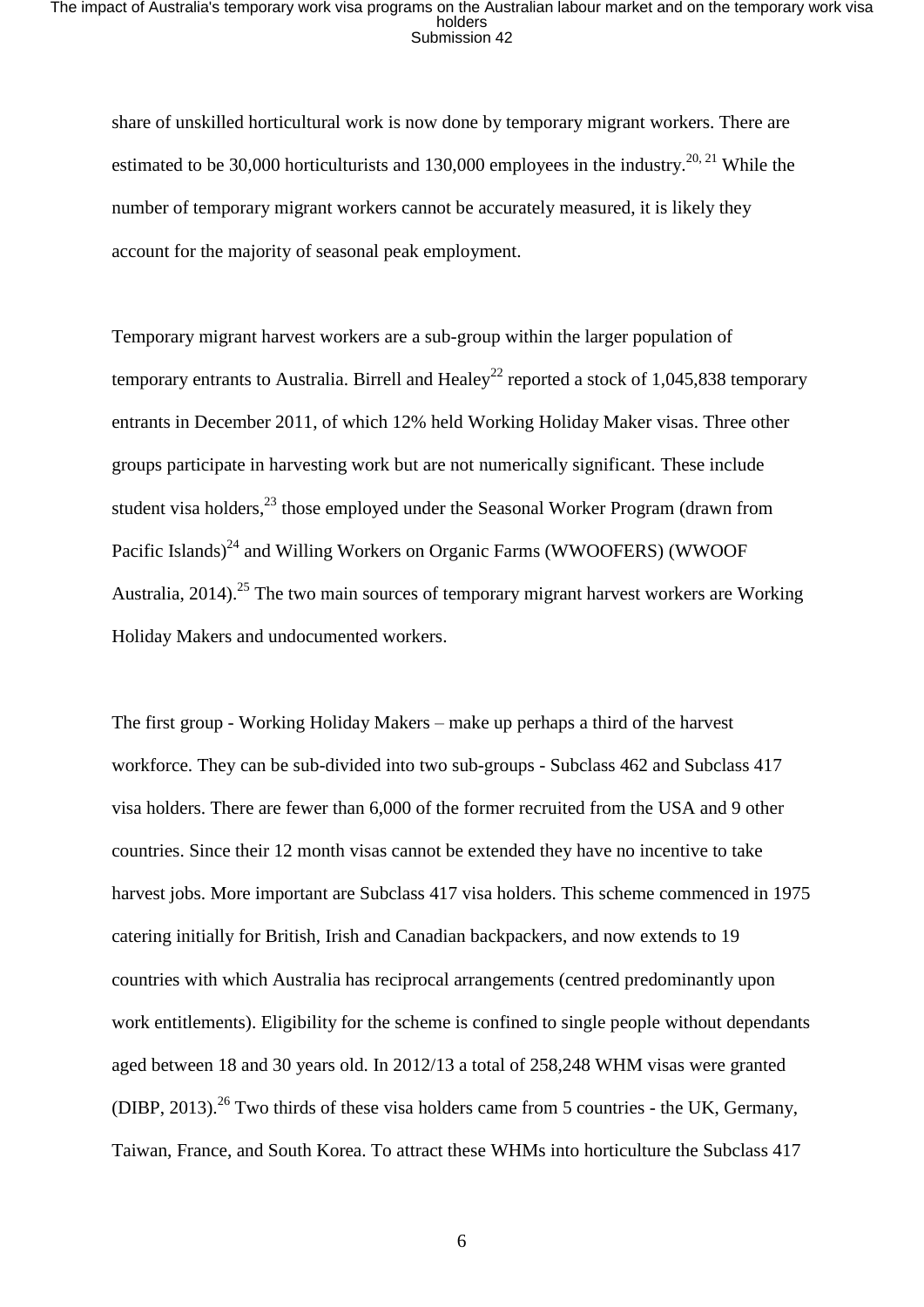share of unskilled horticultural work is now done by temporary migrant workers. There are estimated to be 30,000 horticulturists and 130,000 employees in the industry.[20, 21] While the number of temporary migrant workers cannot be accurately measured, it is likely they account for the majority of seasonal peak employment.

Temporary migrant harvest workers are a sub-group within the larger population of temporary entrants to Australia. Birrell and Healey[22] reported a stock of 1,045,838 temporary entrants in December 2011, of which 12% held Working Holiday Maker visas. Three other groups participate in harvesting work but are not numerically significant. These include student visa holders,[23] those employed under the Seasonal Worker Program (drawn from Pacific Islands)[24] and Willing Workers on Organic Farms (WWOOFERS) (WWOOF Australia, 2014).[25] The two main sources of temporary migrant harvest workers are Working Holiday Makers and undocumented workers.

The first group - Working Holiday Makers – make up perhaps a third of the harvest workforce. They can be sub-divided into two sub-groups - Subclass 462 and Subclass 417 visa holders. There are fewer than 6,000 of the former recruited from the USA and 9 other countries. Since their 12 month visas cannot be extended they have no incentive to take harvest jobs. More important are Subclass 417 visa holders. This scheme commenced in 1975 catering initially for British, Irish and Canadian backpackers, and now extends to 19 countries with which Australia has reciprocal arrangements (centred predominantly upon work entitlements). Eligibility for the scheme is confined to single people without dependants aged between 18 and 30 years old. In 2012/13 a total of 258,248 WHM visas were granted (DIBP, 2013).[26] Two thirds of these visa holders came from 5 countries - the UK, Germany, Taiwan, France, and South Korea. To attract these WHMs into horticulture the Subclass 417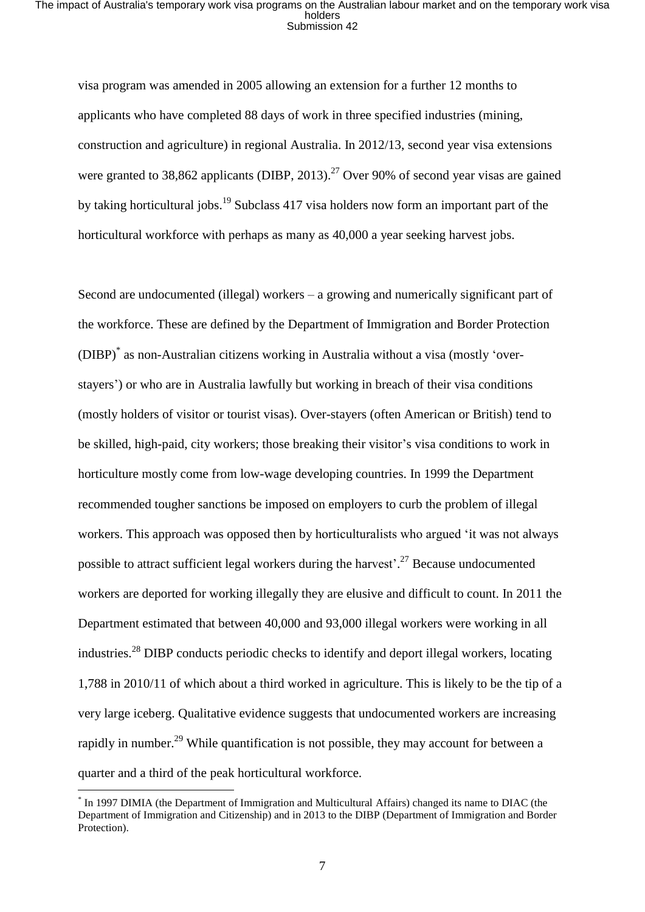visa program was amended in 2005 allowing an extension for a further 12 months to applicants who have completed 88 days of work in three specified industries (mining, construction and agriculture) in regional Australia. In 2012/13, second year visa extensions were granted to 38,862 applicants (DIBP, 2013).[27] Over 90% of second year visas are gained by taking horticultural jobs.[19] Subclass 417 visa holders now form an important part of the horticultural workforce with perhaps as many as 40,000 a year seeking harvest jobs.

Second are undocumented (illegal) workers – a growing and numerically significant part of the workforce. These are defined by the Department of Immigration and Border Protection (DIBP)[*] as non-Australian citizens working in Australia without a visa (mostly 'over-stayers') or who are in Australia lawfully but working in breach of their visa conditions (mostly holders of visitor or tourist visas). Over-stayers (often American or British) tend to be skilled, high-paid, city workers; those breaking their visitor's visa conditions to work in horticulture mostly come from low-wage developing countries. In 1999 the Department recommended tougher sanctions be imposed on employers to curb the problem of illegal workers. This approach was opposed then by horticulturalists who argued 'it was not always possible to attract sufficient legal workers during the harvest'.[27] Because undocumented workers are deported for working illegally they are elusive and difficult to count. In 2011 the Department estimated that between 40,000 and 93,000 illegal workers were working in all industries.[28] DIBP conducts periodic checks to identify and deport illegal workers, locating 1,788 in 2010/11 of which about a third worked in agriculture. This is likely to be the tip of a very large iceberg. Qualitative evidence suggests that undocumented workers are increasing rapidly in number.[29] While quantification is not possible, they may account for between a quarter and a third of the peak horticultural workforce.

[*] In 1997 DIMIA (the Department of Immigration and Multicultural Affairs) changed its name to DIAC (the Department of Immigration and Citizenship) and in 2013 to the DIBP (Department of Immigration and Border Protection).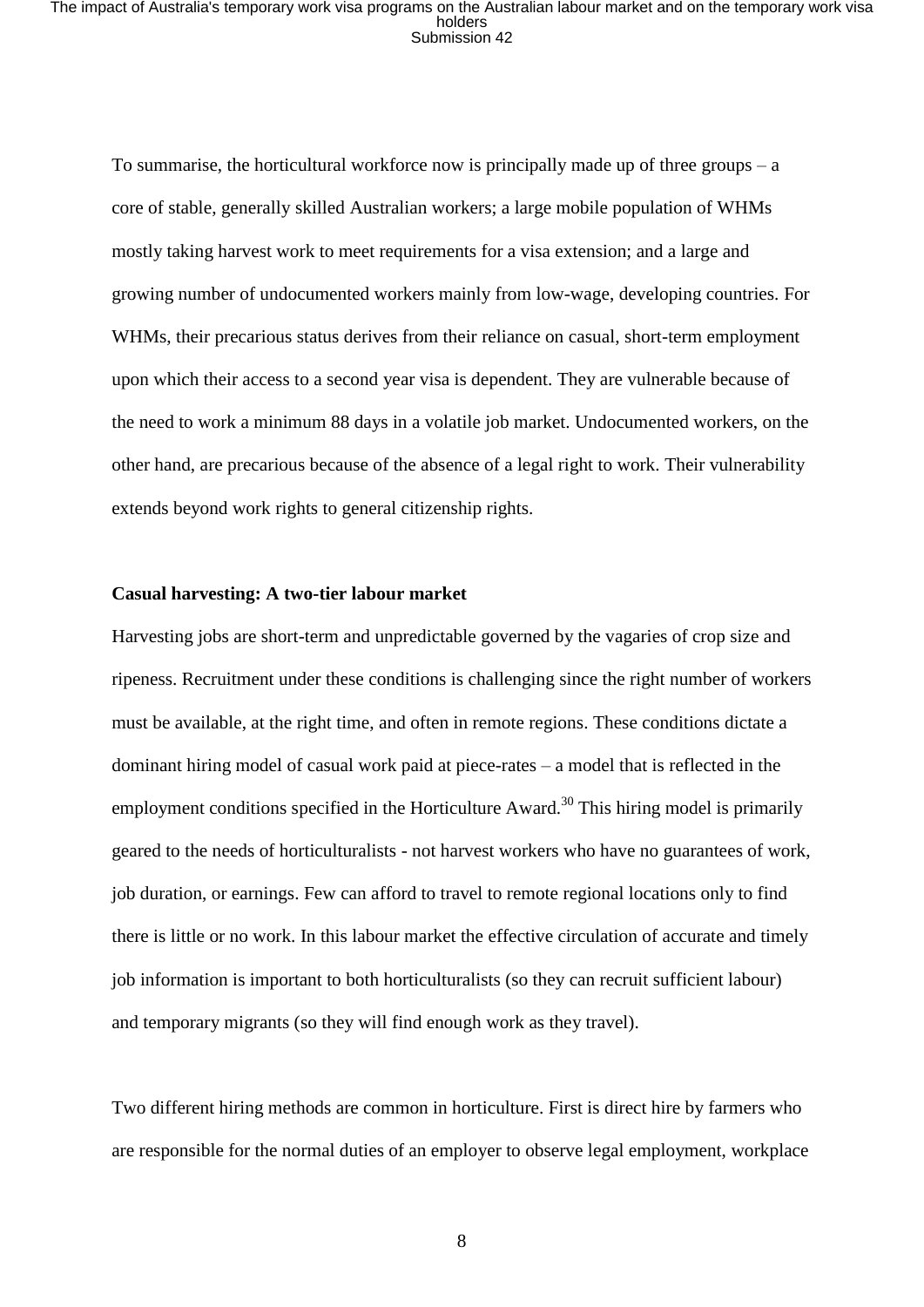To summarise, the horticultural workforce now is principally made up of three groups – a core of stable, generally skilled Australian workers; a large mobile population of WHMs mostly taking harvest work to meet requirements for a visa extension; and a large and growing number of undocumented workers mainly from low-wage, developing countries. For WHMs, their precarious status derives from their reliance on casual, short-term employment upon which their access to a second year visa is dependent. They are vulnerable because of the need to work a minimum 88 days in a volatile job market. Undocumented workers, on the other hand, are precarious because of the absence of a legal right to work. Their vulnerability extends beyond work rights to general citizenship rights.

**Casual harvesting: A two-tier labour market**

Harvesting jobs are short-term and unpredictable governed by the vagaries of crop size and ripeness. Recruitment under these conditions is challenging since the right number of workers must be available, at the right time, and often in remote regions. These conditions dictate a dominant hiring model of casual work paid at piece-rates – a model that is reflected in the employment conditions specified in the Horticulture Award.[30] This hiring model is primarily geared to the needs of horticulturalists - not harvest workers who have no guarantees of work, job duration, or earnings. Few can afford to travel to remote regional locations only to find there is little or no work. In this labour market the effective circulation of accurate and timely job information is important to both horticulturalists (so they can recruit sufficient labour) and temporary migrants (so they will find enough work as they travel).

Two different hiring methods are common in horticulture. First is direct hire by farmers who are responsible for the normal duties of an employer to observe legal employment, workplace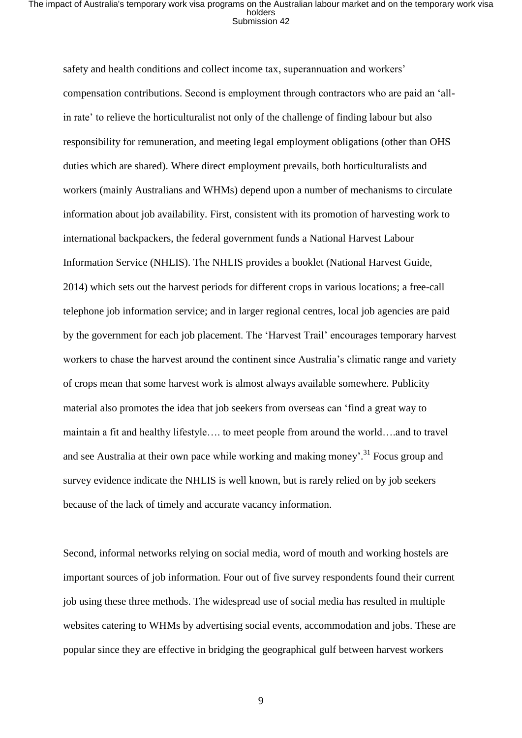safety and health conditions and collect income tax, superannuation and workers' compensation contributions. Second is employment through contractors who are paid an 'all-in rate' to relieve the horticulturalist not only of the challenge of finding labour but also responsibility for remuneration, and meeting legal employment obligations (other than OHS duties which are shared). Where direct employment prevails, both horticulturalists and workers (mainly Australians and WHMs) depend upon a number of mechanisms to circulate information about job availability. First, consistent with its promotion of harvesting work to international backpackers, the federal government funds a National Harvest Labour Information Service (NHLIS). The NHLIS provides a booklet (National Harvest Guide, 2014) which sets out the harvest periods for different crops in various locations; a free-call telephone job information service; and in larger regional centres, local job agencies are paid by the government for each job placement. The 'Harvest Trail' encourages temporary harvest workers to chase the harvest around the continent since Australia's climatic range and variety of crops mean that some harvest work is almost always available somewhere. Publicity material also promotes the idea that job seekers from overseas can 'find a great way to maintain a fit and healthy lifestyle…. to meet people from around the world….and to travel and see Australia at their own pace while working and making money'.[31] Focus group and survey evidence indicate the NHLIS is well known, but is rarely relied on by job seekers because of the lack of timely and accurate vacancy information.

Second, informal networks relying on social media, word of mouth and working hostels are important sources of job information. Four out of five survey respondents found their current job using these three methods. The widespread use of social media has resulted in multiple websites catering to WHMs by advertising social events, accommodation and jobs. These are popular since they are effective in bridging the geographical gulf between harvest workers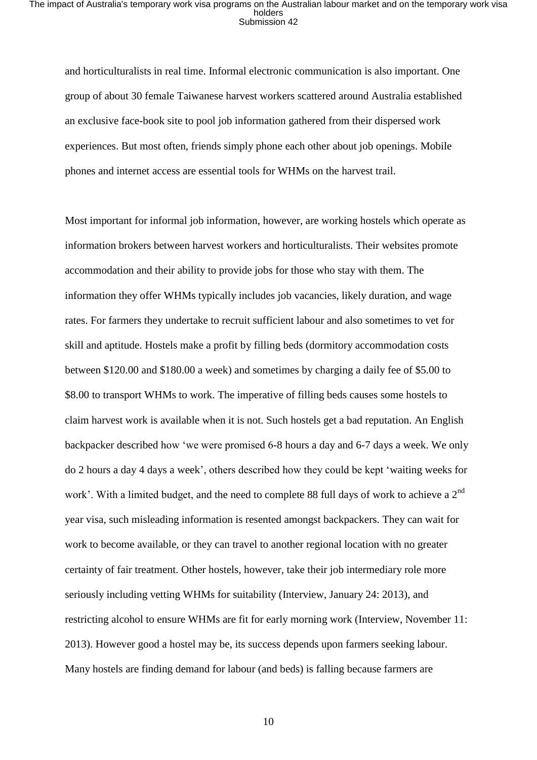and horticulturalists in real time. Informal electronic communication is also important. One group of about 30 female Taiwanese harvest workers scattered around Australia established an exclusive face-book site to pool job information gathered from their dispersed work experiences. But most often, friends simply phone each other about job openings. Mobile phones and internet access are essential tools for WHMs on the harvest trail.

Most important for informal job information, however, are working hostels which operate as information brokers between harvest workers and horticulturalists. Their websites promote accommodation and their ability to provide jobs for those who stay with them. The information they offer WHMs typically includes job vacancies, likely duration, and wage rates. For farmers they undertake to recruit sufficient labour and also sometimes to vet for skill and aptitude. Hostels make a profit by filling beds (dormitory accommodation costs between $120.00 and $180.00 a week) and sometimes by charging a daily fee of $5.00 to $8.00 to transport WHMs to work. The imperative of filling beds causes some hostels to claim harvest work is available when it is not. Such hostels get a bad reputation. An English backpacker described how 'we were promised 6-8 hours a day and 6-7 days a week. We only do 2 hours a day 4 days a week', others described how they could be kept 'waiting weeks for work'. With a limited budget, and the need to complete 88 full days of work to achieve a 2nd year visa, such misleading information is resented amongst backpackers. They can wait for work to become available, or they can travel to another regional location with no greater certainty of fair treatment. Other hostels, however, take their job intermediary role more seriously including vetting WHMs for suitability (Interview, January 24: 2013), and restricting alcohol to ensure WHMs are fit for early morning work (Interview, November 11: 2013). However good a hostel may be, its success depends upon farmers seeking labour. Many hostels are finding demand for labour (and beds) is falling because farmers are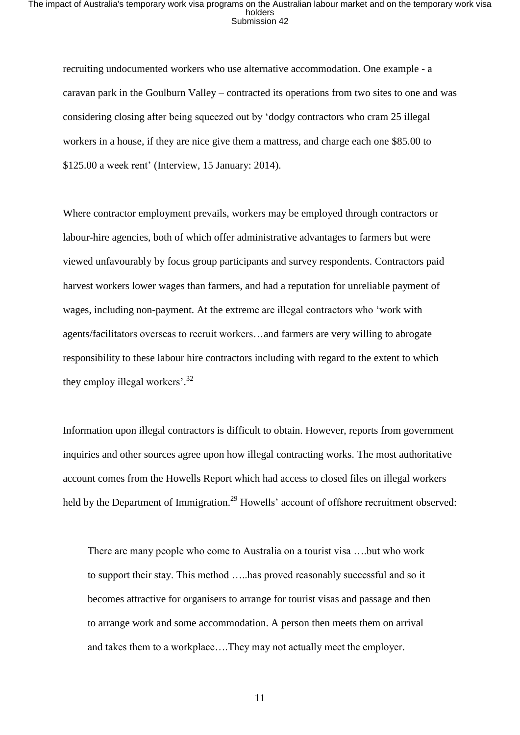recruiting undocumented workers who use alternative accommodation. One example - a caravan park in the Goulburn Valley – contracted its operations from two sites to one and was considering closing after being squeezed out by 'dodgy contractors who cram 25 illegal workers in a house, if they are nice give them a mattress, and charge each one $85.00 to $125.00 a week rent' (Interview, 15 January: 2014).

Where contractor employment prevails, workers may be employed through contractors or labour-hire agencies, both of which offer administrative advantages to farmers but were viewed unfavourably by focus group participants and survey respondents. Contractors paid harvest workers lower wages than farmers, and had a reputation for unreliable payment of wages, including non-payment. At the extreme are illegal contractors who 'work with agents/facilitators overseas to recruit workers…and farmers are very willing to abrogate responsibility to these labour hire contractors including with regard to the extent to which they employ illegal workers'.[32]

Information upon illegal contractors is difficult to obtain. However, reports from government inquiries and other sources agree upon how illegal contracting works. The most authoritative account comes from the Howells Report which had access to closed files on illegal workers held by the Department of Immigration.[29] Howells' account of offshore recruitment observed:

> There are many people who come to Australia on a tourist visa ….but who work to support their stay. This method …..has proved reasonably successful and so it becomes attractive for organisers to arrange for tourist visas and passage and then to arrange work and some accommodation. A person then meets them on arrival and takes them to a workplace….They may not actually meet the employer.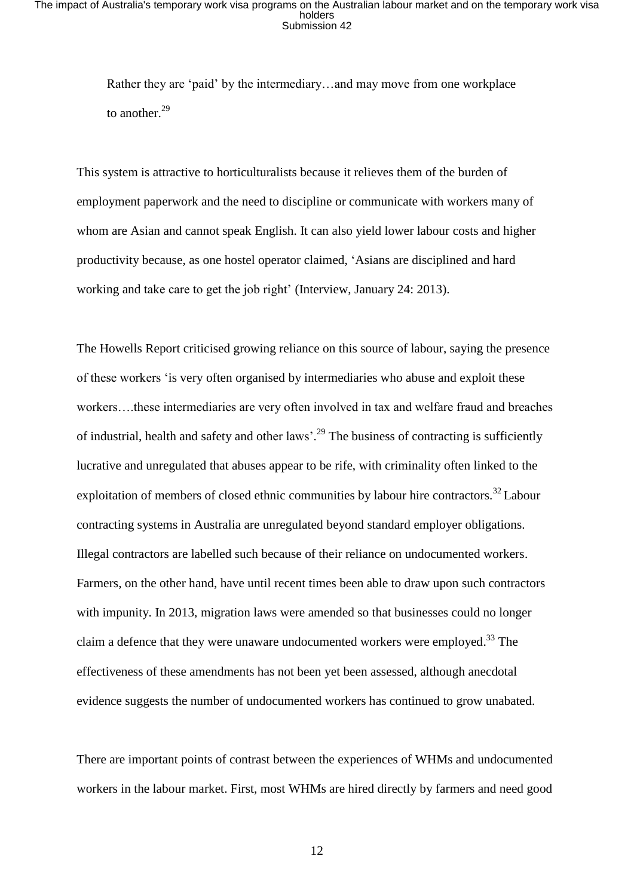Rather they are 'paid' by the intermediary…and may move from one workplace to another.[29]

This system is attractive to horticulturalists because it relieves them of the burden of employment paperwork and the need to discipline or communicate with workers many of whom are Asian and cannot speak English. It can also yield lower labour costs and higher productivity because, as one hostel operator claimed, 'Asians are disciplined and hard working and take care to get the job right' (Interview, January 24: 2013).

The Howells Report criticised growing reliance on this source of labour, saying the presence of these workers 'is very often organised by intermediaries who abuse and exploit these workers….these intermediaries are very often involved in tax and welfare fraud and breaches of industrial, health and safety and other laws'.[29] The business of contracting is sufficiently lucrative and unregulated that abuses appear to be rife, with criminality often linked to the exploitation of members of closed ethnic communities by labour hire contractors.[32] Labour contracting systems in Australia are unregulated beyond standard employer obligations. Illegal contractors are labelled such because of their reliance on undocumented workers. Farmers, on the other hand, have until recent times been able to draw upon such contractors with impunity. In 2013, migration laws were amended so that businesses could no longer claim a defence that they were unaware undocumented workers were employed.[33] The effectiveness of these amendments has not been yet been assessed, although anecdotal evidence suggests the number of undocumented workers has continued to grow unabated.

There are important points of contrast between the experiences of WHMs and undocumented workers in the labour market. First, most WHMs are hired directly by farmers and need good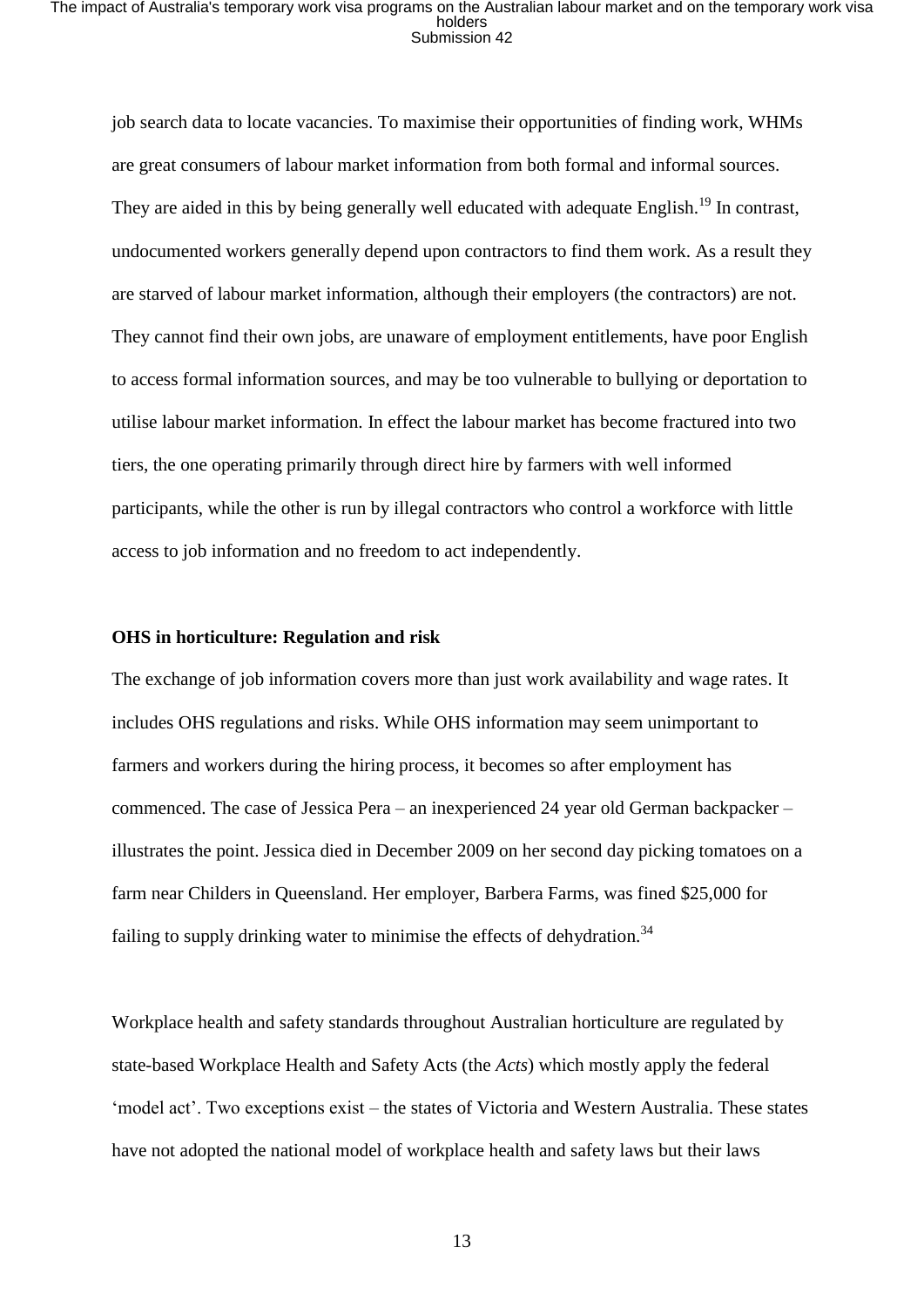job search data to locate vacancies. To maximise their opportunities of finding work, WHMs are great consumers of labour market information from both formal and informal sources. They are aided in this by being generally well educated with adequate English.[19] In contrast, undocumented workers generally depend upon contractors to find them work. As a result they are starved of labour market information, although their employers (the contractors) are not. They cannot find their own jobs, are unaware of employment entitlements, have poor English to access formal information sources, and may be too vulnerable to bullying or deportation to utilise labour market information. In effect the labour market has become fractured into two tiers, the one operating primarily through direct hire by farmers with well informed participants, while the other is run by illegal contractors who control a workforce with little access to job information and no freedom to act independently.

**OHS in horticulture: Regulation and risk**

The exchange of job information covers more than just work availability and wage rates. It includes OHS regulations and risks. While OHS information may seem unimportant to farmers and workers during the hiring process, it becomes so after employment has commenced. The case of Jessica Pera – an inexperienced 24 year old German backpacker – illustrates the point. Jessica died in December 2009 on her second day picking tomatoes on a farm near Childers in Queensland. Her employer, Barbera Farms, was fined $25,000 for failing to supply drinking water to minimise the effects of dehydration.[34]

Workplace health and safety standards throughout Australian horticulture are regulated by state-based Workplace Health and Safety Acts (the *Acts*) which mostly apply the federal 'model act'. Two exceptions exist – the states of Victoria and Western Australia. These states have not adopted the national model of workplace health and safety laws but their laws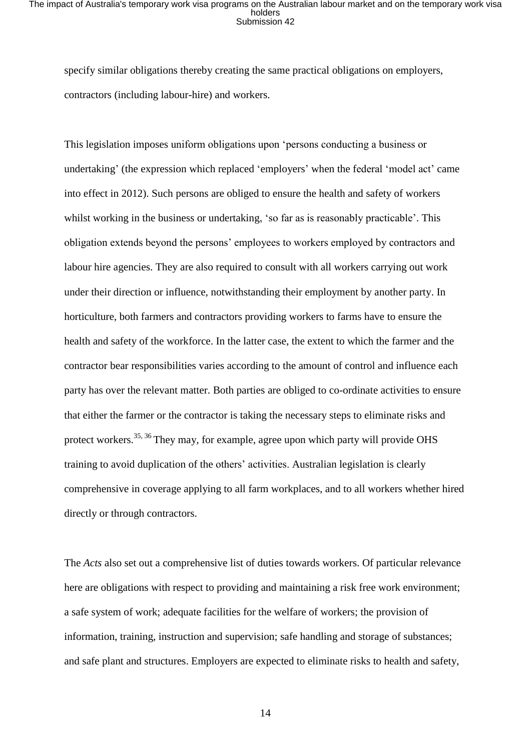specify similar obligations thereby creating the same practical obligations on employers, contractors (including labour-hire) and workers.

This legislation imposes uniform obligations upon 'persons conducting a business or undertaking' (the expression which replaced 'employers' when the federal 'model act' came into effect in 2012). Such persons are obliged to ensure the health and safety of workers whilst working in the business or undertaking, 'so far as is reasonably practicable'. This obligation extends beyond the persons' employees to workers employed by contractors and labour hire agencies. They are also required to consult with all workers carrying out work under their direction or influence, notwithstanding their employment by another party. In horticulture, both farmers and contractors providing workers to farms have to ensure the health and safety of the workforce. In the latter case, the extent to which the farmer and the contractor bear responsibilities varies according to the amount of control and influence each party has over the relevant matter. Both parties are obliged to co-ordinate activities to ensure that either the farmer or the contractor is taking the necessary steps to eliminate risks and protect workers.[35, 36] They may, for example, agree upon which party will provide OHS training to avoid duplication of the others' activities. Australian legislation is clearly comprehensive in coverage applying to all farm workplaces, and to all workers whether hired directly or through contractors.

The *Acts* also set out a comprehensive list of duties towards workers. Of particular relevance here are obligations with respect to providing and maintaining a risk free work environment; a safe system of work; adequate facilities for the welfare of workers; the provision of information, training, instruction and supervision; safe handling and storage of substances; and safe plant and structures. Employers are expected to eliminate risks to health and safety,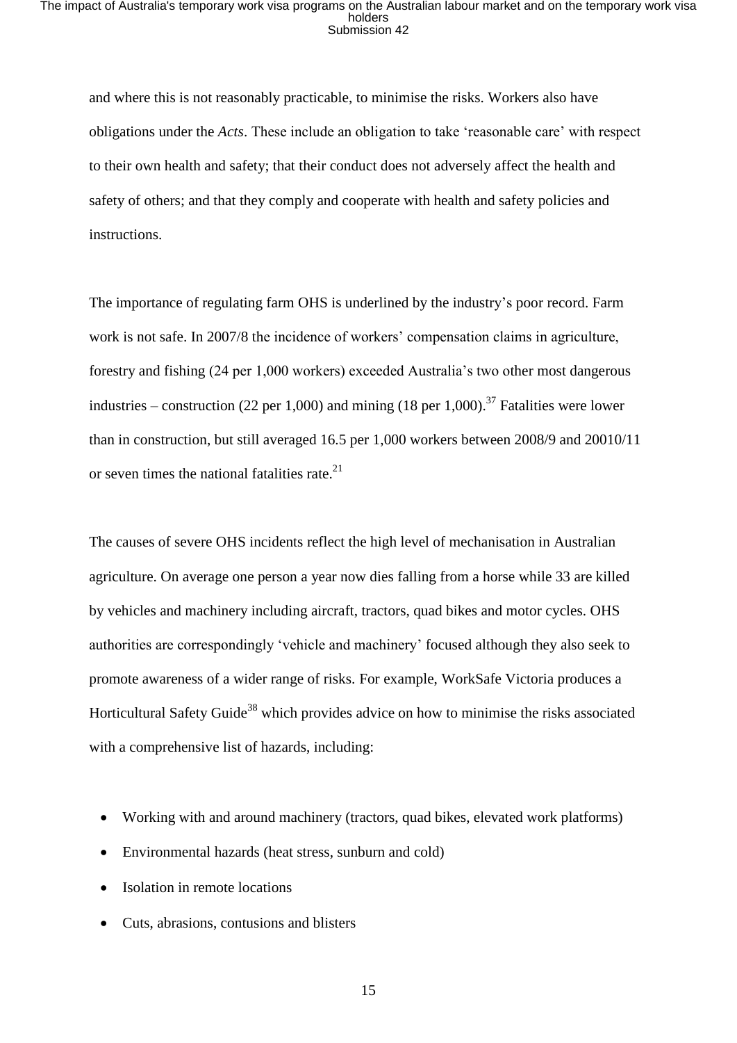and where this is not reasonably practicable, to minimise the risks. Workers also have obligations under the *Acts*. These include an obligation to take 'reasonable care' with respect to their own health and safety; that their conduct does not adversely affect the health and safety of others; and that they comply and cooperate with health and safety policies and instructions.

The importance of regulating farm OHS is underlined by the industry's poor record. Farm work is not safe. In 2007/8 the incidence of workers' compensation claims in agriculture, forestry and fishing (24 per 1,000 workers) exceeded Australia's two other most dangerous industries – construction (22 per 1,000) and mining (18 per 1,000).[37] Fatalities were lower than in construction, but still averaged 16.5 per 1,000 workers between 2008/9 and 20010/11 or seven times the national fatalities rate.[21]

The causes of severe OHS incidents reflect the high level of mechanisation in Australian agriculture. On average one person a year now dies falling from a horse while 33 are killed by vehicles and machinery including aircraft, tractors, quad bikes and motor cycles. OHS authorities are correspondingly 'vehicle and machinery' focused although they also seek to promote awareness of a wider range of risks. For example, WorkSafe Victoria produces a Horticultural Safety Guide[38] which provides advice on how to minimise the risks associated with a comprehensive list of hazards, including:

- Working with and around machinery (tractors, quad bikes, elevated work platforms)
- Environmental hazards (heat stress, sunburn and cold)
- Isolation in remote locations
- Cuts, abrasions, contusions and blisters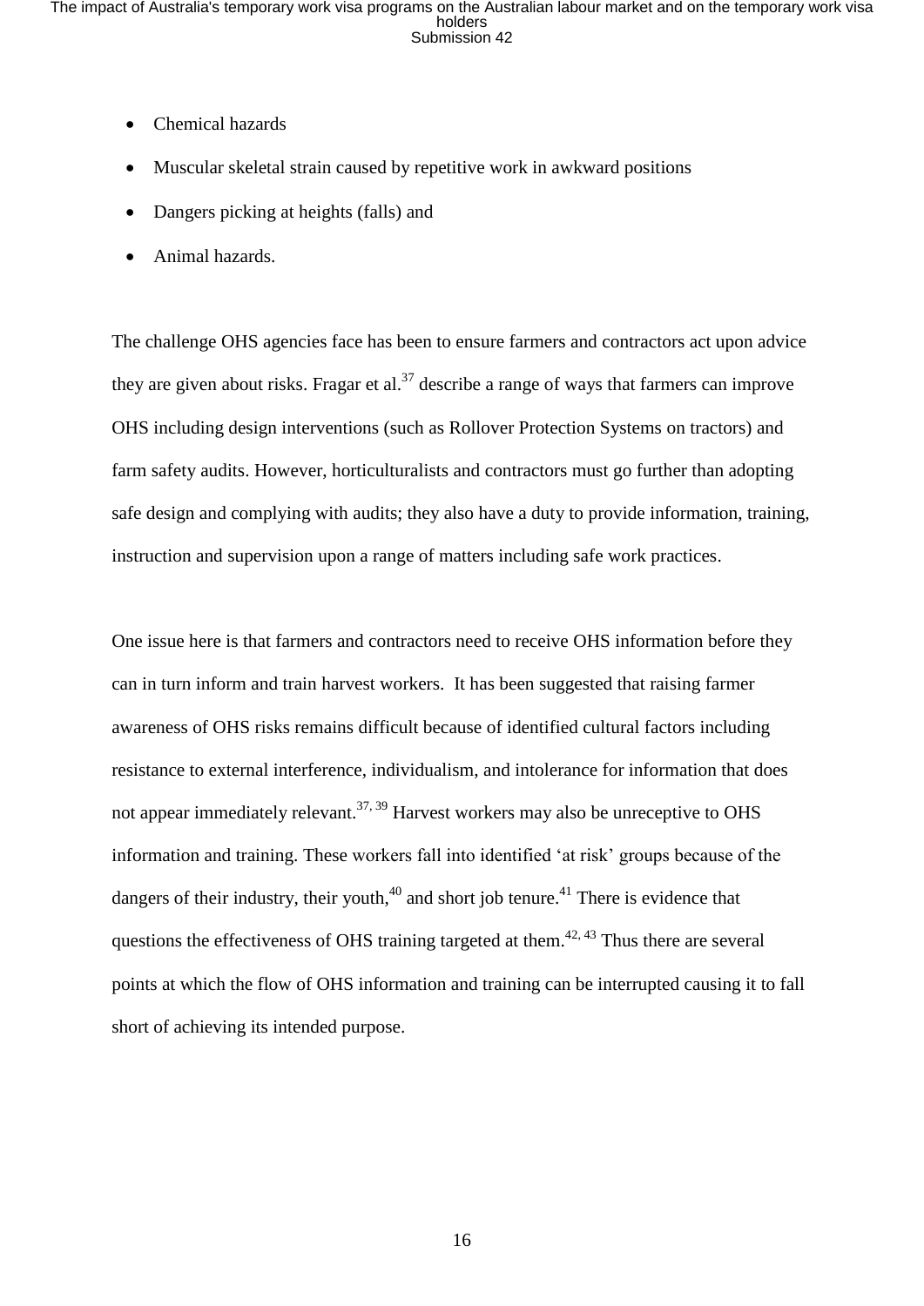- Chemical hazards
- Muscular skeletal strain caused by repetitive work in awkward positions
- Dangers picking at heights (falls) and
- Animal hazards.

The challenge OHS agencies face has been to ensure farmers and contractors act upon advice they are given about risks. Fragar et al.[37] describe a range of ways that farmers can improve OHS including design interventions (such as Rollover Protection Systems on tractors) and farm safety audits. However, horticulturalists and contractors must go further than adopting safe design and complying with audits; they also have a duty to provide information, training, instruction and supervision upon a range of matters including safe work practices.

One issue here is that farmers and contractors need to receive OHS information before they can in turn inform and train harvest workers. It has been suggested that raising farmer awareness of OHS risks remains difficult because of identified cultural factors including resistance to external interference, individualism, and intolerance for information that does not appear immediately relevant.[37, 39] Harvest workers may also be unreceptive to OHS information and training. These workers fall into identified 'at risk' groups because of the dangers of their industry, their youth,[40] and short job tenure.[41] There is evidence that questions the effectiveness of OHS training targeted at them.[42, 43] Thus there are several points at which the flow of OHS information and training can be interrupted causing it to fall short of achieving its intended purpose.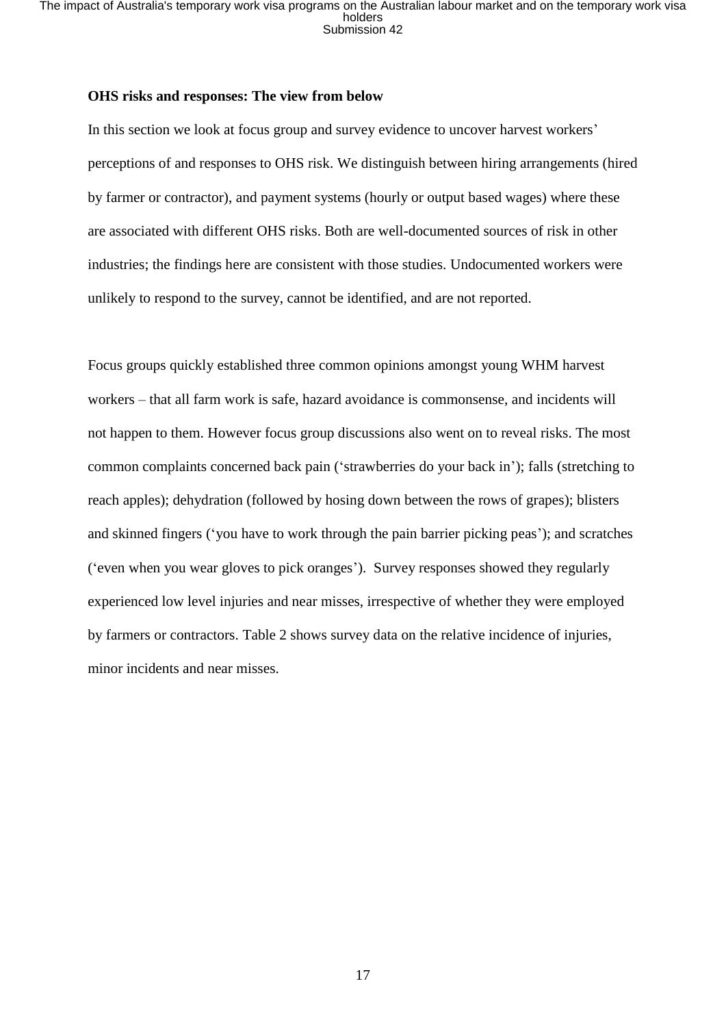**OHS risks and responses: The view from below**

In this section we look at focus group and survey evidence to uncover harvest workers' perceptions of and responses to OHS risk. We distinguish between hiring arrangements (hired by farmer or contractor), and payment systems (hourly or output based wages) where these are associated with different OHS risks. Both are well-documented sources of risk in other industries; the findings here are consistent with those studies. Undocumented workers were unlikely to respond to the survey, cannot be identified, and are not reported.

Focus groups quickly established three common opinions amongst young WHM harvest workers – that all farm work is safe, hazard avoidance is commonsense, and incidents will not happen to them. However focus group discussions also went on to reveal risks. The most common complaints concerned back pain ('strawberries do your back in'); falls (stretching to reach apples); dehydration (followed by hosing down between the rows of grapes); blisters and skinned fingers ('you have to work through the pain barrier picking peas'); and scratches ('even when you wear gloves to pick oranges'). Survey responses showed they regularly experienced low level injuries and near misses, irrespective of whether they were employed by farmers or contractors. Table 2 shows survey data on the relative incidence of injuries, minor incidents and near misses.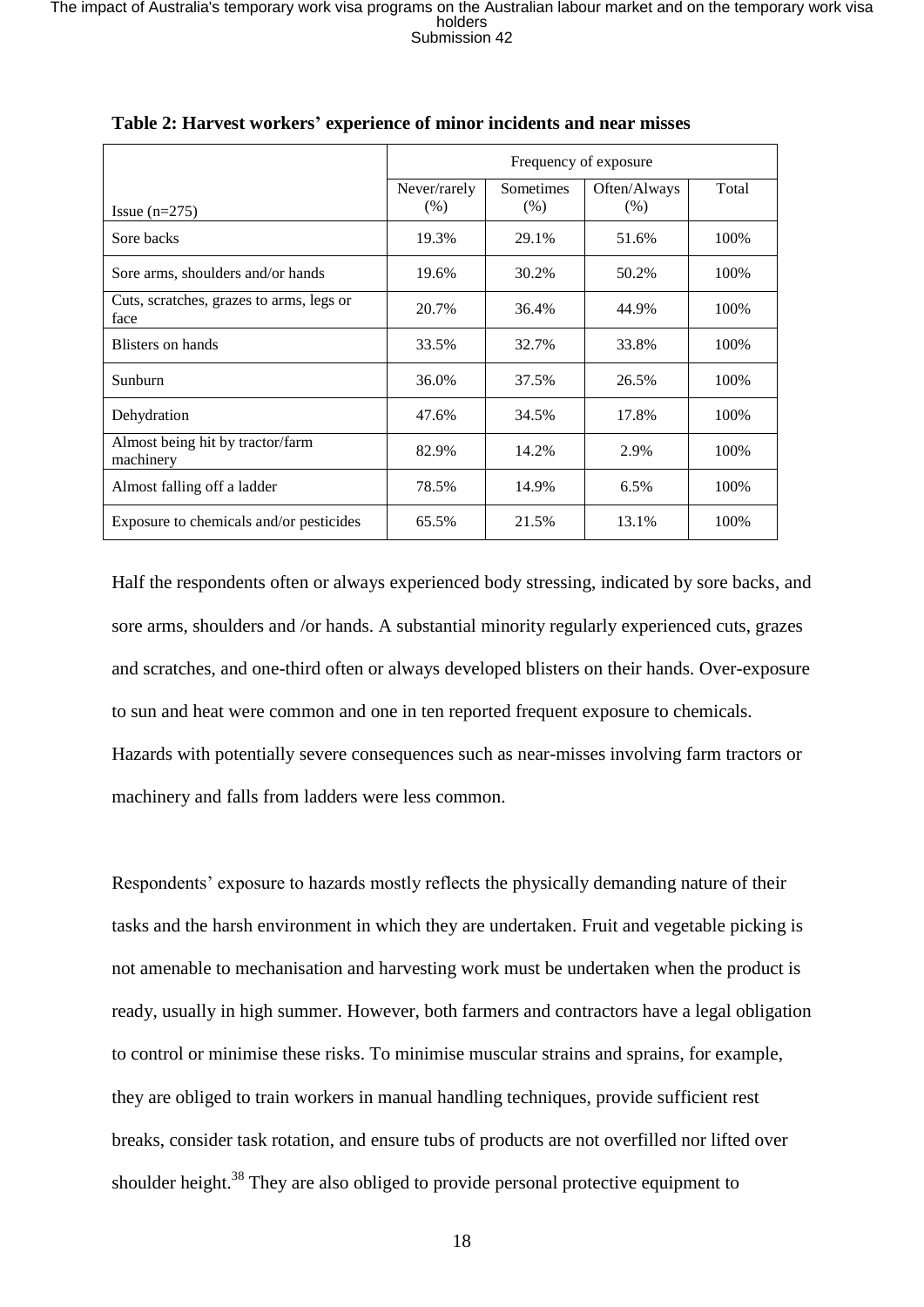**Table 2: Harvest workers' experience of minor incidents and near misses**

| | Frequency of exposure | | | |
|---|---|---|---|---|
| Issue (n=275) | Never/rarely (%) | Sometimes (%) | Often/Always (%) | Total |
| Sore backs | 19.3% | 29.1% | 51.6% | 100% |
| Sore arms, shoulders and/or hands | 19.6% | 30.2% | 50.2% | 100% |
| Cuts, scratches, grazes to arms, legs or face | 20.7% | 36.4% | 44.9% | 100% |
| Blisters on hands | 33.5% | 32.7% | 33.8% | 100% |
| Sunburn | 36.0% | 37.5% | 26.5% | 100% |
| Dehydration | 47.6% | 34.5% | 17.8% | 100% |
| Almost being hit by tractor/farm machinery | 82.9% | 14.2% | 2.9% | 100% |
| Almost falling off a ladder | 78.5% | 14.9% | 6.5% | 100% |
| Exposure to chemicals and/or pesticides | 65.5% | 21.5% | 13.1% | 100% |

Half the respondents often or always experienced body stressing, indicated by sore backs, and sore arms, shoulders and /or hands. A substantial minority regularly experienced cuts, grazes and scratches, and one-third often or always developed blisters on their hands. Over-exposure to sun and heat were common and one in ten reported frequent exposure to chemicals. Hazards with potentially severe consequences such as near-misses involving farm tractors or machinery and falls from ladders were less common.

Respondents' exposure to hazards mostly reflects the physically demanding nature of their tasks and the harsh environment in which they are undertaken. Fruit and vegetable picking is not amenable to mechanisation and harvesting work must be undertaken when the product is ready, usually in high summer. However, both farmers and contractors have a legal obligation to control or minimise these risks. To minimise muscular strains and sprains, for example, they are obliged to train workers in manual handling techniques, provide sufficient rest breaks, consider task rotation, and ensure tubs of products are not overfilled nor lifted over shoulder height.[38] They are also obliged to provide personal protective equipment to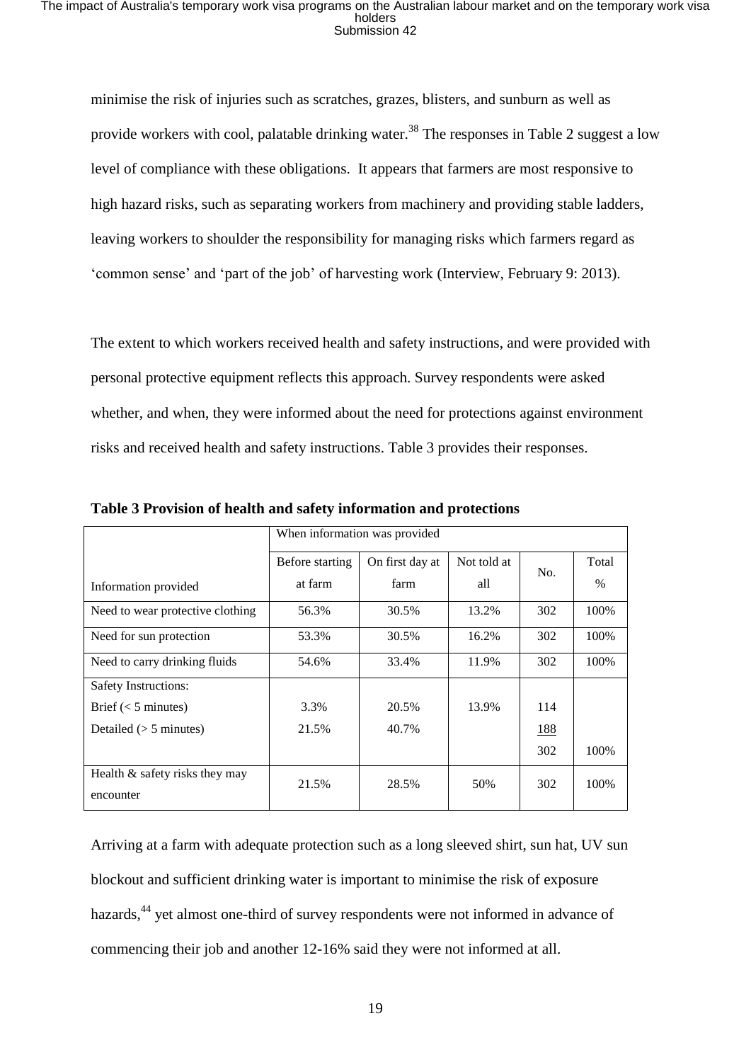minimise the risk of injuries such as scratches, grazes, blisters, and sunburn as well as provide workers with cool, palatable drinking water.[38] The responses in Table 2 suggest a low level of compliance with these obligations. It appears that farmers are most responsive to high hazard risks, such as separating workers from machinery and providing stable ladders, leaving workers to shoulder the responsibility for managing risks which farmers regard as 'common sense' and 'part of the job' of harvesting work (Interview, February 9: 2013).

The extent to which workers received health and safety instructions, and were provided with personal protective equipment reflects this approach. Survey respondents were asked whether, and when, they were informed about the need for protections against environment risks and received health and safety instructions. Table 3 provides their responses.

**Table 3 Provision of health and safety information and protections**

| | When information was provided | | | | |
|---|---|---|---|---|---|
| Information provided | Before starting at farm | On first day at farm | Not told at all | No. | Total % |
| Need to wear protective clothing | 56.3% | 30.5% | 13.2% | 302 | 100% |
| Need for sun protection | 53.3% | 30.5% | 16.2% | 302 | 100% |
| Need to carry drinking fluids | 54.6% | 33.4% | 11.9% | 302 | 100% |
| Safety Instructions: | | | | | |
| Brief (< 5 minutes) | 3.3% | 20.5% | 13.9% | 114 | |
| Detailed (> 5 minutes) | 21.5% | 40.7% | | 188 | |
| | | | | 302 | 100% |
| Health & safety risks they may encounter | 21.5% | 28.5% | 50% | 302 | 100% |

Arriving at a farm with adequate protection such as a long sleeved shirt, sun hat, UV sun blockout and sufficient drinking water is important to minimise the risk of exposure hazards,[44] yet almost one-third of survey respondents were not informed in advance of commencing their job and another 12-16% said they were not informed at all.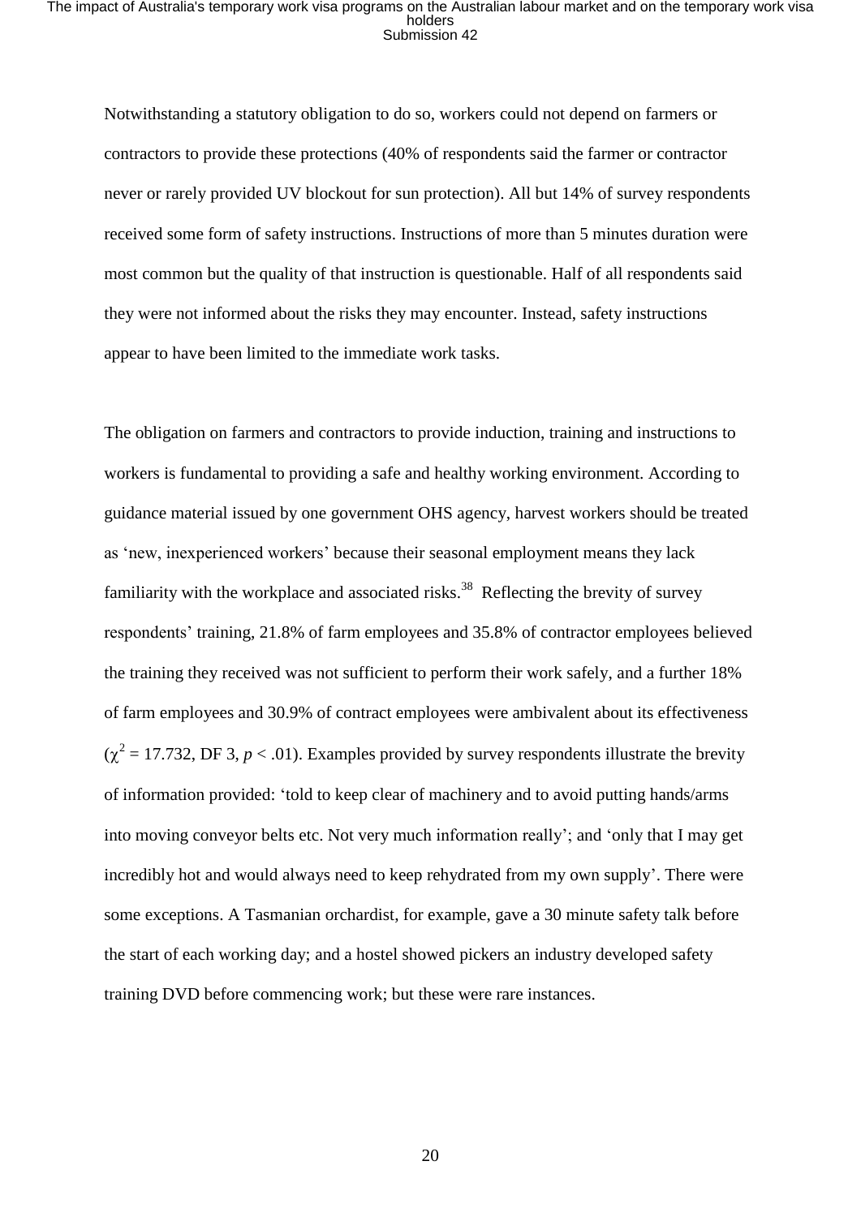Notwithstanding a statutory obligation to do so, workers could not depend on farmers or contractors to provide these protections (40% of respondents said the farmer or contractor never or rarely provided UV blockout for sun protection). All but 14% of survey respondents received some form of safety instructions. Instructions of more than 5 minutes duration were most common but the quality of that instruction is questionable. Half of all respondents said they were not informed about the risks they may encounter. Instead, safety instructions appear to have been limited to the immediate work tasks.

The obligation on farmers and contractors to provide induction, training and instructions to workers is fundamental to providing a safe and healthy working environment. According to guidance material issued by one government OHS agency, harvest workers should be treated as 'new, inexperienced workers' because their seasonal employment means they lack familiarity with the workplace and associated risks.[38] Reflecting the brevity of survey respondents' training, 21.8% of farm employees and 35.8% of contractor employees believed the training they received was not sufficient to perform their work safely, and a further 18% of farm employees and 30.9% of contract employees were ambivalent about its effectiveness ($\chi^2 = 17.732$, DF 3, $p < .01$). Examples provided by survey respondents illustrate the brevity of information provided: 'told to keep clear of machinery and to avoid putting hands/arms into moving conveyor belts etc. Not very much information really'; and 'only that I may get incredibly hot and would always need to keep rehydrated from my own supply'. There were some exceptions. A Tasmanian orchardist, for example, gave a 30 minute safety talk before the start of each working day; and a hostel showed pickers an industry developed safety training DVD before commencing work; but these were rare instances.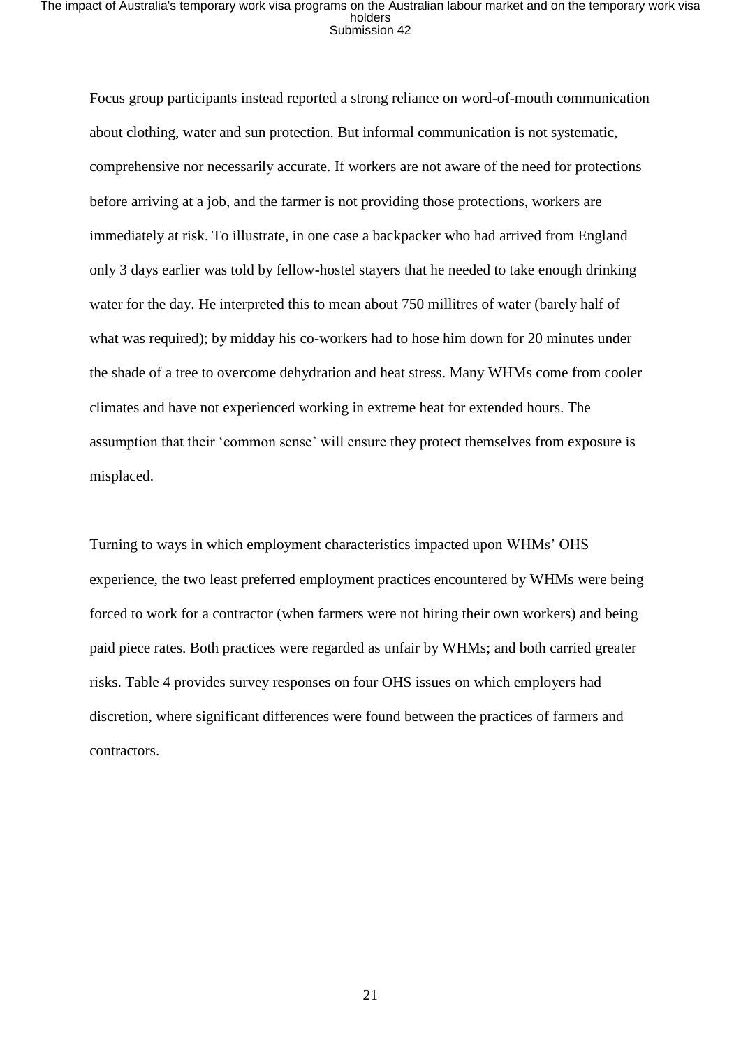Focus group participants instead reported a strong reliance on word-of-mouth communication about clothing, water and sun protection. But informal communication is not systematic, comprehensive nor necessarily accurate. If workers are not aware of the need for protections before arriving at a job, and the farmer is not providing those protections, workers are immediately at risk. To illustrate, in one case a backpacker who had arrived from England only 3 days earlier was told by fellow-hostel stayers that he needed to take enough drinking water for the day. He interpreted this to mean about 750 millitres of water (barely half of what was required); by midday his co-workers had to hose him down for 20 minutes under the shade of a tree to overcome dehydration and heat stress. Many WHMs come from cooler climates and have not experienced working in extreme heat for extended hours. The assumption that their 'common sense' will ensure they protect themselves from exposure is misplaced.

Turning to ways in which employment characteristics impacted upon WHMs' OHS experience, the two least preferred employment practices encountered by WHMs were being forced to work for a contractor (when farmers were not hiring their own workers) and being paid piece rates. Both practices were regarded as unfair by WHMs; and both carried greater risks. Table 4 provides survey responses on four OHS issues on which employers had discretion, where significant differences were found between the practices of farmers and contractors.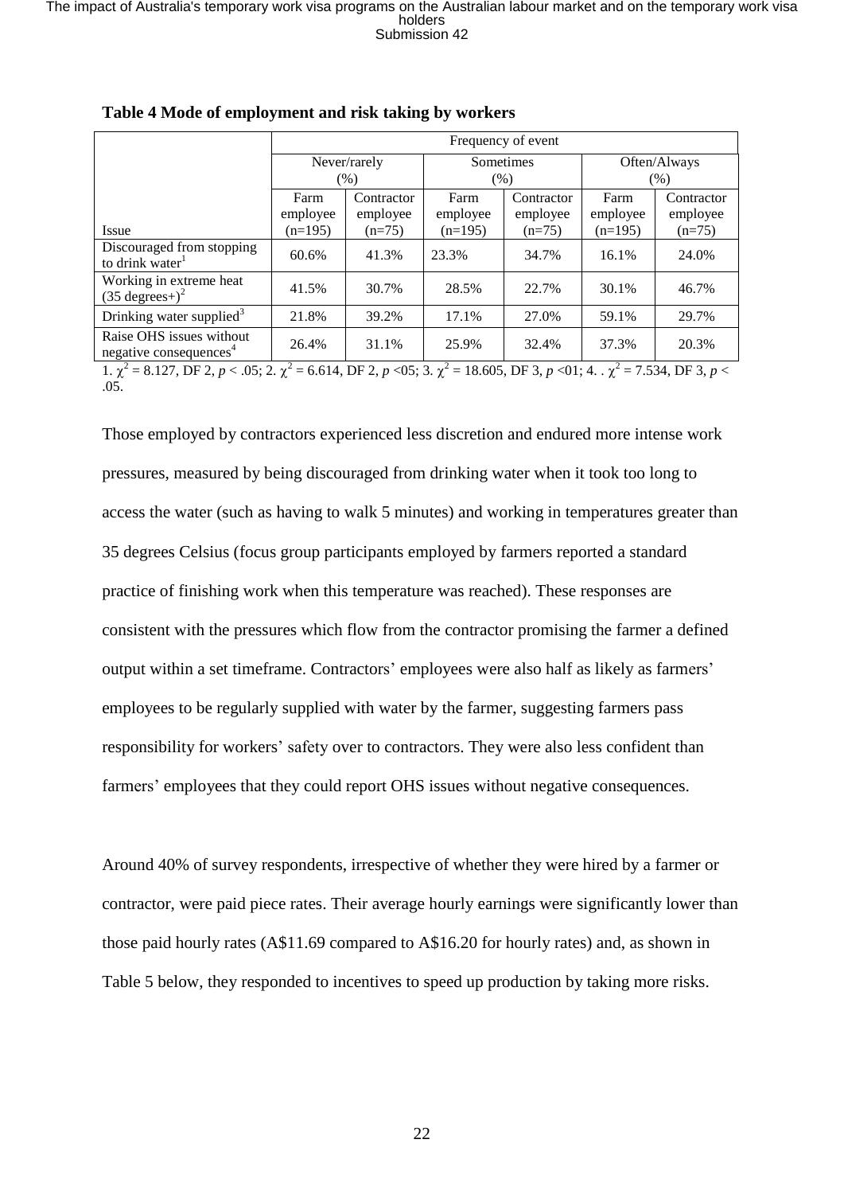**Table 4 Mode of employment and risk taking by workers**

| | Frequency of event | | | | | |
|---|---|---|---|---|---|---|
| | Never/rarely (%) | | Sometimes (%) | | Often/Always (%) | |
| Issue | Farm employee (n=195) | Contractor employee (n=75) | Farm employee (n=195) | Contractor employee (n=75) | Farm employee (n=195) | Contractor employee (n=75) |
| Discouraged from stopping to drink water[1] | 60.6% | 41.3% | 23.3% | 34.7% | 16.1% | 24.0% |
| Working in extreme heat (35 degrees+)[2] | 41.5% | 30.7% | 28.5% | 22.7% | 30.1% | 46.7% |
| Drinking water supplied[3] | 21.8% | 39.2% | 17.1% | 27.0% | 59.1% | 29.7% |
| Raise OHS issues without negative consequences[4] | 26.4% | 31.1% | 25.9% | 32.4% | 37.3% | 20.3% |

1. $\chi^2 = 8.127$, DF 2, $p < .05$; 2. $\chi^2 = 6.614$, DF 2, $p <05$; 3. $\chi^2 = 18.605$, DF 3, $p <01$; 4. . $\chi^2 = 7.534$, DF 3, $p < .05$.

Those employed by contractors experienced less discretion and endured more intense work pressures, measured by being discouraged from drinking water when it took too long to access the water (such as having to walk 5 minutes) and working in temperatures greater than 35 degrees Celsius (focus group participants employed by farmers reported a standard practice of finishing work when this temperature was reached). These responses are consistent with the pressures which flow from the contractor promising the farmer a defined output within a set timeframe. Contractors' employees were also half as likely as farmers' employees to be regularly supplied with water by the farmer, suggesting farmers pass responsibility for workers' safety over to contractors. They were also less confident than farmers' employees that they could report OHS issues without negative consequences.

Around 40% of survey respondents, irrespective of whether they were hired by a farmer or contractor, were paid piece rates. Their average hourly earnings were significantly lower than those paid hourly rates (A$11.69 compared to A$16.20 for hourly rates) and, as shown in Table 5 below, they responded to incentives to speed up production by taking more risks.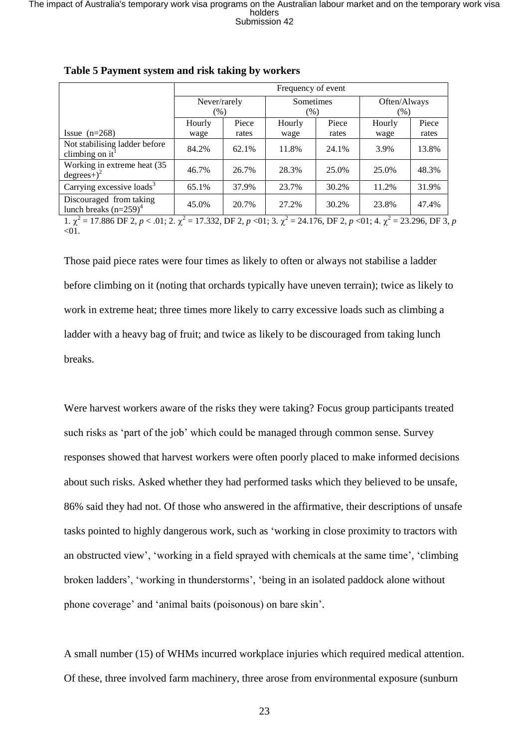**Table 5 Payment system and risk taking by workers**

| | Frequency of event | | | | | |
|---|---|---|---|---|---|---|
| | Never/rarely (%) | | Sometimes (%) | | Often/Always (%) | |
| Issue (n=268) | Hourly wage | Piece rates | Hourly wage | Piece rates | Hourly wage | Piece rates |
| Not stabilising ladder before climbing on it[1] | 84.2% | 62.1% | 11.8% | 24.1% | 3.9% | 13.8% |
| Working in extreme heat (35 degrees+)[2] | 46.7% | 26.7% | 28.3% | 25.0% | 25.0% | 48.3% |
| Carrying excessive loads[3] | 65.1% | 37.9% | 23.7% | 30.2% | 11.2% | 31.9% |
| Discouraged from taking lunch breaks (n=259)[4] | 45.0% | 20.7% | 27.2% | 30.2% | 23.8% | 47.4% |

1. $\chi^2$ = 17.886 DF 2, $p < .01$; 2. $\chi^2$ = 17.332, DF 2, $p <01$; 3. $\chi^2$ = 24.176, DF 2, $p <01$; 4. $\chi^2$ = 23.296, DF 3, $p <01$.

Those paid piece rates were four times as likely to often or always not stabilise a ladder before climbing on it (noting that orchards typically have uneven terrain); twice as likely to work in extreme heat; three times more likely to carry excessive loads such as climbing a ladder with a heavy bag of fruit; and twice as likely to be discouraged from taking lunch breaks.

Were harvest workers aware of the risks they were taking? Focus group participants treated such risks as 'part of the job' which could be managed through common sense. Survey responses showed that harvest workers were often poorly placed to make informed decisions about such risks. Asked whether they had performed tasks which they believed to be unsafe, 86% said they had not. Of those who answered in the affirmative, their descriptions of unsafe tasks pointed to highly dangerous work, such as 'working in close proximity to tractors with an obstructed view', 'working in a field sprayed with chemicals at the same time', 'climbing broken ladders', 'working in thunderstorms', 'being in an isolated paddock alone without phone coverage' and 'animal baits (poisonous) on bare skin'.

A small number (15) of WHMs incurred workplace injuries which required medical attention. Of these, three involved farm machinery, three arose from environmental exposure (sunburn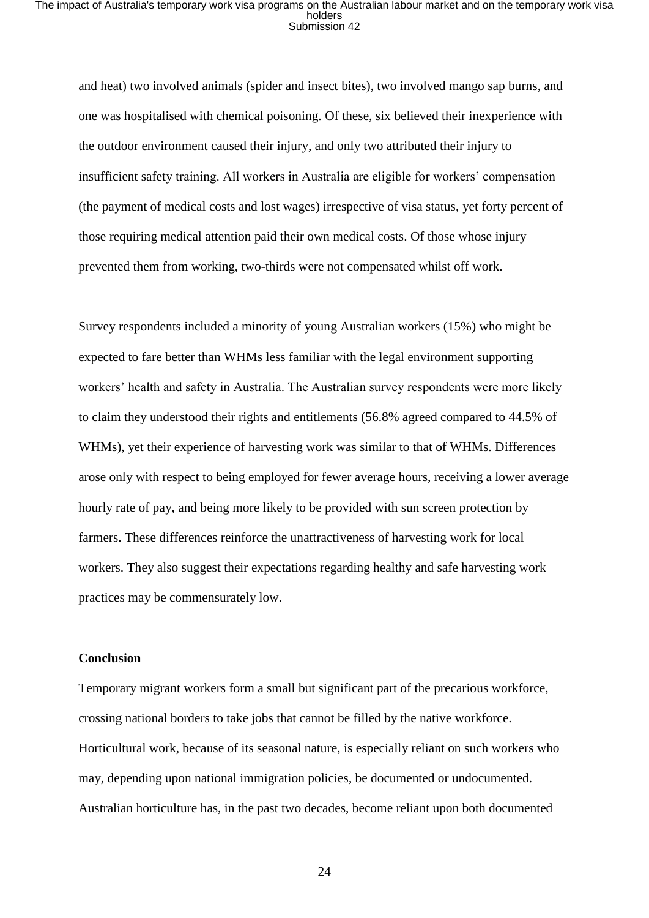and heat) two involved animals (spider and insect bites), two involved mango sap burns, and one was hospitalised with chemical poisoning. Of these, six believed their inexperience with the outdoor environment caused their injury, and only two attributed their injury to insufficient safety training. All workers in Australia are eligible for workers' compensation (the payment of medical costs and lost wages) irrespective of visa status, yet forty percent of those requiring medical attention paid their own medical costs. Of those whose injury prevented them from working, two-thirds were not compensated whilst off work.

Survey respondents included a minority of young Australian workers (15%) who might be expected to fare better than WHMs less familiar with the legal environment supporting workers' health and safety in Australia. The Australian survey respondents were more likely to claim they understood their rights and entitlements (56.8% agreed compared to 44.5% of WHMs), yet their experience of harvesting work was similar to that of WHMs. Differences arose only with respect to being employed for fewer average hours, receiving a lower average hourly rate of pay, and being more likely to be provided with sun screen protection by farmers. These differences reinforce the unattractiveness of harvesting work for local workers. They also suggest their expectations regarding healthy and safe harvesting work practices may be commensurately low.

**Conclusion**

Temporary migrant workers form a small but significant part of the precarious workforce, crossing national borders to take jobs that cannot be filled by the native workforce. Horticultural work, because of its seasonal nature, is especially reliant on such workers who may, depending upon national immigration policies, be documented or undocumented. Australian horticulture has, in the past two decades, become reliant upon both documented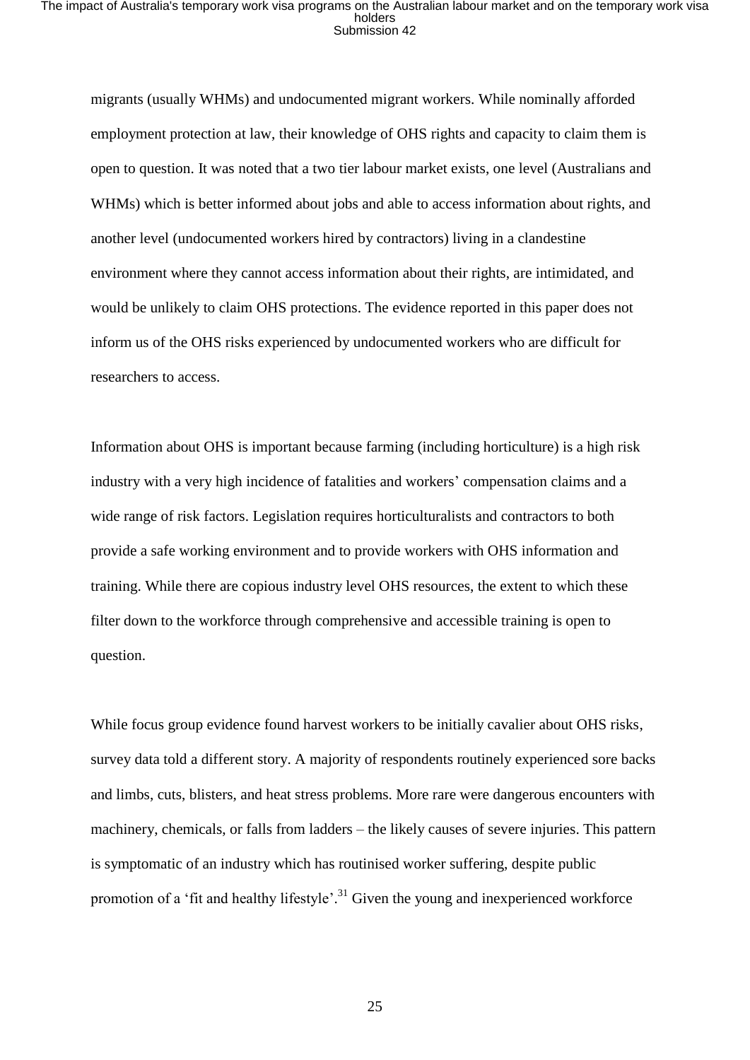migrants (usually WHMs) and undocumented migrant workers. While nominally afforded employment protection at law, their knowledge of OHS rights and capacity to claim them is open to question. It was noted that a two tier labour market exists, one level (Australians and WHMs) which is better informed about jobs and able to access information about rights, and another level (undocumented workers hired by contractors) living in a clandestine environment where they cannot access information about their rights, are intimidated, and would be unlikely to claim OHS protections. The evidence reported in this paper does not inform us of the OHS risks experienced by undocumented workers who are difficult for researchers to access.

Information about OHS is important because farming (including horticulture) is a high risk industry with a very high incidence of fatalities and workers' compensation claims and a wide range of risk factors. Legislation requires horticulturalists and contractors to both provide a safe working environment and to provide workers with OHS information and training. While there are copious industry level OHS resources, the extent to which these filter down to the workforce through comprehensive and accessible training is open to question.

While focus group evidence found harvest workers to be initially cavalier about OHS risks, survey data told a different story. A majority of respondents routinely experienced sore backs and limbs, cuts, blisters, and heat stress problems. More rare were dangerous encounters with machinery, chemicals, or falls from ladders – the likely causes of severe injuries. This pattern is symptomatic of an industry which has routinised worker suffering, despite public promotion of a 'fit and healthy lifestyle'.[31] Given the young and inexperienced workforce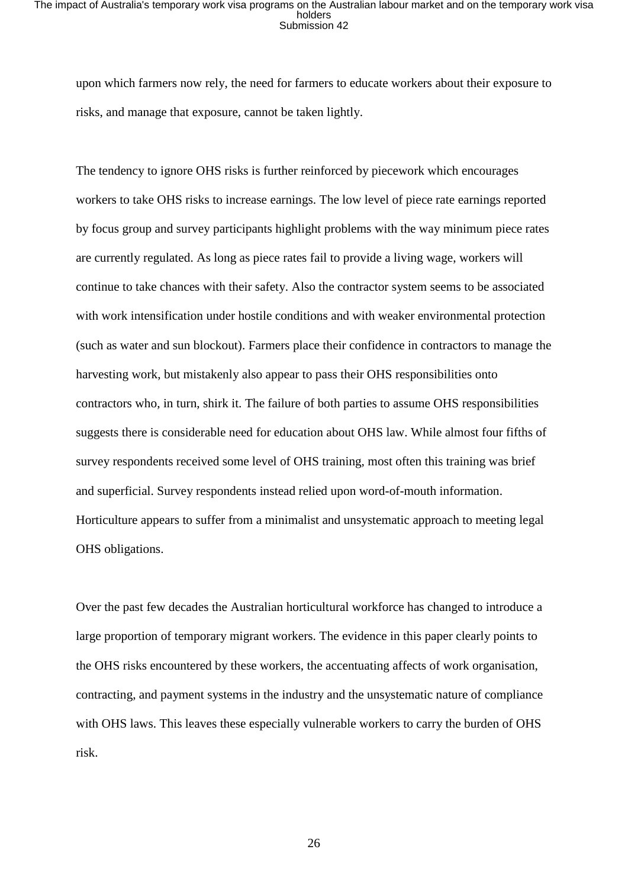upon which farmers now rely, the need for farmers to educate workers about their exposure to risks, and manage that exposure, cannot be taken lightly.

The tendency to ignore OHS risks is further reinforced by piecework which encourages workers to take OHS risks to increase earnings. The low level of piece rate earnings reported by focus group and survey participants highlight problems with the way minimum piece rates are currently regulated. As long as piece rates fail to provide a living wage, workers will continue to take chances with their safety. Also the contractor system seems to be associated with work intensification under hostile conditions and with weaker environmental protection (such as water and sun blockout). Farmers place their confidence in contractors to manage the harvesting work, but mistakenly also appear to pass their OHS responsibilities onto contractors who, in turn, shirk it. The failure of both parties to assume OHS responsibilities suggests there is considerable need for education about OHS law. While almost four fifths of survey respondents received some level of OHS training, most often this training was brief and superficial. Survey respondents instead relied upon word-of-mouth information. Horticulture appears to suffer from a minimalist and unsystematic approach to meeting legal OHS obligations.

Over the past few decades the Australian horticultural workforce has changed to introduce a large proportion of temporary migrant workers. The evidence in this paper clearly points to the OHS risks encountered by these workers, the accentuating affects of work organisation, contracting, and payment systems in the industry and the unsystematic nature of compliance with OHS laws. This leaves these especially vulnerable workers to carry the burden of OHS risk.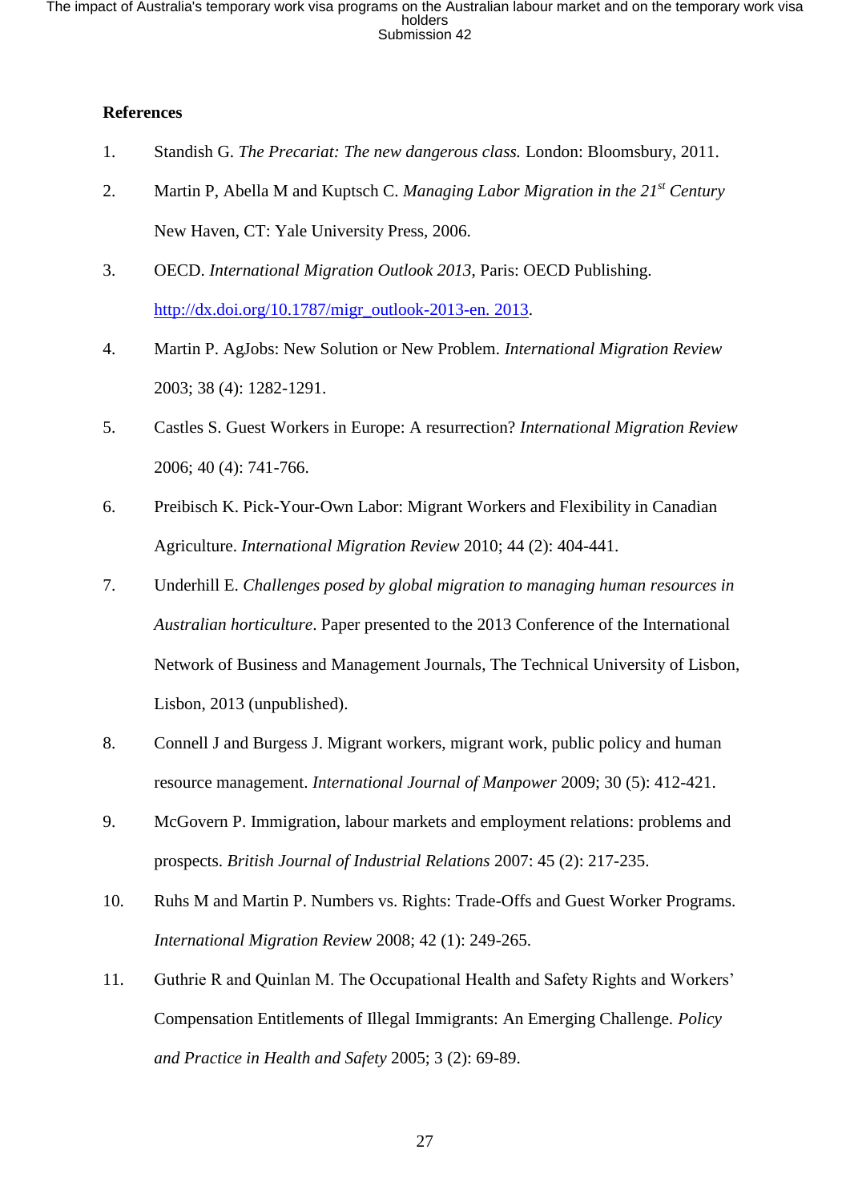**References**

1. Standish G. *The Precariat: The new dangerous class.* London: Bloomsbury, 2011.
2. Martin P, Abella M and Kuptsch C. *Managing Labor Migration in the 21st Century* New Haven, CT: Yale University Press, 2006.
3. OECD. *International Migration Outlook 2013*, Paris: OECD Publishing. http://dx.doi.org/10.1787/migr_outlook-2013-en. 2013.
4. Martin P. AgJobs: New Solution or New Problem. *International Migration Review* 2003; 38 (4): 1282-1291.
5. Castles S. Guest Workers in Europe: A resurrection? *International Migration Review* 2006; 40 (4): 741-766.
6. Preibisch K. Pick-Your-Own Labor: Migrant Workers and Flexibility in Canadian Agriculture. *International Migration Review* 2010; 44 (2): 404-441.
7. Underhill E. *Challenges posed by global migration to managing human resources in Australian horticulture*. Paper presented to the 2013 Conference of the International Network of Business and Management Journals, The Technical University of Lisbon, Lisbon, 2013 (unpublished).
8. Connell J and Burgess J. Migrant workers, migrant work, public policy and human resource management. *International Journal of Manpower* 2009; 30 (5): 412-421.
9. McGovern P. Immigration, labour markets and employment relations: problems and prospects. *British Journal of Industrial Relations* 2007: 45 (2): 217-235.
10. Ruhs M and Martin P. Numbers vs. Rights: Trade-Offs and Guest Worker Programs. *International Migration Review* 2008; 42 (1): 249-265.
11. Guthrie R and Quinlan M. The Occupational Health and Safety Rights and Workers' Compensation Entitlements of Illegal Immigrants: An Emerging Challenge. *Policy and Practice in Health and Safety* 2005; 3 (2): 69-89.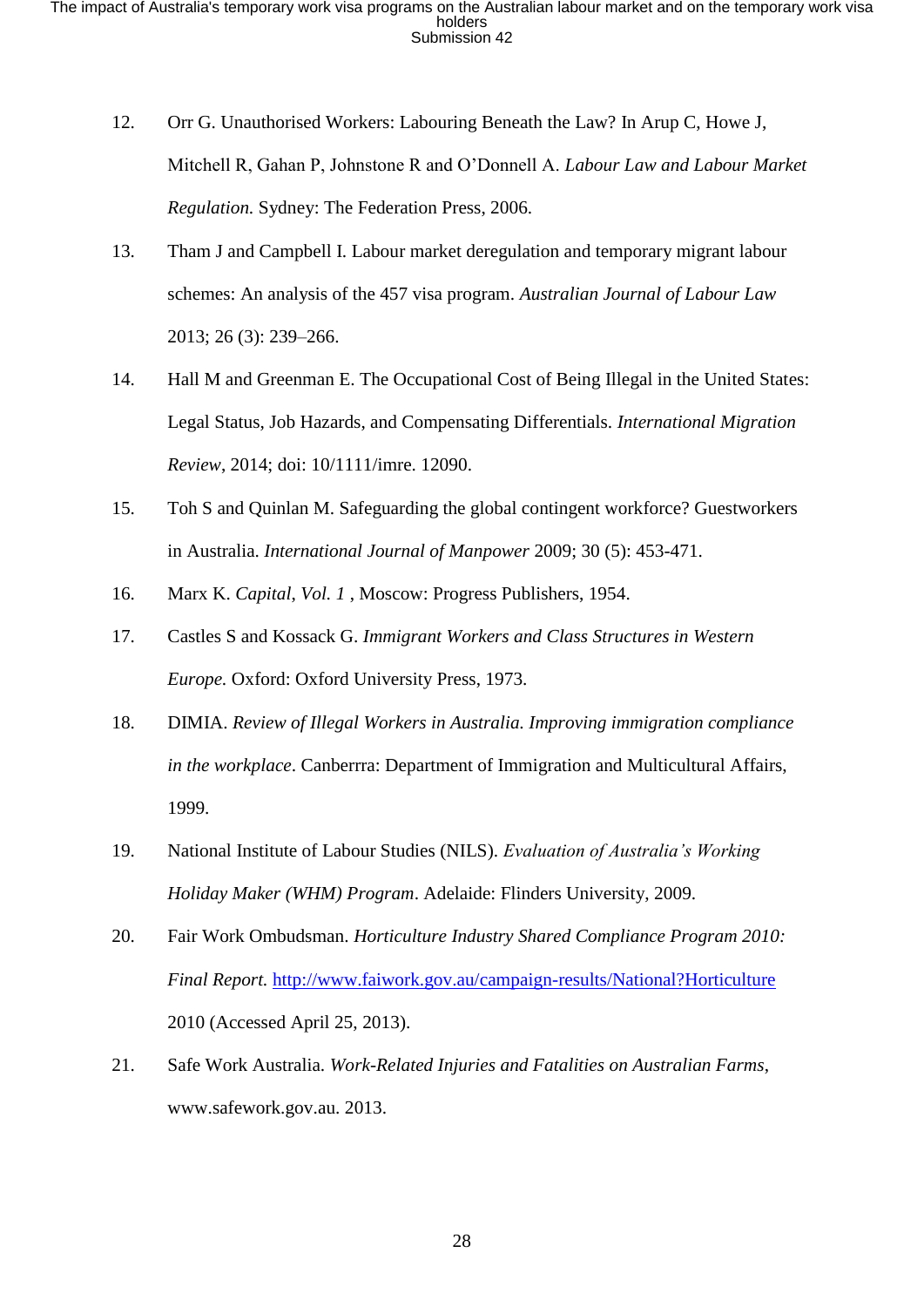12. Orr G. Unauthorised Workers: Labouring Beneath the Law? In Arup C, Howe J, Mitchell R, Gahan P, Johnstone R and O'Donnell A. *Labour Law and Labour Market Regulation.* Sydney: The Federation Press, 2006.

13. Tham J and Campbell I. Labour market deregulation and temporary migrant labour schemes: An analysis of the 457 visa program. *Australian Journal of Labour Law* 2013; 26 (3): 239–266.

14. Hall M and Greenman E. The Occupational Cost of Being Illegal in the United States: Legal Status, Job Hazards, and Compensating Differentials. *International Migration Review*, 2014; doi: 10/1111/imre. 12090.

15. Toh S and Quinlan M. Safeguarding the global contingent workforce? Guestworkers in Australia. *International Journal of Manpower* 2009; 30 (5): 453-471.

16. Marx K. *Capital, Vol. 1* , Moscow: Progress Publishers, 1954.

17. Castles S and Kossack G. *Immigrant Workers and Class Structures in Western Europe.* Oxford: Oxford University Press, 1973.

18. DIMIA. *Review of Illegal Workers in Australia. Improving immigration compliance in the workplace*. Canberrra: Department of Immigration and Multicultural Affairs, 1999.

19. National Institute of Labour Studies (NILS). *Evaluation of Australia's Working Holiday Maker (WHM) Program*. Adelaide: Flinders University, 2009.

20. Fair Work Ombudsman. *Horticulture Industry Shared Compliance Program 2010: Final Report.* http://www.faiwork.gov.au/campaign-results/National?Horticulture 2010 (Accessed April 25, 2013).

21. Safe Work Australia. *Work-Related Injuries and Fatalities on Australian Farms*, www.safework.gov.au. 2013.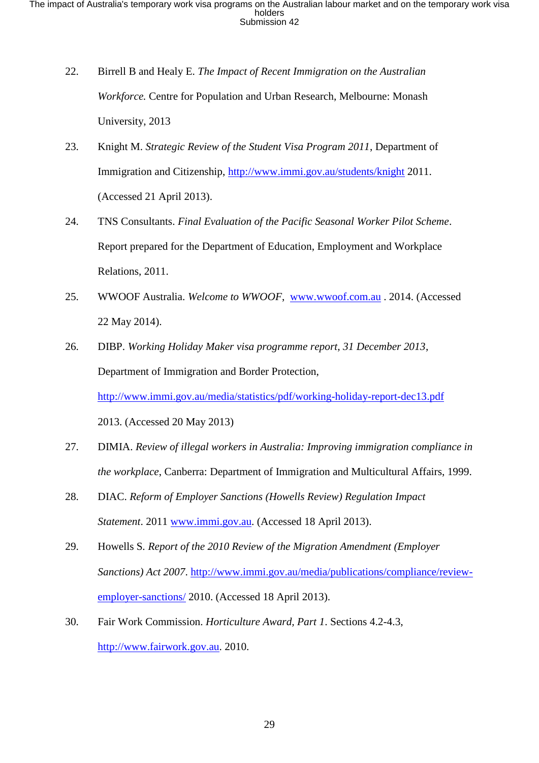22. Birrell B and Healy E. *The Impact of Recent Immigration on the Australian Workforce.* Centre for Population and Urban Research, Melbourne: Monash University, 2013

23. Knight M. *Strategic Review of the Student Visa Program 2011*, Department of Immigration and Citizenship, http://www.immi.gov.au/students/knight 2011. (Accessed 21 April 2013).

24. TNS Consultants. *Final Evaluation of the Pacific Seasonal Worker Pilot Scheme*. Report prepared for the Department of Education, Employment and Workplace Relations, 2011.

25. WWOOF Australia. *Welcome to WWOOF*, www.wwoof.com.au . 2014. (Accessed 22 May 2014).

26. DIBP. *Working Holiday Maker visa programme report, 31 December 2013*, Department of Immigration and Border Protection, http://www.immi.gov.au/media/statistics/pdf/working-holiday-report-dec13.pdf 2013. (Accessed 20 May 2013)

27. DIMIA. *Review of illegal workers in Australia: Improving immigration compliance in the workplace*, Canberra: Department of Immigration and Multicultural Affairs, 1999.

28. DIAC. *Reform of Employer Sanctions (Howells Review) Regulation Impact Statement*. 2011 www.immi.gov.au. (Accessed 18 April 2013).

29. Howells S. *Report of the 2010 Review of the Migration Amendment (Employer Sanctions) Act 2007*. http://www.immi.gov.au/media/publications/compliance/review-employer-sanctions/ 2010. (Accessed 18 April 2013).

30. Fair Work Commission. *Horticulture Award, Part 1*. Sections 4.2-4.3, http://www.fairwork.gov.au. 2010.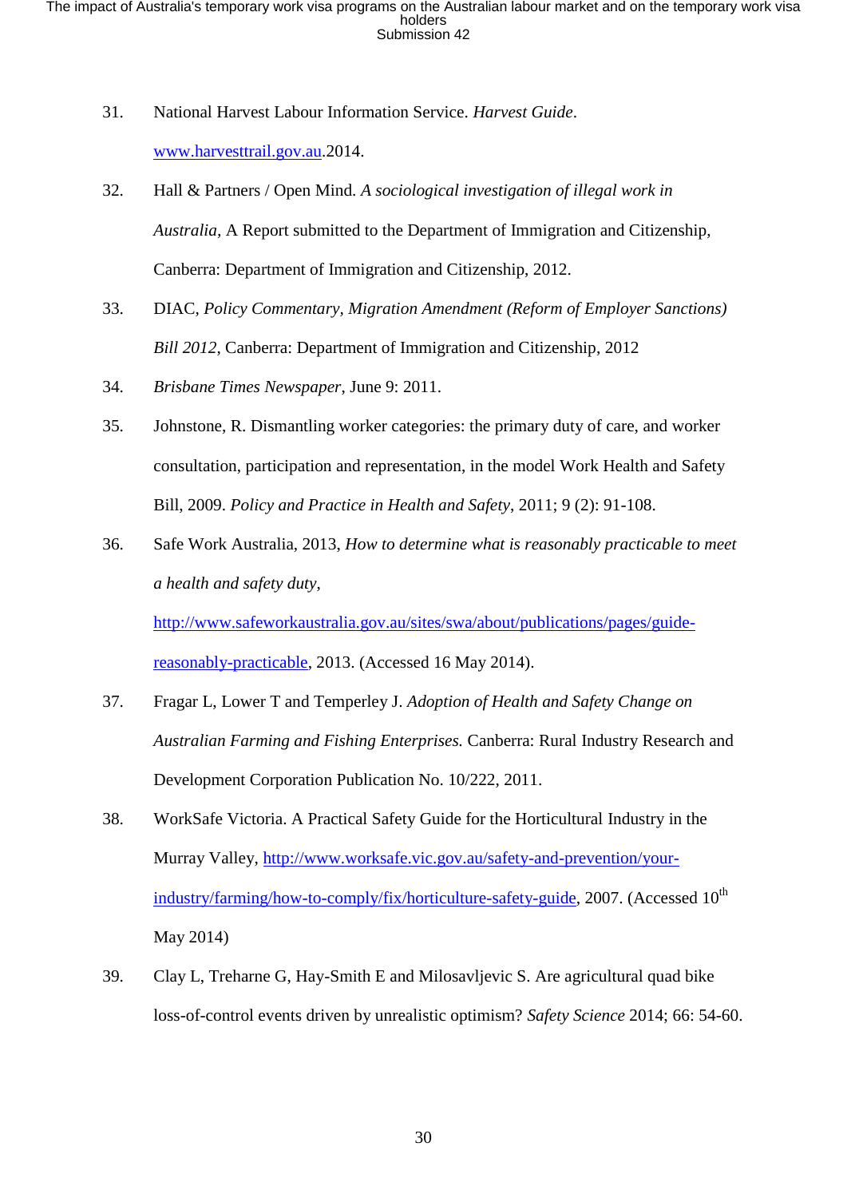31. National Harvest Labour Information Service. *Harvest Guide*. www.harvesttrail.gov.au.2014.

32. Hall & Partners / Open Mind. *A sociological investigation of illegal work in Australia*, A Report submitted to the Department of Immigration and Citizenship, Canberra: Department of Immigration and Citizenship, 2012.

33. DIAC, *Policy Commentary, Migration Amendment (Reform of Employer Sanctions) Bill 2012*, Canberra: Department of Immigration and Citizenship, 2012

34. *Brisbane Times Newspaper*, June 9: 2011.

35. Johnstone, R. Dismantling worker categories: the primary duty of care, and worker consultation, participation and representation, in the model Work Health and Safety Bill, 2009. *Policy and Practice in Health and Safety*, 2011; 9 (2): 91-108.

36. Safe Work Australia, 2013, *How to determine what is reasonably practicable to meet a health and safety duty*, http://www.safeworkaustralia.gov.au/sites/swa/about/publications/pages/guide-reasonably-practicable, 2013. (Accessed 16 May 2014).

37. Fragar L, Lower T and Temperley J. *Adoption of Health and Safety Change on Australian Farming and Fishing Enterprises.* Canberra: Rural Industry Research and Development Corporation Publication No. 10/222, 2011.

38. WorkSafe Victoria. A Practical Safety Guide for the Horticultural Industry in the Murray Valley, http://www.worksafe.vic.gov.au/safety-and-prevention/your-industry/farming/how-to-comply/fix/horticulture-safety-guide, 2007. (Accessed 10th May 2014)

39. Clay L, Treharne G, Hay-Smith E and Milosavljevic S. Are agricultural quad bike loss-of-control events driven by unrealistic optimism? *Safety Science* 2014; 66: 54-60.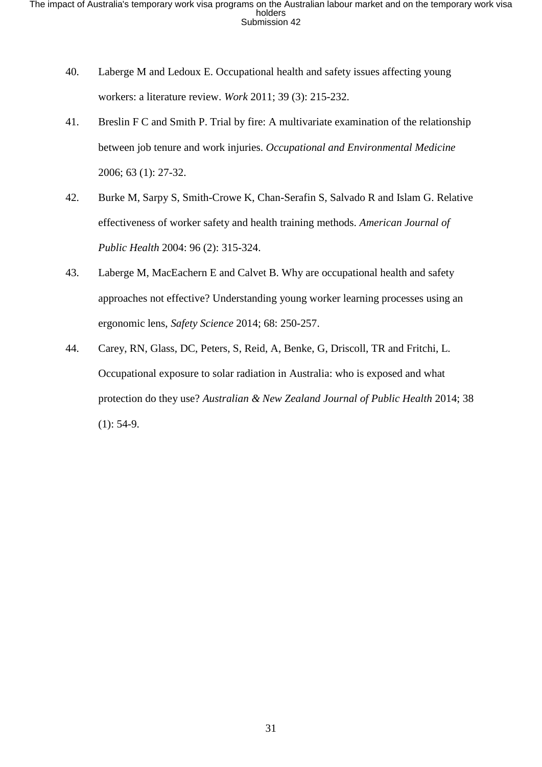40. Laberge M and Ledoux E. Occupational health and safety issues affecting young workers: a literature review. *Work* 2011; 39 (3): 215-232.

41. Breslin F C and Smith P. Trial by fire: A multivariate examination of the relationship between job tenure and work injuries. *Occupational and Environmental Medicine* 2006; 63 (1): 27-32.

42. Burke M, Sarpy S, Smith-Crowe K, Chan-Serafin S, Salvado R and Islam G. Relative effectiveness of worker safety and health training methods. *American Journal of Public Health* 2004: 96 (2): 315-324.

43. Laberge M, MacEachern E and Calvet B. Why are occupational health and safety approaches not effective? Understanding young worker learning processes using an ergonomic lens, *Safety Science* 2014; 68: 250-257.

44. Carey, RN, Glass, DC, Peters, S, Reid, A, Benke, G, Driscoll, TR and Fritchi, L. Occupational exposure to solar radiation in Australia: who is exposed and what protection do they use? *Australian & New Zealand Journal of Public Health* 2014; 38 (1): 54-9.